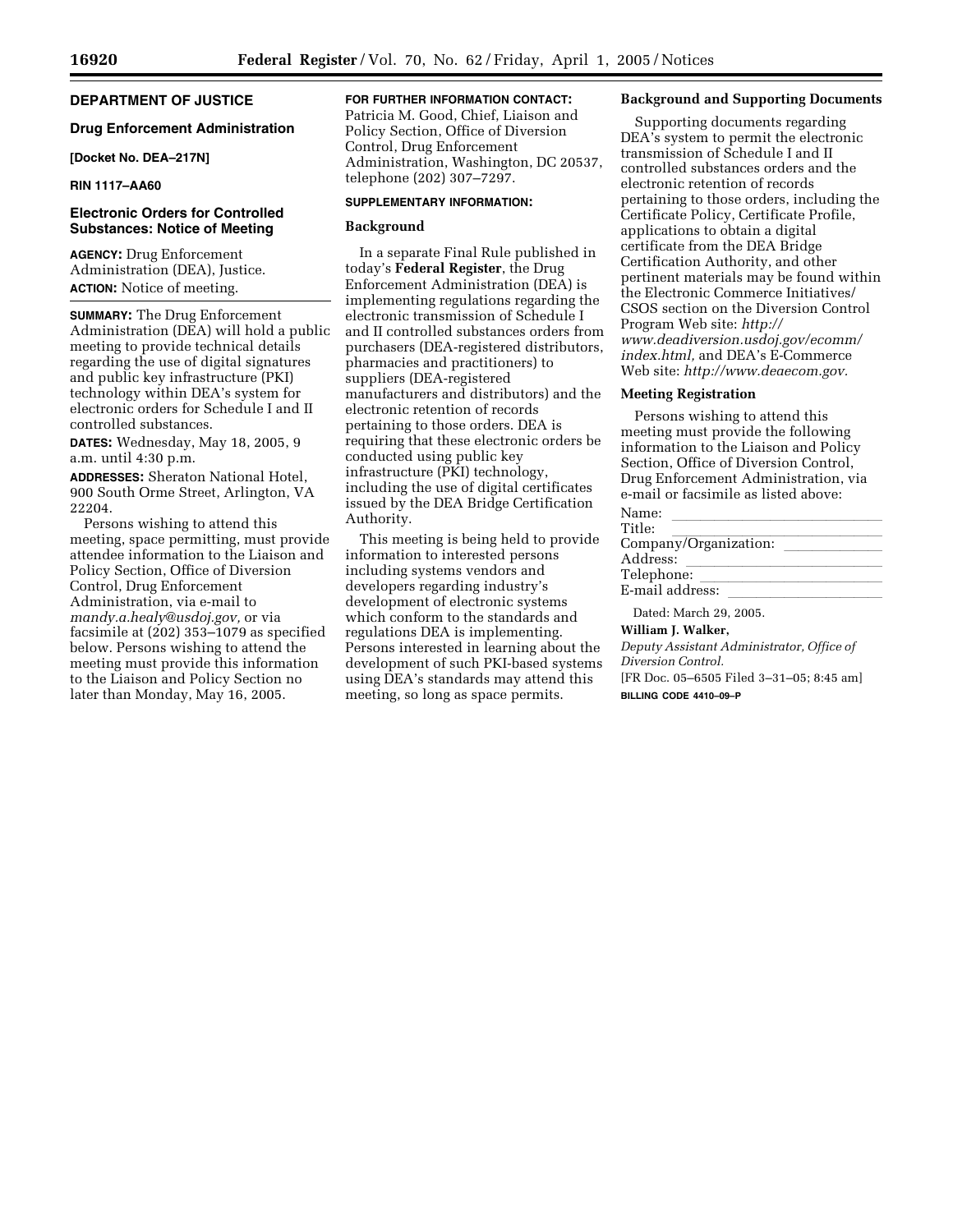## DEPARTMENT OF JUSTICE

### Drug Enforcement Administration

**[Docket No. DEA–217N]**

**RIN 1117–AA60**

### Electronic Orders for Controlled Substances: Notice of Meeting

**AGENCY:** Drug Enforcement Administration (DEA), Justice.

**ACTION:** Notice of meeting.

**SUMMARY:** The Drug Enforcement Administration (DEA) will hold a public meeting to provide technical details regarding the use of digital signatures and public key infrastructure (PKI) technology within DEA's system for electronic orders for Schedule I and II controlled substances.

**DATES:** Wednesday, May 18, 2005, 9 a.m. until 4:30 p.m.

**ADDRESSES:** Sheraton National Hotel, 900 South Orme Street, Arlington, VA 22204.

Persons wishing to attend this meeting, space permitting, must provide attendee information to the Liaison and Policy Section, Office of Diversion Control, Drug Enforcement Administration, via e-mail to *mandy.a.healy@usdoj.gov,* or via facsimile at (202) 353–1079 as specified below. Persons wishing to attend the meeting must provide this information to the Liaison and Policy Section no later than Monday, May 16, 2005.

**FOR FURTHER INFORMATION CONTACT:** Patricia M. Good, Chief, Liaison and Policy Section, Office of Diversion Control, Drug Enforcement Administration, Washington, DC 20537, telephone (202) 307–7297.

**SUPPLEMENTARY INFORMATION:**

**Background**

In a separate Final Rule published in today's **Federal Register**, the Drug Enforcement Administration (DEA) is implementing regulations regarding the electronic transmission of Schedule I and II controlled substances orders from purchasers (DEA-registered distributors, pharmacies and practitioners) to suppliers (DEA-registered manufacturers and distributors) and the electronic retention of records pertaining to those orders. DEA is requiring that these electronic orders be conducted using public key infrastructure (PKI) technology, including the use of digital certificates issued by the DEA Bridge Certification Authority.

This meeting is being held to provide information to interested persons including systems vendors and developers regarding industry's development of electronic systems which conform to the standards and regulations DEA is implementing. Persons interested in learning about the development of such PKI-based systems using DEA's standards may attend this meeting, so long as space permits.

**Background and Supporting Documents**

Supporting documents regarding DEA's system to permit the electronic transmission of Schedule I and II controlled substances orders and the electronic retention of records pertaining to those orders, including the Certificate Policy, Certificate Profile, applications to obtain a digital certificate from the DEA Bridge Certification Authority, and other pertinent materials may be found within the Electronic Commerce Initiatives/CSOS section on the Diversion Control Program Web site: *http://www.deadiversion.usdoj.gov/ecomm/index.html,* and DEA's E-Commerce Web site: *http://www.deaecom.gov.*

**Meeting Registration**

Persons wishing to attend this meeting must provide the following information to the Liaison and Policy Section, Office of Diversion Control, Drug Enforcement Administration, via e-mail or facsimile as listed above:

Name: ____________________
Title: ____________________
Company/Organization: ____________________
Address: ____________________
Telephone: ____________________
E-mail address: ____________________

Dated: March 29, 2005.

**William J. Walker,**

*Deputy Assistant Administrator, Office of Diversion Control.*

[FR Doc. 05–6505 Filed 3–31–05; 8:45 am]

**BILLING CODE 4410–09–P**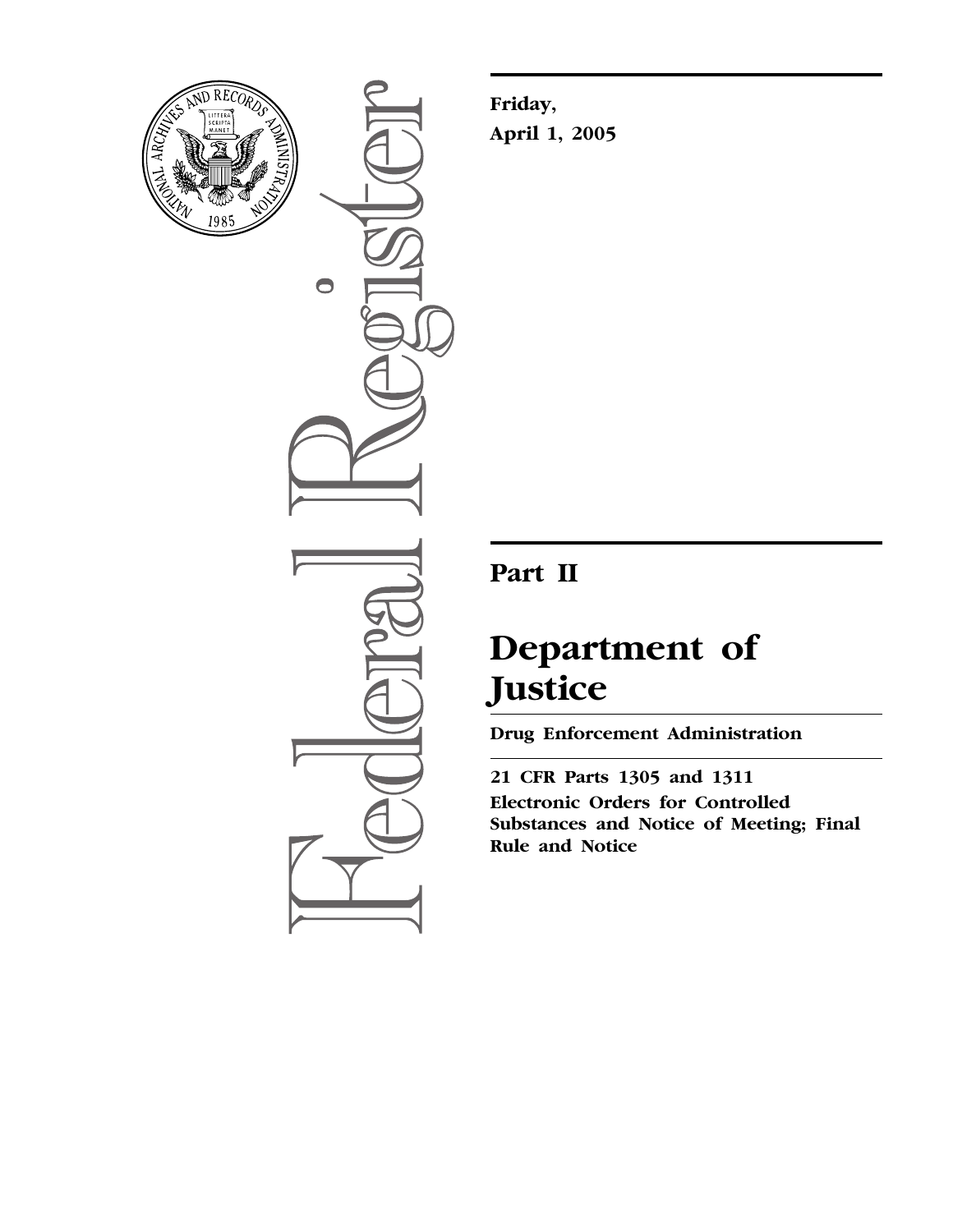**Friday,**
**April 1, 2005**

# Part II

# Department of Justice

## Drug Enforcement Administration

**21 CFR Parts 1305 and 1311**
**Electronic Orders for Controlled Substances and Notice of Meeting; Final Rule and Notice**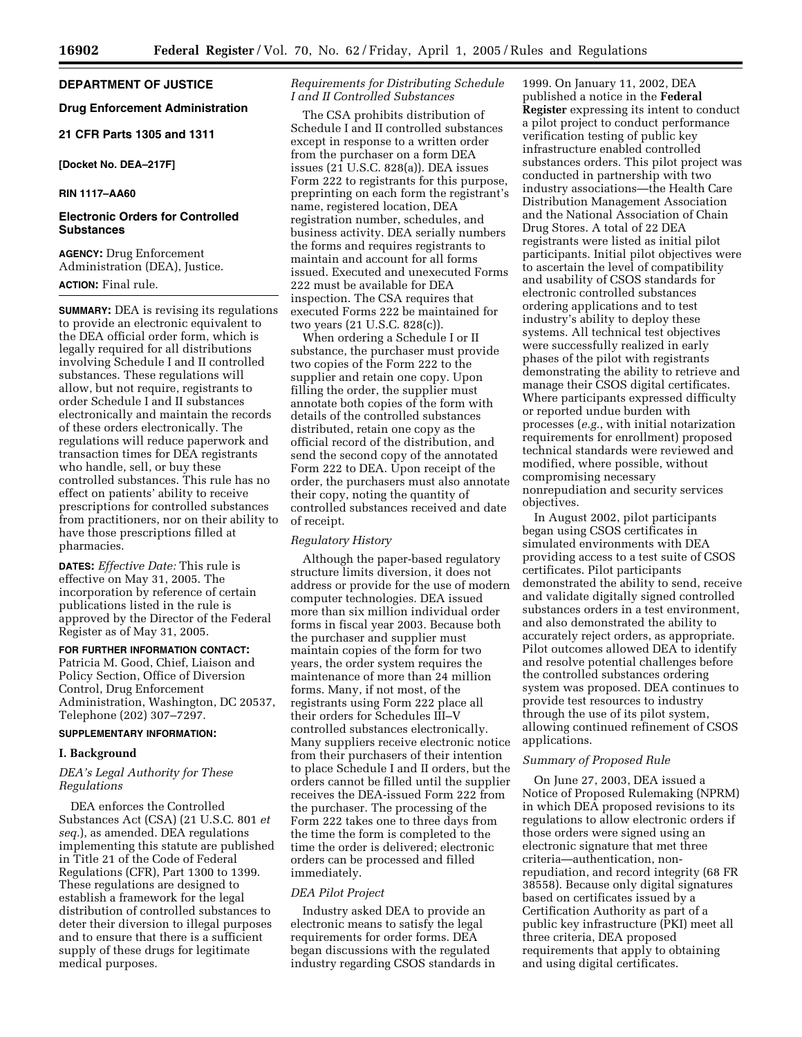## DEPARTMENT OF JUSTICE

### Drug Enforcement Administration

### 21 CFR Parts 1305 and 1311

**[Docket No. DEA–217F]**

**RIN 1117–AA60**

### Electronic Orders for Controlled Substances

**AGENCY:** Drug Enforcement Administration (DEA), Justice.

**ACTION:** Final rule.

**SUMMARY:** DEA is revising its regulations to provide an electronic equivalent to the DEA official order form, which is legally required for all distributions involving Schedule I and II controlled substances. These regulations will allow, but not require, registrants to order Schedule I and II substances electronically and maintain the records of these orders electronically. The regulations will reduce paperwork and transaction times for DEA registrants who handle, sell, or buy these controlled substances. This rule has no effect on patients' ability to receive prescriptions for controlled substances from practitioners, nor on their ability to have those prescriptions filled at pharmacies.

**DATES:** *Effective Date:* This rule is effective on May 31, 2005. The incorporation by reference of certain publications listed in the rule is approved by the Director of the Federal Register as of May 31, 2005.

**FOR FURTHER INFORMATION CONTACT:** Patricia M. Good, Chief, Liaison and Policy Section, Office of Diversion Control, Drug Enforcement Administration, Washington, DC 20537, Telephone (202) 307–7297.

**SUPPLEMENTARY INFORMATION:**

## I. Background

### *DEA's Legal Authority for These Regulations*

DEA enforces the Controlled Substances Act (CSA) (21 U.S.C. 801 *et seq.*), as amended. DEA regulations implementing this statute are published in Title 21 of the Code of Federal Regulations (CFR), Part 1300 to 1399. These regulations are designed to establish a framework for the legal distribution of controlled substances to deter their diversion to illegal purposes and to ensure that there is a sufficient supply of these drugs for legitimate medical purposes.

### *Requirements for Distributing Schedule I and II Controlled Substances*

The CSA prohibits distribution of Schedule I and II controlled substances except in response to a written order from the purchaser on a form DEA issues (21 U.S.C. 828(a)). DEA issues Form 222 to registrants for this purpose, preprinting on each form the registrant's name, registered location, DEA registration number, schedules, and business activity. DEA serially numbers the forms and requires registrants to maintain and account for all forms issued. Executed and unexecuted Forms 222 must be available for DEA inspection. The CSA requires that executed Forms 222 be maintained for two years (21 U.S.C. 828(c)).

When ordering a Schedule I or II substance, the purchaser must provide two copies of the Form 222 to the supplier and retain one copy. Upon filling the order, the supplier must annotate both copies of the form with details of the controlled substances distributed, retain one copy as the official record of the distribution, and send the second copy of the annotated Form 222 to DEA. Upon receipt of the order, the purchasers must also annotate their copy, noting the quantity of controlled substances received and date of receipt.

### *Regulatory History*

Although the paper-based regulatory structure limits diversion, it does not address or provide for the use of modern computer technologies. DEA issued more than six million individual order forms in fiscal year 2003. Because both the purchaser and supplier must maintain copies of the form for two years, the order system requires the maintenance of more than 24 million forms. Many, if not most, of the registrants using Form 222 place all their orders for Schedules III–V controlled substances electronically. Many suppliers receive electronic notice from their purchasers of their intention to place Schedule I and II orders, but the orders cannot be filled until the supplier receives the DEA-issued Form 222 from the purchaser. The processing of the Form 222 takes one to three days from the time the form is completed to the time the order is delivered; electronic orders can be processed and filled immediately.

### *DEA Pilot Project*

Industry asked DEA to provide an electronic means to satisfy the legal requirements for order forms. DEA began discussions with the regulated industry regarding CSOS standards in 1999. On January 11, 2002, DEA published a notice in the **Federal Register** expressing its intent to conduct a pilot project to conduct performance verification testing of public key infrastructure enabled controlled substances orders. This pilot project was conducted in partnership with two industry associations—the Health Care Distribution Management Association and the National Association of Chain Drug Stores. A total of 22 DEA registrants were listed as initial pilot participants. Initial pilot objectives were to ascertain the level of compatibility and usability of CSOS standards for electronic controlled substances ordering applications and to test industry's ability to deploy these systems. All technical test objectives were successfully realized in early phases of the pilot with registrants demonstrating the ability to retrieve and manage their CSOS digital certificates. Where participants expressed difficulty or reported undue burden with processes (*e.g.*, with initial notarization requirements for enrollment) proposed technical standards were reviewed and modified, where possible, without compromising necessary nonrepudiation and security services objectives.

In August 2002, pilot participants began using CSOS certificates in simulated environments with DEA providing access to a test suite of CSOS certificates. Pilot participants demonstrated the ability to send, receive and validate digitally signed controlled substances orders in a test environment, and also demonstrated the ability to accurately reject orders, as appropriate. Pilot outcomes allowed DEA to identify and resolve potential challenges before the controlled substances ordering system was proposed. DEA continues to provide test resources to industry through the use of its pilot system, allowing continued refinement of CSOS applications.

### *Summary of Proposed Rule*

On June 27, 2003, DEA issued a Notice of Proposed Rulemaking (NPRM) in which DEA proposed revisions to its regulations to allow electronic orders if those orders were signed using an electronic signature that met three criteria—authentication, non-repudiation, and record integrity (68 FR 38558). Because only digital signatures based on certificates issued by a Certification Authority as part of a public key infrastructure (PKI) meet all three criteria, DEA proposed requirements that apply to obtaining and using digital certificates.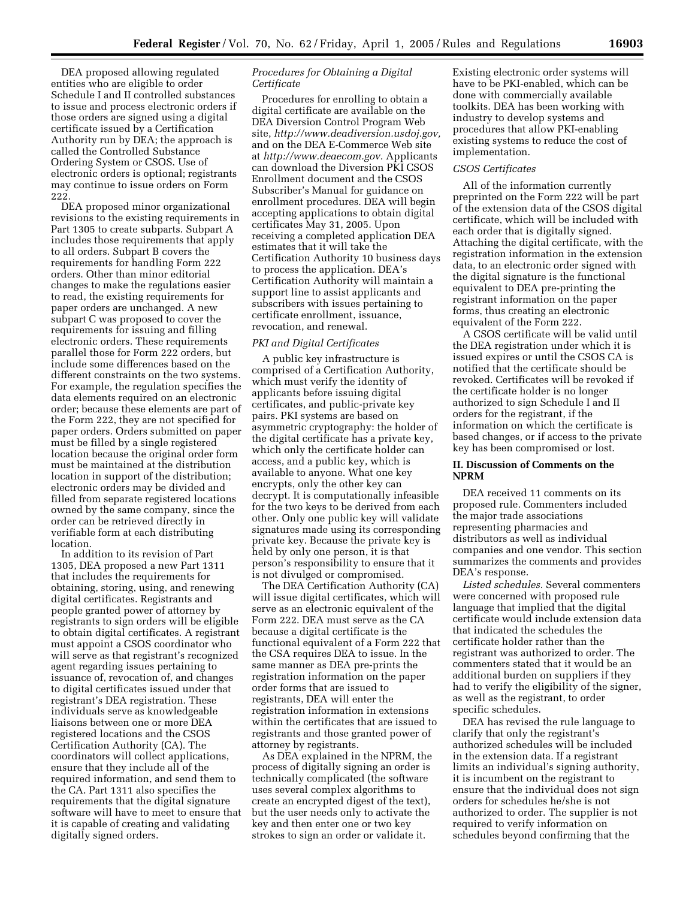DEA proposed allowing regulated entities who are eligible to order Schedule I and II controlled substances to issue and process electronic orders if those orders are signed using a digital certificate issued by a Certification Authority run by DEA; the approach is called the Controlled Substance Ordering System or CSOS. Use of electronic orders is optional; registrants may continue to issue orders on Form 222.

DEA proposed minor organizational revisions to the existing requirements in Part 1305 to create subparts. Subpart A includes those requirements that apply to all orders. Subpart B covers the requirements for handling Form 222 orders. Other than minor editorial changes to make the regulations easier to read, the existing requirements for paper orders are unchanged. A new subpart C was proposed to cover the requirements for issuing and filling electronic orders. These requirements parallel those for Form 222 orders, but include some differences based on the different constraints on the two systems. For example, the regulation specifies the data elements required on an electronic order; because these elements are part of the Form 222, they are not specified for paper orders. Orders submitted on paper must be filled by a single registered location because the original order form must be maintained at the distribution location in support of the distribution; electronic orders may be divided and filled from separate registered locations owned by the same company, since the order can be retrieved directly in verifiable form at each distributing location.

In addition to its revision of Part 1305, DEA proposed a new Part 1311 that includes the requirements for obtaining, storing, using, and renewing digital certificates. Registrants and people granted power of attorney by registrants to sign orders will be eligible to obtain digital certificates. A registrant must appoint a CSOS coordinator who will serve as that registrant's recognized agent regarding issues pertaining to issuance of, revocation of, and changes to digital certificates issued under that registrant's DEA registration. These individuals serve as knowledgeable liaisons between one or more DEA registered locations and the CSOS Certification Authority (CA). The coordinators will collect applications, ensure that they include all of the required information, and send them to the CA. Part 1311 also specifies the requirements that the digital signature software will have to meet to ensure that it is capable of creating and validating digitally signed orders.

*Procedures for Obtaining a Digital Certificate*

Procedures for enrolling to obtain a digital certificate are available on the DEA Diversion Control Program Web site, *http://www.deadiversion.usdoj.gov,* and on the DEA E-Commerce Web site at *http://www.deaecom.gov.* Applicants can download the Diversion PKI CSOS Enrollment document and the CSOS Subscriber's Manual for guidance on enrollment procedures. DEA will begin accepting applications to obtain digital certificates May 31, 2005. Upon receiving a completed application DEA estimates that it will take the Certification Authority 10 business days to process the application. DEA's Certification Authority will maintain a support line to assist applicants and subscribers with issues pertaining to certificate enrollment, issuance, revocation, and renewal.

*PKI and Digital Certificates*

A public key infrastructure is comprised of a Certification Authority, which must verify the identity of applicants before issuing digital certificates, and public-private key pairs. PKI systems are based on asymmetric cryptography: the holder of the digital certificate has a private key, which only the certificate holder can access, and a public key, which is available to anyone. What one key encrypts, only the other key can decrypt. It is computationally infeasible for the two keys to be derived from each other. Only one public key will validate signatures made using its corresponding private key. Because the private key is held by only one person, it is that person's responsibility to ensure that it is not divulged or compromised.

The DEA Certification Authority (CA) will issue digital certificates, which will serve as an electronic equivalent of the Form 222. DEA must serve as the CA because a digital certificate is the functional equivalent of a Form 222 that the CSA requires DEA to issue. In the same manner as DEA pre-prints the registration information on the paper order forms that are issued to registrants, DEA will enter the registration information in extensions within the certificates that are issued to registrants and those granted power of attorney by registrants.

As DEA explained in the NPRM, the process of digitally signing an order is technically complicated (the software uses several complex algorithms to create an encrypted digest of the text), but the user needs only to activate the key and then enter one or two key strokes to sign an order or validate it. Existing electronic order systems will have to be PKI-enabled, which can be done with commercially available toolkits. DEA has been working with industry to develop systems and procedures that allow PKI-enabling existing systems to reduce the cost of implementation.

*CSOS Certificates*

All of the information currently preprinted on the Form 222 will be part of the extension data of the CSOS digital certificate, which will be included with each order that is digitally signed. Attaching the digital certificate, with the registration information in the extension data, to an electronic order signed with the digital signature is the functional equivalent to DEA pre-printing the registrant information on the paper forms, thus creating an electronic equivalent of the Form 222.

A CSOS certificate will be valid until the DEA registration under which it is issued expires or until the CSOS CA is notified that the certificate should be revoked. Certificates will be revoked if the certificate holder is no longer authorized to sign Schedule I and II orders for the registrant, if the information on which the certificate is based changes, or if access to the private key has been compromised or lost.

## II. Discussion of Comments on the NPRM

DEA received 11 comments on its proposed rule. Commenters included the major trade associations representing pharmacies and distributors as well as individual companies and one vendor. This section summarizes the comments and provides DEA's response.

*Listed schedules.* Several commenters were concerned with proposed rule language that implied that the digital certificate would include extension data that indicated the schedules the certificate holder rather than the registrant was authorized to order. The commenters stated that it would be an additional burden on suppliers if they had to verify the eligibility of the signer, as well as the registrant, to order specific schedules.

DEA has revised the rule language to clarify that only the registrant's authorized schedules will be included in the extension data. If a registrant limits an individual's signing authority, it is incumbent on the registrant to ensure that the individual does not sign orders for schedules he/she is not authorized to order. The supplier is not required to verify information on schedules beyond confirming that the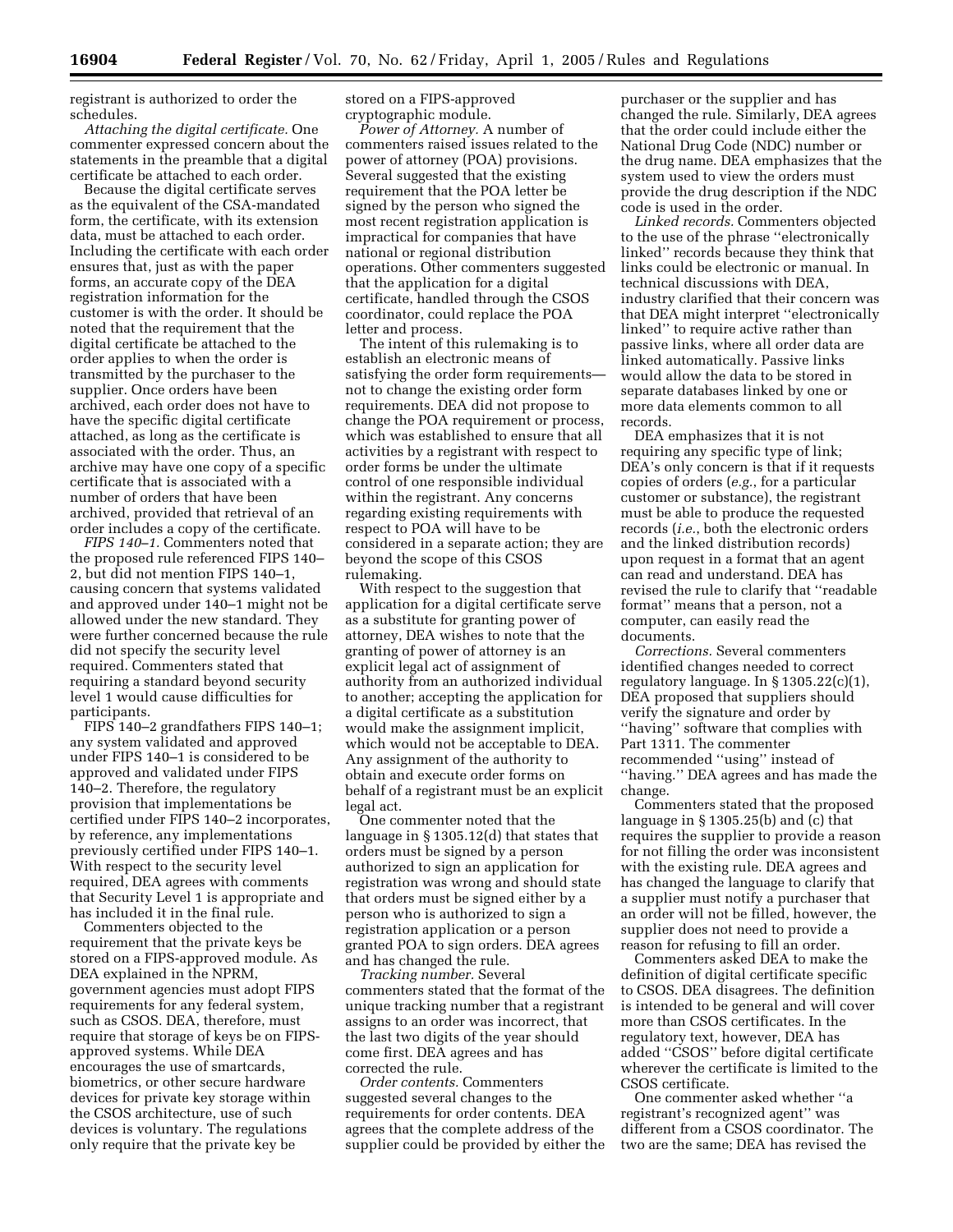registrant is authorized to order the schedules.

*Attaching the digital certificate.* One commenter expressed concern about the statements in the preamble that a digital certificate be attached to each order.

Because the digital certificate serves as the equivalent of the CSA-mandated form, the certificate, with its extension data, must be attached to each order. Including the certificate with each order ensures that, just as with the paper forms, an accurate copy of the DEA registration information for the customer is with the order. It should be noted that the requirement that the digital certificate be attached to the order applies to when the order is transmitted by the purchaser to the supplier. Once orders have been archived, each order does not have to have the specific digital certificate attached, as long as the certificate is associated with the order. Thus, an archive may have one copy of a specific certificate that is associated with a number of orders that have been archived, provided that retrieval of an order includes a copy of the certificate.

*FIPS 140–1.* Commenters noted that the proposed rule referenced FIPS 140–2, but did not mention FIPS 140–1, causing concern that systems validated and approved under 140–1 might not be allowed under the new standard. They were further concerned because the rule did not specify the security level required. Commenters stated that requiring a standard beyond security level 1 would cause difficulties for participants.

FIPS 140–2 grandfathers FIPS 140–1; any system validated and approved under FIPS 140–1 is considered to be approved and validated under FIPS 140–2. Therefore, the regulatory provision that implementations be certified under FIPS 140–2 incorporates, by reference, any implementations previously certified under FIPS 140–1. With respect to the security level required, DEA agrees with comments that Security Level 1 is appropriate and has included it in the final rule.

Commenters objected to the requirement that the private keys be stored on a FIPS-approved module. As DEA explained in the NPRM, government agencies must adopt FIPS requirements for any federal system, such as CSOS. DEA, therefore, must require that storage of keys be on FIPS-approved systems. While DEA encourages the use of smartcards, biometrics, or other secure hardware devices for private key storage within the CSOS architecture, use of such devices is voluntary. The regulations only require that the private key be stored on a FIPS-approved cryptographic module.

*Power of Attorney.* A number of commenters raised issues related to the power of attorney (POA) provisions. Several suggested that the existing requirement that the POA letter be signed by the person who signed the most recent registration application is impractical for companies that have national or regional distribution operations. Other commenters suggested that the application for a digital certificate, handled through the CSOS coordinator, could replace the POA letter and process.

The intent of this rulemaking is to establish an electronic means of satisfying the order form requirements—not to change the existing order form requirements. DEA did not propose to change the POA requirement or process, which was established to ensure that all activities by a registrant with respect to order forms be under the ultimate control of one responsible individual within the registrant. Any concerns regarding existing requirements with respect to POA will have to be considered in a separate action; they are beyond the scope of this CSOS rulemaking.

With respect to the suggestion that application for a digital certificate serve as a substitute for granting power of attorney, DEA wishes to note that the granting of power of attorney is an explicit legal act of assignment of authority from an authorized individual to another; accepting the application for a digital certificate as a substitution would make the assignment implicit, which would not be acceptable to DEA. Any assignment of the authority to obtain and execute order forms on behalf of a registrant must be an explicit legal act.

One commenter noted that the language in § 1305.12(d) that states that orders must be signed by a person authorized to sign an application for registration was wrong and should state that orders must be signed either by a person who is authorized to sign a registration application or a person granted POA to sign orders. DEA agrees and has changed the rule.

*Tracking number.* Several commenters stated that the format of the unique tracking number that a registrant assigns to an order was incorrect, that the last two digits of the year should come first. DEA agrees and has corrected the rule.

*Order contents.* Commenters suggested several changes to the requirements for order contents. DEA agrees that the complete address of the supplier could be provided by either the purchaser or the supplier and has changed the rule. Similarly, DEA agrees that the order could include either the National Drug Code (NDC) number or the drug name. DEA emphasizes that the system used to view the orders must provide the drug description if the NDC code is used in the order.

*Linked records.* Commenters objected to the use of the phrase ''electronically linked'' records because they think that links could be electronic or manual. In technical discussions with DEA, industry clarified that their concern was that DEA might interpret ''electronically linked'' to require active rather than passive links, where all order data are linked automatically. Passive links would allow the data to be stored in separate databases linked by one or more data elements common to all records.

DEA emphasizes that it is not requiring any specific type of link; DEA's only concern is that if it requests copies of orders (*e.g.*, for a particular customer or substance), the registrant must be able to produce the requested records (*i.e.*, both the electronic orders and the linked distribution records) upon request in a format that an agent can read and understand. DEA has revised the rule to clarify that ''readable format'' means that a person, not a computer, can easily read the documents.

*Corrections.* Several commenters identified changes needed to correct regulatory language. In § 1305.22(c)(1), DEA proposed that suppliers should verify the signature and order by ''having'' software that complies with Part 1311. The commenter recommended ''using'' instead of ''having.'' DEA agrees and has made the change.

Commenters stated that the proposed language in § 1305.25(b) and (c) that requires the supplier to provide a reason for not filling the order was inconsistent with the existing rule. DEA agrees and has changed the language to clarify that a supplier must notify a purchaser that an order will not be filled, however, the supplier does not need to provide a reason for refusing to fill an order.

Commenters asked DEA to make the definition of digital certificate specific to CSOS. DEA disagrees. The definition is intended to be general and will cover more than CSOS certificates. In the regulatory text, however, DEA has added ''CSOS'' before digital certificate wherever the certificate is limited to the CSOS certificate.

One commenter asked whether ''a registrant's recognized agent'' was different from a CSOS coordinator. The two are the same; DEA has revised the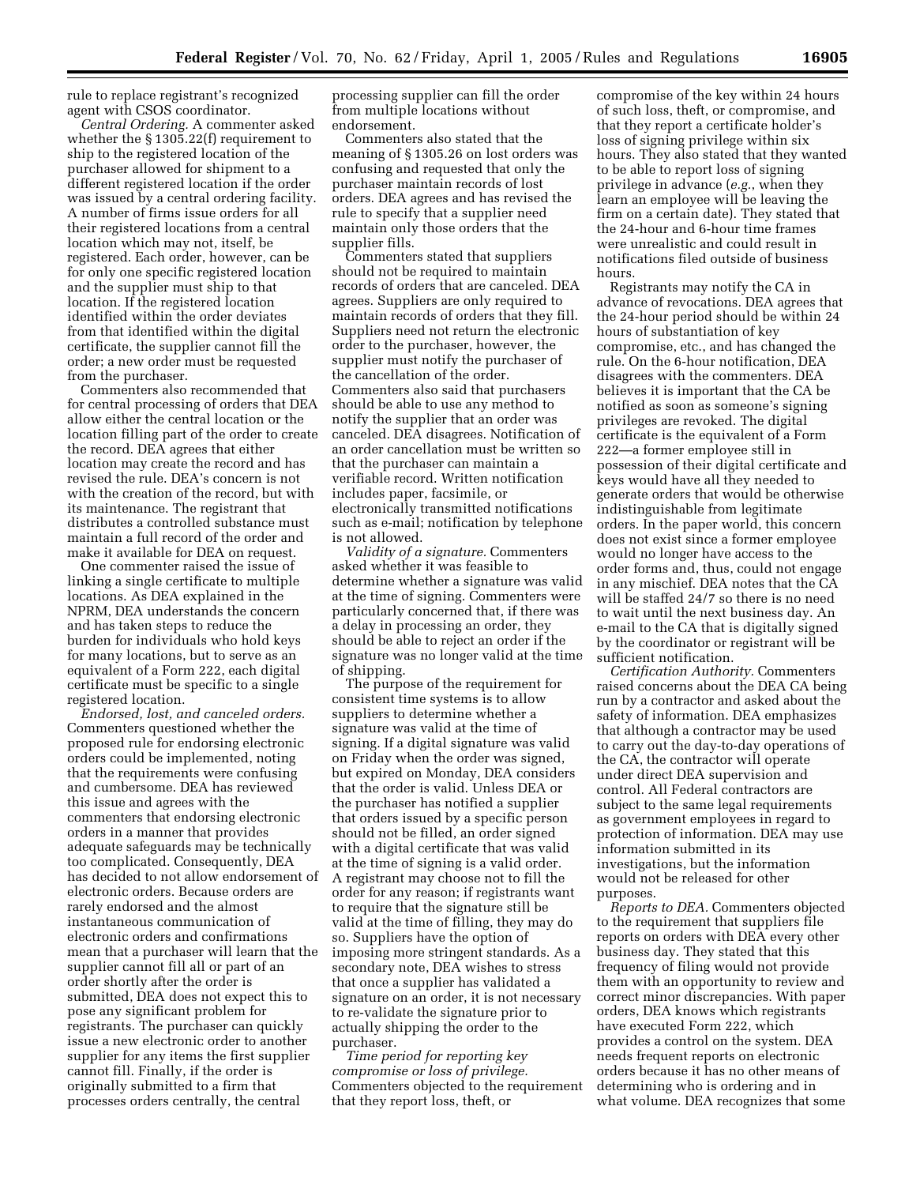rule to replace registrant's recognized agent with CSOS coordinator.

*Central Ordering.* A commenter asked whether the § 1305.22(f) requirement to ship to the registered location of the purchaser allowed for shipment to a different registered location if the order was issued by a central ordering facility. A number of firms issue orders for all their registered locations from a central location which may not, itself, be registered. Each order, however, can be for only one specific registered location and the supplier must ship to that location. If the registered location identified within the order deviates from that identified within the digital certificate, the supplier cannot fill the order; a new order must be requested from the purchaser.

Commenters also recommended that for central processing of orders that DEA allow either the central location or the location filling part of the order to create the record. DEA agrees that either location may create the record and has revised the rule. DEA's concern is not with the creation of the record, but with its maintenance. The registrant that distributes a controlled substance must maintain a full record of the order and make it available for DEA on request.

One commenter raised the issue of linking a single certificate to multiple locations. As DEA explained in the NPRM, DEA understands the concern and has taken steps to reduce the burden for individuals who hold keys for many locations, but to serve as an equivalent of a Form 222, each digital certificate must be specific to a single registered location.

*Endorsed, lost, and canceled orders.* Commenters questioned whether the proposed rule for endorsing electronic orders could be implemented, noting that the requirements were confusing and cumbersome. DEA has reviewed this issue and agrees with the commenters that endorsing electronic orders in a manner that provides adequate safeguards may be technically too complicated. Consequently, DEA has decided to not allow endorsement of electronic orders. Because orders are rarely endorsed and the almost instantaneous communication of electronic orders and confirmations mean that a purchaser will learn that the supplier cannot fill all or part of an order shortly after the order is submitted, DEA does not expect this to pose any significant problem for registrants. The purchaser can quickly issue a new electronic order to another supplier for any items the first supplier cannot fill. Finally, if the order is originally submitted to a firm that processes orders centrally, the central processing supplier can fill the order from multiple locations without endorsement.

Commenters also stated that the meaning of § 1305.26 on lost orders was confusing and requested that only the purchaser maintain records of lost orders. DEA agrees and has revised the rule to specify that a supplier need maintain only those orders that the supplier fills.

Commenters stated that suppliers should not be required to maintain records of orders that are canceled. DEA agrees. Suppliers are only required to maintain records of orders that they fill. Suppliers need not return the electronic order to the purchaser, however, the supplier must notify the purchaser of the cancellation of the order. Commenters also said that purchasers should be able to use any method to notify the supplier that an order was canceled. DEA disagrees. Notification of an order cancellation must be written so that the purchaser can maintain a verifiable record. Written notification includes paper, facsimile, or electronically transmitted notifications such as e-mail; notification by telephone is not allowed.

*Validity of a signature.* Commenters asked whether it was feasible to determine whether a signature was valid at the time of signing. Commenters were particularly concerned that, if there was a delay in processing an order, they should be able to reject an order if the signature was no longer valid at the time of shipping.

The purpose of the requirement for consistent time systems is to allow suppliers to determine whether a signature was valid at the time of signing. If a digital signature was valid on Friday when the order was signed, but expired on Monday, DEA considers that the order is valid. Unless DEA or the purchaser has notified a supplier that orders issued by a specific person should not be filled, an order signed with a digital certificate that was valid at the time of signing is a valid order. A registrant may choose not to fill the order for any reason; if registrants want to require that the signature still be valid at the time of filling, they may do so. Suppliers have the option of imposing more stringent standards. As a secondary note, DEA wishes to stress that once a supplier has validated a signature on an order, it is not necessary to re-validate the signature prior to actually shipping the order to the purchaser.

*Time period for reporting key compromise or loss of privilege.* Commenters objected to the requirement that they report loss, theft, or compromise of the key within 24 hours of such loss, theft, or compromise, and that they report a certificate holder's loss of signing privilege within six hours. They also stated that they wanted to be able to report loss of signing privilege in advance (*e.g.*, when they learn an employee will be leaving the firm on a certain date). They stated that the 24-hour and 6-hour time frames were unrealistic and could result in notifications filed outside of business hours.

Registrants may notify the CA in advance of revocations. DEA agrees that the 24-hour period should be within 24 hours of substantiation of key compromise, etc., and has changed the rule. On the 6-hour notification, DEA disagrees with the commenters. DEA believes it is important that the CA be notified as soon as someone's signing privileges are revoked. The digital certificate is the equivalent of a Form 222—a former employee still in possession of their digital certificate and keys would have all they needed to generate orders that would be otherwise indistinguishable from legitimate orders. In the paper world, this concern does not exist since a former employee would no longer have access to the order forms and, thus, could not engage in any mischief. DEA notes that the CA will be staffed 24/7 so there is no need to wait until the next business day. An e-mail to the CA that is digitally signed by the coordinator or registrant will be sufficient notification.

*Certification Authority.* Commenters raised concerns about the DEA CA being run by a contractor and asked about the safety of information. DEA emphasizes that although a contractor may be used to carry out the day-to-day operations of the CA, the contractor will operate under direct DEA supervision and control. All Federal contractors are subject to the same legal requirements as government employees in regard to protection of information. DEA may use information submitted in its investigations, but the information would not be released for other purposes.

*Reports to DEA.* Commenters objected to the requirement that suppliers file reports on orders with DEA every other business day. They stated that this frequency of filing would not provide them with an opportunity to review and correct minor discrepancies. With paper orders, DEA knows which registrants have executed Form 222, which provides a control on the system. DEA needs frequent reports on electronic orders because it has no other means of determining who is ordering and in what volume. DEA recognizes that some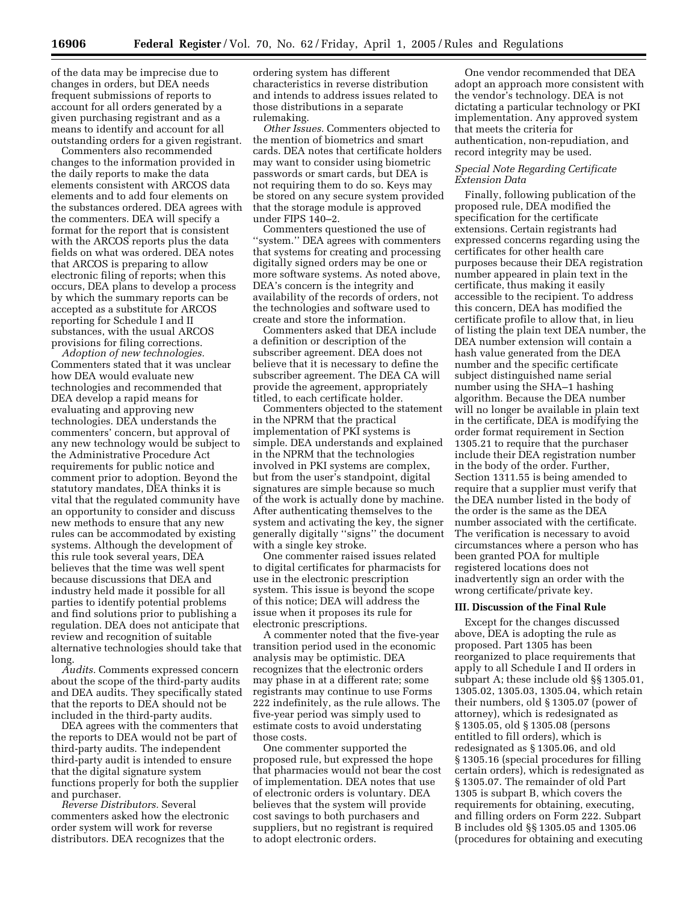of the data may be imprecise due to changes in orders, but DEA needs frequent submissions of reports to account for all orders generated by a given purchasing registrant and as a means to identify and account for all outstanding orders for a given registrant.

Commenters also recommended changes to the information provided in the daily reports to make the data elements consistent with ARCOS data elements and to add four elements on the substances ordered. DEA agrees with the commenters. DEA will specify a format for the report that is consistent with the ARCOS reports plus the data fields on what was ordered. DEA notes that ARCOS is preparing to allow electronic filing of reports; when this occurs, DEA plans to develop a process by which the summary reports can be accepted as a substitute for ARCOS reporting for Schedule I and II substances, with the usual ARCOS provisions for filing corrections.

*Adoption of new technologies.* Commenters stated that it was unclear how DEA would evaluate new technologies and recommended that DEA develop a rapid means for evaluating and approving new technologies. DEA understands the commenters' concern, but approval of any new technology would be subject to the Administrative Procedure Act requirements for public notice and comment prior to adoption. Beyond the statutory mandates, DEA thinks it is vital that the regulated community have an opportunity to consider and discuss new methods to ensure that any new rules can be accommodated by existing systems. Although the development of this rule took several years, DEA believes that the time was well spent because discussions that DEA and industry held made it possible for all parties to identify potential problems and find solutions prior to publishing a regulation. DEA does not anticipate that review and recognition of suitable alternative technologies should take that long.

*Audits.* Comments expressed concern about the scope of the third-party audits and DEA audits. They specifically stated that the reports to DEA should not be included in the third-party audits.

DEA agrees with the commenters that the reports to DEA would not be part of third-party audits. The independent third-party audit is intended to ensure that the digital signature system functions properly for both the supplier and purchaser.

*Reverse Distributors.* Several commenters asked how the electronic order system will work for reverse distributors. DEA recognizes that the ordering system has different characteristics in reverse distribution and intends to address issues related to those distributions in a separate rulemaking.

*Other Issues.* Commenters objected to the mention of biometrics and smart cards. DEA notes that certificate holders may want to consider using biometric passwords or smart cards, but DEA is not requiring them to do so. Keys may be stored on any secure system provided that the storage module is approved under FIPS 140–2.

Commenters questioned the use of "system." DEA agrees with commenters that systems for creating and processing digitally signed orders may be one or more software systems. As noted above, DEA's concern is the integrity and availability of the records of orders, not the technologies and software used to create and store the information.

Commenters asked that DEA include a definition or description of the subscriber agreement. DEA does not believe that it is necessary to define the subscriber agreement. The DEA CA will provide the agreement, appropriately titled, to each certificate holder.

Commenters objected to the statement in the NPRM that the practical implementation of PKI systems is simple. DEA understands and explained in the NPRM that the technologies involved in PKI systems are complex, but from the user's standpoint, digital signatures are simple because so much of the work is actually done by machine. After authenticating themselves to the system and activating the key, the signer generally digitally "signs" the document with a single key stroke.

One commenter raised issues related to digital certificates for pharmacists for use in the electronic prescription system. This issue is beyond the scope of this notice; DEA will address the issue when it proposes its rule for electronic prescriptions.

A commenter noted that the five-year transition period used in the economic analysis may be optimistic. DEA recognizes that the electronic orders may phase in at a different rate; some registrants may continue to use Forms 222 indefinitely, as the rule allows. The five-year period was simply used to estimate costs to avoid understating those costs.

One commenter supported the proposed rule, but expressed the hope that pharmacies would not bear the cost of implementation. DEA notes that use of electronic orders is voluntary. DEA believes that the system will provide cost savings to both purchasers and suppliers, but no registrant is required to adopt electronic orders.

One vendor recommended that DEA adopt an approach more consistent with the vendor's technology. DEA is not dictating a particular technology or PKI implementation. Any approved system that meets the criteria for authentication, non-repudiation, and record integrity may be used.

*Special Note Regarding Certificate Extension Data*

Finally, following publication of the proposed rule, DEA modified the specification for the certificate extensions. Certain registrants had expressed concerns regarding using the certificates for other health care purposes because their DEA registration number appeared in plain text in the certificate, thus making it easily accessible to the recipient. To address this concern, DEA has modified the certificate profile to allow that, in lieu of listing the plain text DEA number, the DEA number extension will contain a hash value generated from the DEA number and the specific certificate subject distinguished name serial number using the SHA–1 hashing algorithm. Because the DEA number will no longer be available in plain text in the certificate, DEA is modifying the order format requirement in Section 1305.21 to require that the purchaser include their DEA registration number in the body of the order. Further, Section 1311.55 is being amended to require that a supplier must verify that the DEA number listed in the body of the order is the same as the DEA number associated with the certificate. The verification is necessary to avoid circumstances where a person who has been granted POA for multiple registered locations does not inadvertently sign an order with the wrong certificate/private key.

**III. Discussion of the Final Rule**

Except for the changes discussed above, DEA is adopting the rule as proposed. Part 1305 has been reorganized to place requirements that apply to all Schedule I and II orders in subpart A; these include old §§ 1305.01, 1305.02, 1305.03, 1305.04, which retain their numbers, old § 1305.07 (power of attorney), which is redesignated as § 1305.05, old § 1305.08 (persons entitled to fill orders), which is redesignated as § 1305.06, and old § 1305.16 (special procedures for filling certain orders), which is redesignated as § 1305.07. The remainder of old Part 1305 is subpart B, which covers the requirements for obtaining, executing, and filling orders on Form 222. Subpart B includes old §§ 1305.05 and 1305.06 (procedures for obtaining and executing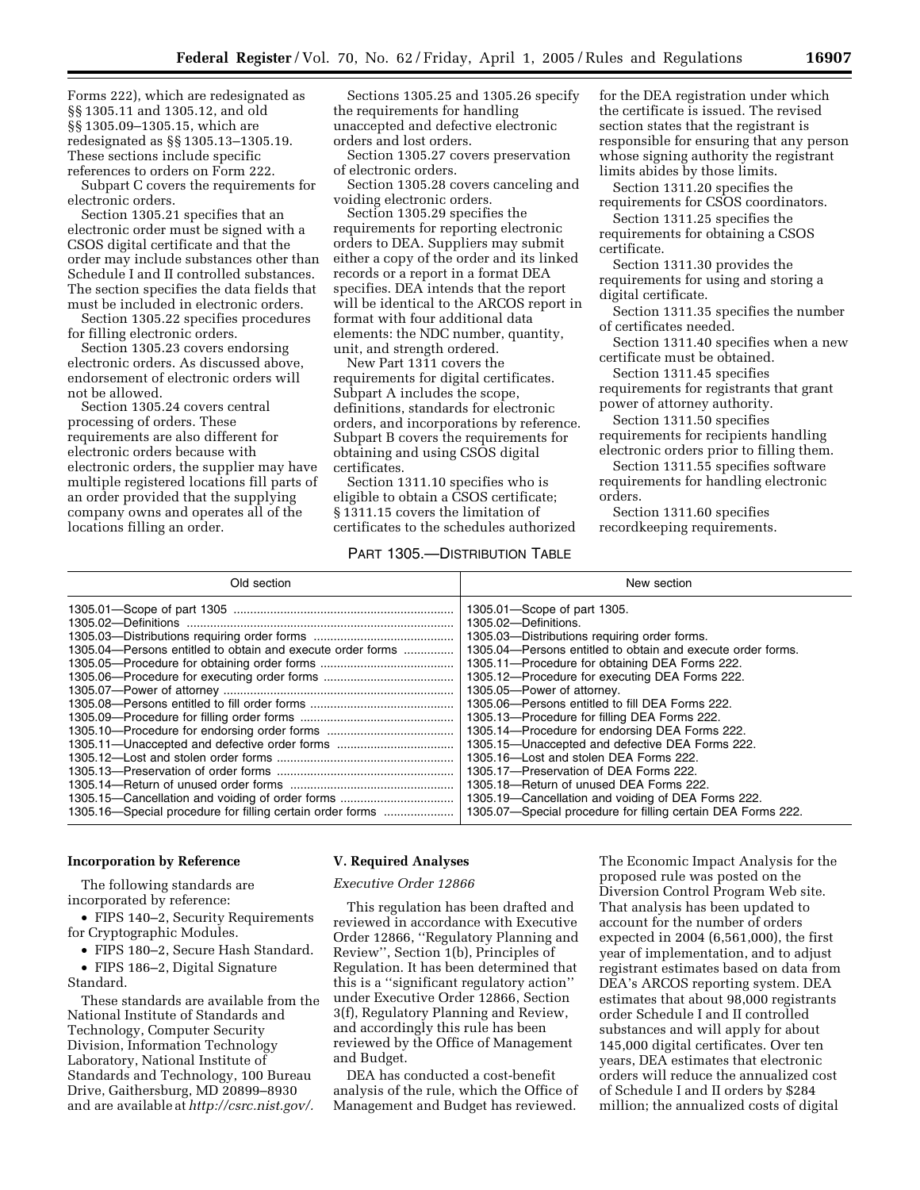Forms 222), which are redesignated as §§ 1305.11 and 1305.12, and old §§ 1305.09–1305.15, which are redesignated as §§ 1305.13–1305.19. These sections include specific references to orders on Form 222.

Subpart C covers the requirements for electronic orders.

Section 1305.21 specifies that an electronic order must be signed with a CSOS digital certificate and that the order may include substances other than Schedule I and II controlled substances. The section specifies the data fields that must be included in electronic orders.

Section 1305.22 specifies procedures for filling electronic orders.

Section 1305.23 covers endorsing electronic orders. As discussed above, endorsement of electronic orders will not be allowed.

Section 1305.24 covers central processing of orders. These requirements are also different for electronic orders because with electronic orders, the supplier may have multiple registered locations fill parts of an order provided that the supplying company owns and operates all of the locations filling an order.

Sections 1305.25 and 1305.26 specify the requirements for handling unaccepted and defective electronic orders and lost orders.

Section 1305.27 covers preservation of electronic orders.

Section 1305.28 covers canceling and voiding electronic orders.

Section 1305.29 specifies the requirements for reporting electronic orders to DEA. Suppliers may submit either a copy of the order and its linked records or a report in a format DEA specifies. DEA intends that the report will be identical to the ARCOS report in format with four additional data elements: the NDC number, quantity, unit, and strength ordered.

New Part 1311 covers the requirements for digital certificates. Subpart A includes the scope, definitions, standards for electronic orders, and incorporations by reference. Subpart B covers the requirements for obtaining and using CSOS digital certificates.

Section 1311.10 specifies who is eligible to obtain a CSOS certificate; § 1311.15 covers the limitation of certificates to the schedules authorized for the DEA registration under which the certificate is issued. The revised section states that the registrant is responsible for ensuring that any person whose signing authority the registrant limits abides by those limits.

Section 1311.20 specifies the requirements for CSOS coordinators.

Section 1311.25 specifies the requirements for obtaining a CSOS certificate.

Section 1311.30 provides the requirements for using and storing a digital certificate.

Section 1311.35 specifies the number of certificates needed.

Section 1311.40 specifies when a new certificate must be obtained.

Section 1311.45 specifies requirements for registrants that grant power of attorney authority.

Section 1311.50 specifies requirements for recipients handling electronic orders prior to filling them.

Section 1311.55 specifies software requirements for handling electronic orders.

Section 1311.60 specifies recordkeeping requirements.

PART 1305.—DISTRIBUTION TABLE

| Old section | New section |
|---|---|
| 1305.01—Scope of part 1305 | 1305.01—Scope of part 1305. |
| 1305.02—Definitions | 1305.02—Definitions. |
| 1305.03—Distributions requiring order forms | 1305.03—Distributions requiring order forms. |
| 1305.04—Persons entitled to obtain and execute order forms | 1305.04—Persons entitled to obtain and execute order forms. |
| 1305.05—Procedure for obtaining order forms | 1305.11—Procedure for obtaining DEA Forms 222. |
| 1305.06—Procedure for executing order forms | 1305.12—Procedure for executing DEA Forms 222. |
| 1305.07—Power of attorney | 1305.05—Power of attorney. |
| 1305.08—Persons entitled to fill order forms | 1305.06—Persons entitled to fill DEA Forms 222. |
| 1305.09—Procedure for filling order forms | 1305.13—Procedure for filling DEA Forms 222. |
| 1305.10—Procedure for endorsing order forms | 1305.14—Procedure for endorsing DEA Forms 222. |
| 1305.11—Unaccepted and defective order forms | 1305.15—Unaccepted and defective DEA Forms 222. |
| 1305.12—Lost and stolen order forms | 1305.16—Lost and stolen DEA Forms 222. |
| 1305.13—Preservation of order forms | 1305.17—Preservation of DEA Forms 222. |
| 1305.14—Return of unused order forms | 1305.18—Return of unused DEA Forms 222. |
| 1305.15—Cancellation and voiding of order forms | 1305.19—Cancellation and voiding of DEA Forms 222. |
| 1305.16—Special procedure for filling certain order forms | 1305.07—Special procedure for filling certain DEA Forms 222. |

**Incorporation by Reference**

The following standards are incorporated by reference:

- FIPS 140–2, Security Requirements for Cryptographic Modules.
- FIPS 180–2, Secure Hash Standard.
- FIPS 186–2, Digital Signature Standard.

These standards are available from the National Institute of Standards and Technology, Computer Security Division, Information Technology Laboratory, National Institute of Standards and Technology, 100 Bureau Drive, Gaithersburg, MD 20899–8930 and are available at *http://csrc.nist.gov/.*

**V. Required Analyses**

*Executive Order 12866*

This regulation has been drafted and reviewed in accordance with Executive Order 12866, ''Regulatory Planning and Review'', Section 1(b), Principles of Regulation. It has been determined that this is a ''significant regulatory action'' under Executive Order 12866, Section 3(f), Regulatory Planning and Review, and accordingly this rule has been reviewed by the Office of Management and Budget.

DEA has conducted a cost-benefit analysis of the rule, which the Office of Management and Budget has reviewed. The Economic Impact Analysis for the proposed rule was posted on the Diversion Control Program Web site. That analysis has been updated to account for the number of orders expected in 2004 (6,561,000), the first year of implementation, and to adjust registrant estimates based on data from DEA's ARCOS reporting system. DEA estimates that about 98,000 registrants order Schedule I and II controlled substances and will apply for about 145,000 digital certificates. Over ten years, DEA estimates that electronic orders will reduce the annualized cost of Schedule I and II orders by $284 million; the annualized costs of digital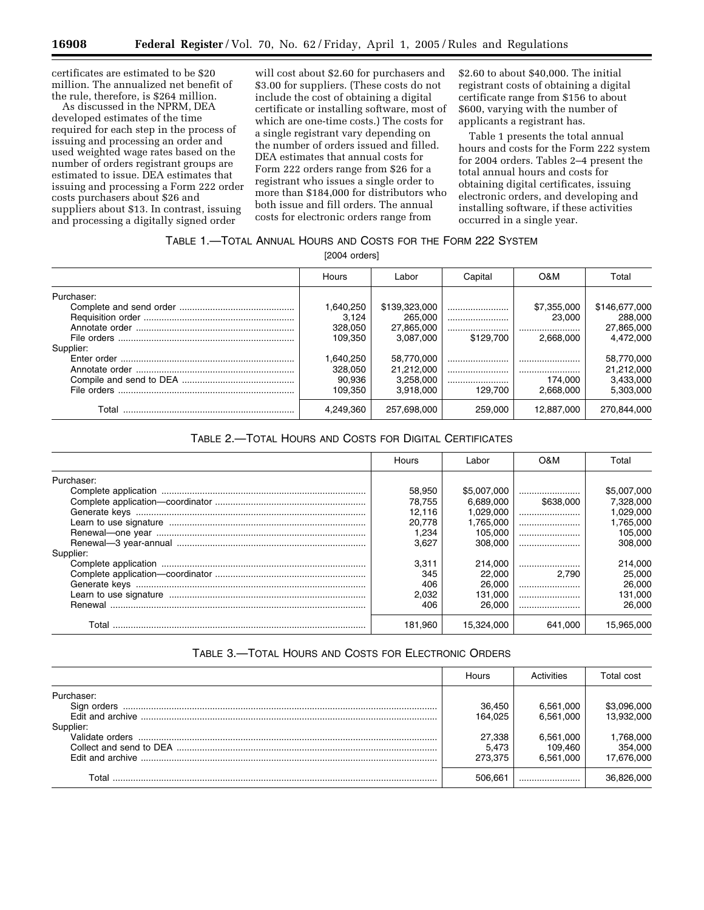certificates are estimated to be $20 million. The annualized net benefit of the rule, therefore, is $264 million.

As discussed in the NPRM, DEA developed estimates of the time required for each step in the process of issuing and processing an order and used weighted wage rates based on the number of orders registrant groups are estimated to issue. DEA estimates that issuing and processing a Form 222 order costs purchasers about $26 and suppliers about $13. In contrast, issuing and processing a digitally signed order will cost about $2.60 for purchasers and $3.00 for suppliers. (These costs do not include the cost of obtaining a digital certificate or installing software, most of which are one-time costs.) The costs for a single registrant vary depending on the number of orders issued and filled. DEA estimates that annual costs for Form 222 orders range from $26 for a registrant who issues a single order to more than $184,000 for distributors who both issue and fill orders. The annual costs for electronic orders range from $2.60 to about $40,000. The initial registrant costs of obtaining a digital certificate range from $156 to about $600, varying with the number of applicants a registrant has.

Table 1 presents the total annual hours and costs for the Form 222 system for 2004 orders. Tables 2–4 present the total annual hours and costs for obtaining digital certificates, issuing electronic orders, and developing and installing software, if these activities occurred in a single year.

TABLE 1.—TOTAL ANNUAL HOURS AND COSTS FOR THE FORM 222 SYSTEM

[2004 orders]

| | Hours | Labor | Capital | O&M | Total |
|---|---|---|---|---|---|
| Purchaser: | | | | | |
| Complete and send order | 1,640,250 | $139,323,000 | | $7,355,000 | $146,677,000 |
| Requisition order | 3,124 | 265,000 | | 23,000 | 288,000 |
| Annotate order | 328,050 | 27,865,000 | | | 27,865,000 |
| File orders | 109,350 | 3,087,000 | $129,700 | 2,668,000 | 4,472,000 |
| Supplier: | | | | | |
| Enter order | 1,640,250 | 58,770,000 | | | 58,770,000 |
| Annotate order | 328,050 | 21,212,000 | | | 21,212,000 |
| Compile and send to DEA | 90,936 | 3,258,000 | | 174,000 | 3,433,000 |
| File orders | 109,350 | 3,918,000 | 129,700 | 2,668,000 | 5,303,000 |
| Total | 4,249,360 | 257,698,000 | 259,000 | 12,887,000 | 270,844,000 |

TABLE 2.—TOTAL HOURS AND COSTS FOR DIGITAL CERTIFICATES

| | Hours | Labor | O&M | Total |
|---|---|---|---|---|
| Purchaser: | | | | |
| Complete application | 58,950 | $5,007,000 | | $5,007,000 |
| Complete application—coordinator | 78,755 | 6,689,000 | $638,000 | 7,328,000 |
| Generate keys | 12,116 | 1,029,000 | | 1,029,000 |
| Learn to use signature | 20,778 | 1,765,000 | | 1,765,000 |
| Renewal—one year | 1,234 | 105,000 | | 105,000 |
| Renewal—3 year-annual | 3,627 | 308,000 | | 308,000 |
| Supplier: | | | | |
| Complete application | 3,311 | 214,000 | | 214,000 |
| Complete application—coordinator | 345 | 22,000 | 2,790 | 25,000 |
| Generate keys | 406 | 26,000 | | 26,000 |
| Learn to use signature | 2,032 | 131,000 | | 131,000 |
| Renewal | 406 | 26,000 | | 26,000 |
| Total | 181,960 | 15,324,000 | 641,000 | 15,965,000 |

TABLE 3.—TOTAL HOURS AND COSTS FOR ELECTRONIC ORDERS

| | Hours | Activities | Total cost |
|---|---|---|---|
| Purchaser: | | | |
| Sign orders | 36,450 | 6,561,000 | $3,096,000 |
| Edit and archive | 164,025 | 6,561,000 | 13,932,000 |
| Supplier: | | | |
| Validate orders | 27,338 | 6,561,000 | 1,768,000 |
| Collect and send to DEA | 5,473 | 109,460 | 354,000 |
| Edit and archive | 273,375 | 6,561,000 | 17,676,000 |
| Total | 506,661 | | 36,826,000 |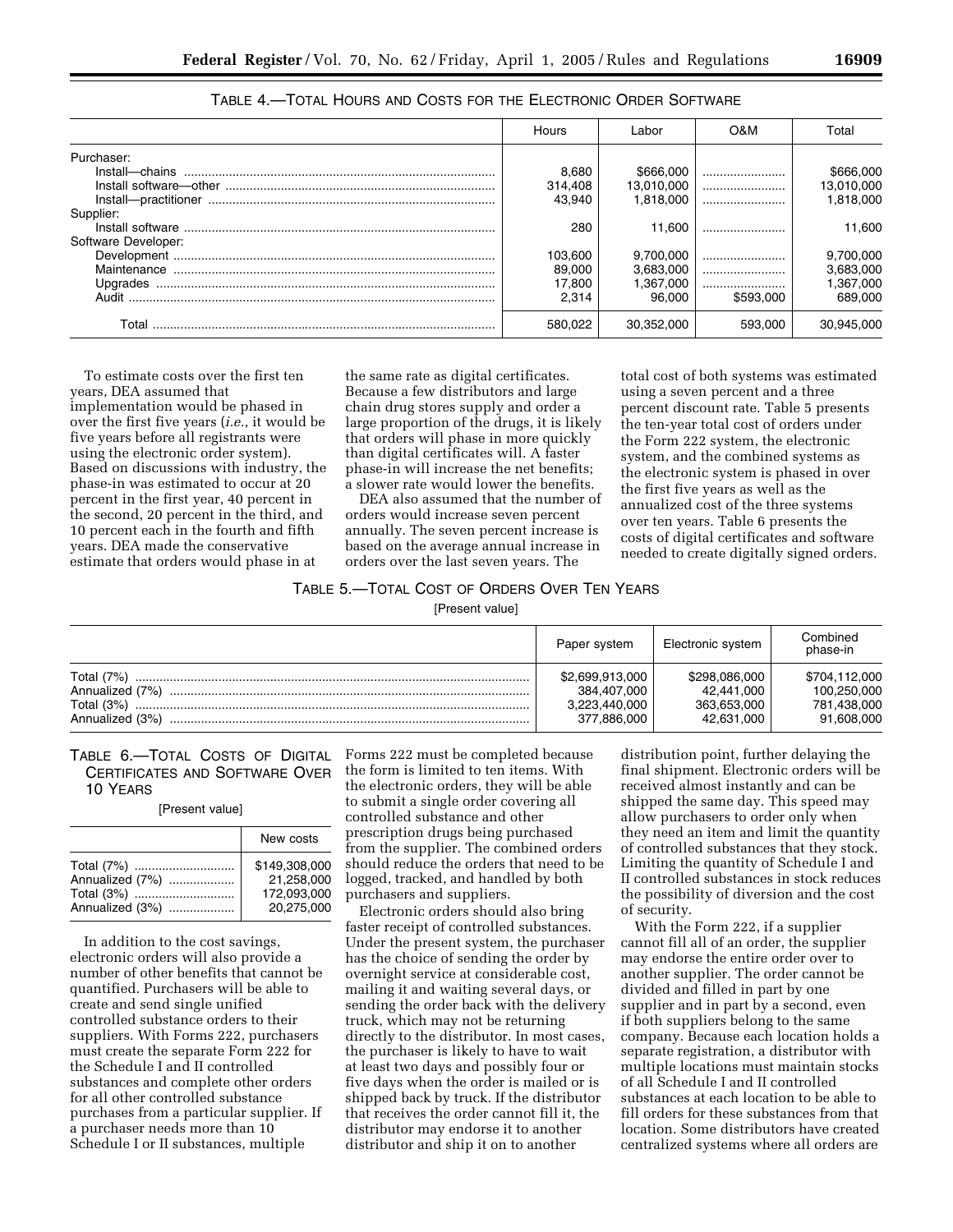TABLE 4.—TOTAL HOURS AND COSTS FOR THE ELECTRONIC ORDER SOFTWARE

| | Hours | Labor | O&M | Total |
|---|---|---|---|---|
| Purchaser: | | | | |
| Install—chains | 8,680 | $666,000 | | $666,000 |
| Install software—other | 314,408 | 13,010,000 | | 13,010,000 |
| Install—practitioner | 43,940 | 1,818,000 | | 1,818,000 |
| Supplier: | | | | |
| Install software | 280 | 11,600 | | 11,600 |
| Software Developer: | | | | |
| Development | 103,600 | 9,700,000 | | 9,700,000 |
| Maintenance | 89,000 | 3,683,000 | | 3,683,000 |
| Upgrades | 17,800 | 1,367,000 | | 1,367,000 |
| Audit | 2,314 | 96,000 | $593,000 | 689,000 |
| Total | 580,022 | 30,352,000 | 593,000 | 30,945,000 |

To estimate costs over the first ten years, DEA assumed that implementation would be phased in over the first five years (*i.e.*, it would be five years before all registrants were using the electronic order system). Based on discussions with industry, the phase-in was estimated to occur at 20 percent in the first year, 40 percent in the second, 20 percent in the third, and 10 percent each in the fourth and fifth years. DEA made the conservative estimate that orders would phase in at the same rate as digital certificates. Because a few distributors and large chain drug stores supply and order a large proportion of the drugs, it is likely that orders will phase in more quickly than digital certificates will. A faster phase-in will increase the net benefits; a slower rate would lower the benefits.

DEA also assumed that the number of orders would increase seven percent annually. The seven percent increase is based on the average annual increase in orders over the last seven years. The total cost of both systems was estimated using a seven percent and a three percent discount rate. Table 5 presents the ten-year total cost of orders under the Form 222 system, the electronic system, and the combined systems as the electronic system is phased in over the first five years as well as the annualized cost of the three systems over ten years. Table 6 presents the costs of digital certificates and software needed to create digitally signed orders.

TABLE 5.—TOTAL COST OF ORDERS OVER TEN YEARS

[Present value]

| | Paper system | Electronic system | Combined phase-in |
|---|---|---|---|
| Total (7%) | $2,699,913,000 | $298,086,000 | $704,112,000 |
| Annualized (7%) | 384,407,000 | 42,441,000 | 100,250,000 |
| Total (3%) | 3,223,440,000 | 363,653,000 | 781,438,000 |
| Annualized (3%) | 377,886,000 | 42,631,000 | 91,608,000 |

TABLE 6.—TOTAL COSTS OF DIGITAL CERTIFICATES AND SOFTWARE OVER 10 YEARS

[Present value]

| | New costs |
|---|---|
| Total (7%) | $149,308,000 |
| Annualized (7%) | 21,258,000 |
| Total (3%) | 172,093,000 |
| Annualized (3%) | 20,275,000 |

In addition to the cost savings, electronic orders will also provide a number of other benefits that cannot be quantified. Purchasers will be able to create and send single unified controlled substance orders to their suppliers. With Forms 222, purchasers must create the separate Form 222 for the Schedule I and II controlled substances and complete other orders for all other controlled substance purchases from a particular supplier. If a purchaser needs more than 10 Schedule I or II substances, multiple Forms 222 must be completed because the form is limited to ten items. With the electronic orders, they will be able to submit a single order covering all controlled substance and other prescription drugs being purchased from the supplier. The combined orders should reduce the orders that need to be logged, tracked, and handled by both purchasers and suppliers.

Electronic orders should also bring faster receipt of controlled substances. Under the present system, the purchaser has the choice of sending the order by overnight service at considerable cost, mailing it and waiting several days, or sending the order back with the delivery truck, which may not be returning directly to the distributor. In most cases, the purchaser is likely to have to wait at least two days and possibly four or five days when the order is mailed or is shipped back by truck. If the distributor that receives the order cannot fill it, the distributor may endorse it to another distributor and ship it on to another distribution point, further delaying the final shipment. Electronic orders will be received almost instantly and can be shipped the same day. This speed may allow purchasers to order only when they need an item and limit the quantity of controlled substances that they stock. Limiting the quantity of Schedule I and II controlled substances in stock reduces the possibility of diversion and the cost of security.

With the Form 222, if a supplier cannot fill all of an order, the supplier may endorse the entire order over to another supplier. The order cannot be divided and filled in part by one supplier and in part by a second, even if both suppliers belong to the same company. Because each location holds a separate registration, a distributor with multiple locations must maintain stocks of all Schedule I and II controlled substances at each location to be able to fill orders for these substances from that location. Some distributors have created centralized systems where all orders are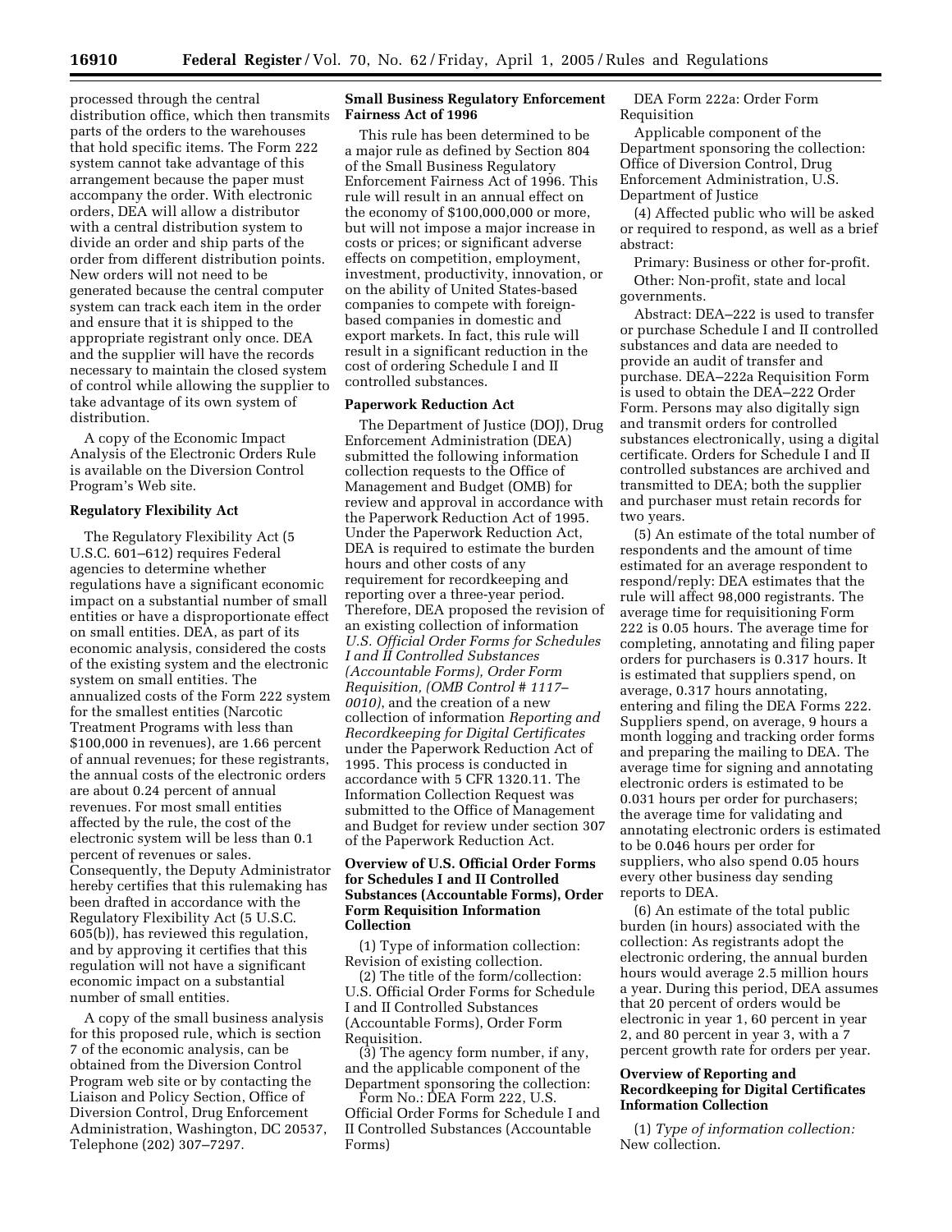processed through the central distribution office, which then transmits parts of the orders to the warehouses that hold specific items. The Form 222 system cannot take advantage of this arrangement because the paper must accompany the order. With electronic orders, DEA will allow a distributor with a central distribution system to divide an order and ship parts of the order from different distribution points. New orders will not need to be generated because the central computer system can track each item in the order and ensure that it is shipped to the appropriate registrant only once. DEA and the supplier will have the records necessary to maintain the closed system of control while allowing the supplier to take advantage of its own system of distribution.

A copy of the Economic Impact Analysis of the Electronic Orders Rule is available on the Diversion Control Program's Web site.

**Regulatory Flexibility Act**

The Regulatory Flexibility Act (5 U.S.C. 601–612) requires Federal agencies to determine whether regulations have a significant economic impact on a substantial number of small entities or have a disproportionate effect on small entities. DEA, as part of its economic analysis, considered the costs of the existing system and the electronic system on small entities. The annualized costs of the Form 222 system for the smallest entities (Narcotic Treatment Programs with less than $100,000 in revenues), are 1.66 percent of annual revenues; for these registrants, the annual costs of the electronic orders are about 0.24 percent of annual revenues. For most small entities affected by the rule, the cost of the electronic system will be less than 0.1 percent of revenues or sales. Consequently, the Deputy Administrator hereby certifies that this rulemaking has been drafted in accordance with the Regulatory Flexibility Act (5 U.S.C. 605(b)), has reviewed this regulation, and by approving it certifies that this regulation will not have a significant economic impact on a substantial number of small entities.

A copy of the small business analysis for this proposed rule, which is section 7 of the economic analysis, can be obtained from the Diversion Control Program web site or by contacting the Liaison and Policy Section, Office of Diversion Control, Drug Enforcement Administration, Washington, DC 20537, Telephone (202) 307–7297.

**Small Business Regulatory Enforcement Fairness Act of 1996**

This rule has been determined to be a major rule as defined by Section 804 of the Small Business Regulatory Enforcement Fairness Act of 1996. This rule will result in an annual effect on the economy of $100,000,000 or more, but will not impose a major increase in costs or prices; or significant adverse effects on competition, employment, investment, productivity, innovation, or on the ability of United States-based companies to compete with foreign-based companies in domestic and export markets. In fact, this rule will result in a significant reduction in the cost of ordering Schedule I and II controlled substances.

**Paperwork Reduction Act**

The Department of Justice (DOJ), Drug Enforcement Administration (DEA) submitted the following information collection requests to the Office of Management and Budget (OMB) for review and approval in accordance with the Paperwork Reduction Act of 1995. Under the Paperwork Reduction Act, DEA is required to estimate the burden hours and other costs of any requirement for recordkeeping and reporting over a three-year period. Therefore, DEA proposed the revision of an existing collection of information *U.S. Official Order Forms for Schedules I and II Controlled Substances (Accountable Forms), Order Form Requisition, (OMB Control # 1117–0010)*, and the creation of a new collection of information *Reporting and Recordkeeping for Digital Certificates* under the Paperwork Reduction Act of 1995. This process is conducted in accordance with 5 CFR 1320.11. The Information Collection Request was submitted to the Office of Management and Budget for review under section 307 of the Paperwork Reduction Act.

**Overview of U.S. Official Order Forms for Schedules I and II Controlled Substances (Accountable Forms), Order Form Requisition Information Collection**

(1) Type of information collection: Revision of existing collection.

(2) The title of the form/collection: U.S. Official Order Forms for Schedule I and II Controlled Substances (Accountable Forms), Order Form Requisition.

(3) The agency form number, if any, and the applicable component of the Department sponsoring the collection:

Form No.: DEA Form 222, U.S. Official Order Forms for Schedule I and II Controlled Substances (Accountable Forms)

DEA Form 222a: Order Form Requisition

Applicable component of the Department sponsoring the collection: Office of Diversion Control, Drug Enforcement Administration, U.S. Department of Justice

(4) Affected public who will be asked or required to respond, as well as a brief abstract:

Primary: Business or other for-profit.

Other: Non-profit, state and local governments.

Abstract: DEA–222 is used to transfer or purchase Schedule I and II controlled substances and data are needed to provide an audit of transfer and purchase. DEA–222a Requisition Form is used to obtain the DEA–222 Order Form. Persons may also digitally sign and transmit orders for controlled substances electronically, using a digital certificate. Orders for Schedule I and II controlled substances are archived and transmitted to DEA; both the supplier and purchaser must retain records for two years.

(5) An estimate of the total number of respondents and the amount of time estimated for an average respondent to respond/reply: DEA estimates that the rule will affect 98,000 registrants. The average time for requisitioning Form 222 is 0.05 hours. The average time for completing, annotating and filing paper orders for purchasers is 0.317 hours. It is estimated that suppliers spend, on average, 0.317 hours annotating, entering and filing the DEA Forms 222. Suppliers spend, on average, 9 hours a month logging and tracking order forms and preparing the mailing to DEA. The average time for signing and annotating electronic orders is estimated to be 0.031 hours per order for purchasers; the average time for validating and annotating electronic orders is estimated to be 0.046 hours per order for suppliers, who also spend 0.05 hours every other business day sending reports to DEA.

(6) An estimate of the total public burden (in hours) associated with the collection: As registrants adopt the electronic ordering, the annual burden hours would average 2.5 million hours a year. During this period, DEA assumes that 20 percent of orders would be electronic in year 1, 60 percent in year 2, and 80 percent in year 3, with a 7 percent growth rate for orders per year.

**Overview of Reporting and Recordkeeping for Digital Certificates Information Collection**

(1) *Type of information collection:* New collection.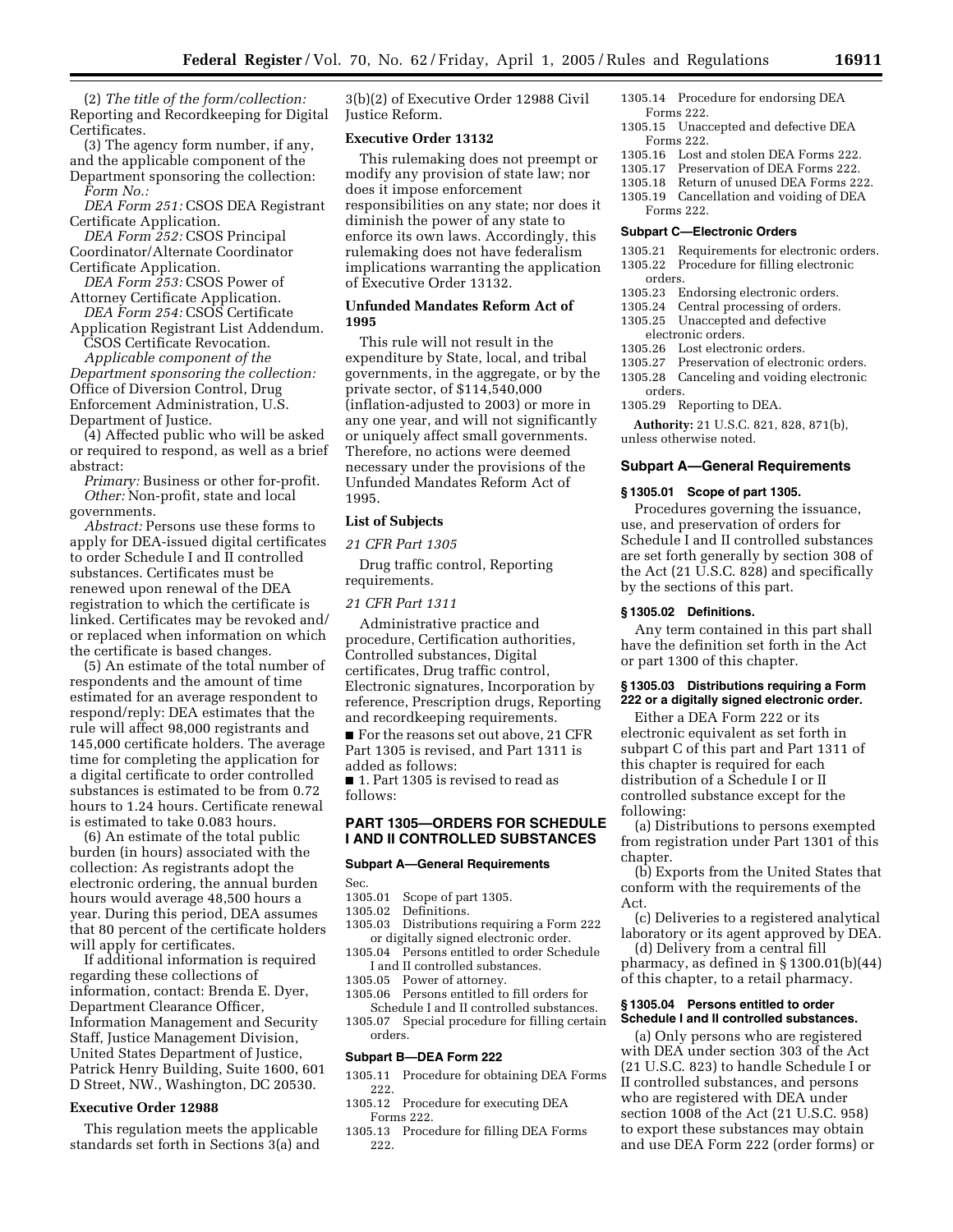(2) *The title of the form/collection:* Reporting and Recordkeeping for Digital Certificates.

(3) The agency form number, if any, and the applicable component of the Department sponsoring the collection: *Form No.:*

*DEA Form 251:* CSOS DEA Registrant Certificate Application.

*DEA Form 252:* CSOS Principal Coordinator/Alternate Coordinator Certificate Application.

*DEA Form 253:* CSOS Power of Attorney Certificate Application.

*DEA Form 254:* CSOS Certificate Application Registrant List Addendum.

CSOS Certificate Revocation.

*Applicable component of the Department sponsoring the collection:* Office of Diversion Control, Drug Enforcement Administration, U.S. Department of Justice.

(4) Affected public who will be asked or required to respond, as well as a brief abstract:

*Primary:* Business or other for-profit.

*Other:* Non-profit, state and local governments.

*Abstract:* Persons use these forms to apply for DEA-issued digital certificates to order Schedule I and II controlled substances. Certificates must be renewed upon renewal of the DEA registration to which the certificate is linked. Certificates may be revoked and/or replaced when information on which the certificate is based changes.

(5) An estimate of the total number of respondents and the amount of time estimated for an average respondent to respond/reply: DEA estimates that the rule will affect 98,000 registrants and 145,000 certificate holders. The average time for completing the application for a digital certificate to order controlled substances is estimated to be from 0.72 hours to 1.24 hours. Certificate renewal is estimated to take 0.083 hours.

(6) An estimate of the total public burden (in hours) associated with the collection: As registrants adopt the electronic ordering, the annual burden hours would average 48,500 hours a year. During this period, DEA assumes that 80 percent of the certificate holders will apply for certificates.

If additional information is required regarding these collections of information, contact: Brenda E. Dyer, Department Clearance Officer, Information Management and Security Staff, Justice Management Division, United States Department of Justice, Patrick Henry Building, Suite 1600, 601 D Street, NW., Washington, DC 20530.

**Executive Order 12988**

This regulation meets the applicable standards set forth in Sections 3(a) and 3(b)(2) of Executive Order 12988 Civil Justice Reform.

**Executive Order 13132**

This rulemaking does not preempt or modify any provision of state law; nor does it impose enforcement responsibilities on any state; nor does it diminish the power of any state to enforce its own laws. Accordingly, this rulemaking does not have federalism implications warranting the application of Executive Order 13132.

**Unfunded Mandates Reform Act of 1995**

This rule will not result in the expenditure by State, local, and tribal governments, in the aggregate, or by the private sector, of $114,540,000 (inflation-adjusted to 2003) or more in any one year, and will not significantly or uniquely affect small governments. Therefore, no actions were deemed necessary under the provisions of the Unfunded Mandates Reform Act of 1995.

**List of Subjects**

*21 CFR Part 1305*

Drug traffic control, Reporting requirements.

*21 CFR Part 1311*

Administrative practice and procedure, Certification authorities, Controlled substances, Digital certificates, Drug traffic control, Electronic signatures, Incorporation by reference, Prescription drugs, Reporting and recordkeeping requirements.

■ For the reasons set out above, 21 CFR Part 1305 is revised, and Part 1311 is added as follows:

■ 1. Part 1305 is revised to read as follows:

## PART 1305—ORDERS FOR SCHEDULE I AND II CONTROLLED SUBSTANCES

**Subpart A—General Requirements**

Sec.
1305.01 Scope of part 1305.
1305.02 Definitions.
1305.03 Distributions requiring a Form 222 or digitally signed electronic order.
1305.04 Persons entitled to order Schedule I and II controlled substances.
1305.05 Power of attorney.
1305.06 Persons entitled to fill orders for Schedule I and II controlled substances.
1305.07 Special procedure for filling certain orders.

**Subpart B—DEA Form 222**

1305.11 Procedure for obtaining DEA Forms 222.
1305.12 Procedure for executing DEA Forms 222.
1305.13 Procedure for filling DEA Forms 222.
1305.14 Procedure for endorsing DEA Forms 222.
1305.15 Unaccepted and defective DEA Forms 222.
1305.16 Lost and stolen DEA Forms 222.
1305.17 Preservation of DEA Forms 222.
1305.18 Return of unused DEA Forms 222.
1305.19 Cancellation and voiding of DEA Forms 222.

**Subpart C—Electronic Orders**

1305.21 Requirements for electronic orders.
1305.22 Procedure for filling electronic orders.
1305.23 Endorsing electronic orders.
1305.24 Central processing of orders.
1305.25 Unaccepted and defective electronic orders.
1305.26 Lost electronic orders.
1305.27 Preservation of electronic orders.
1305.28 Canceling and voiding electronic orders.
1305.29 Reporting to DEA.

**Authority:** 21 U.S.C. 821, 828, 871(b), unless otherwise noted.

### Subpart A—General Requirements

**§ 1305.01 Scope of part 1305.**

Procedures governing the issuance, use, and preservation of orders for Schedule I and II controlled substances are set forth generally by section 308 of the Act (21 U.S.C. 828) and specifically by the sections of this part.

**§ 1305.02 Definitions.**

Any term contained in this part shall have the definition set forth in the Act or part 1300 of this chapter.

**§ 1305.03 Distributions requiring a Form 222 or a digitally signed electronic order.**

Either a DEA Form 222 or its electronic equivalent as set forth in subpart C of this part and Part 1311 of this chapter is required for each distribution of a Schedule I or II controlled substance except for the following:

(a) Distributions to persons exempted from registration under Part 1301 of this chapter.

(b) Exports from the United States that conform with the requirements of the Act.

(c) Deliveries to a registered analytical laboratory or its agent approved by DEA.

(d) Delivery from a central fill pharmacy, as defined in § 1300.01(b)(44) of this chapter, to a retail pharmacy.

**§ 1305.04 Persons entitled to order Schedule I and II controlled substances.**

(a) Only persons who are registered with DEA under section 303 of the Act (21 U.S.C. 823) to handle Schedule I or II controlled substances, and persons who are registered with DEA under section 1008 of the Act (21 U.S.C. 958) to export these substances may obtain and use DEA Form 222 (order forms) or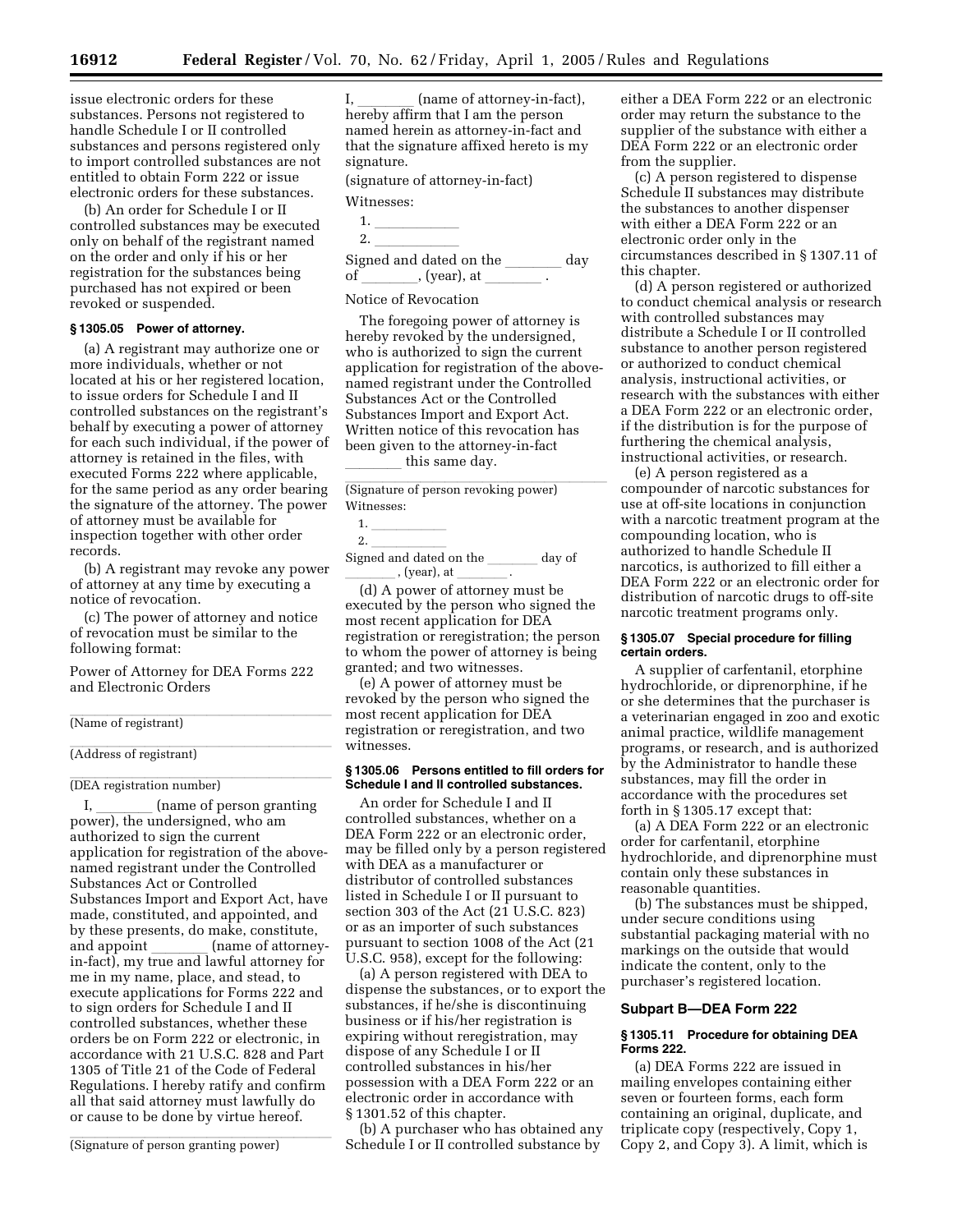issue electronic orders for these substances. Persons not registered to handle Schedule I or II controlled substances and persons registered only to import controlled substances are not entitled to obtain Form 222 or issue electronic orders for these substances.

(b) An order for Schedule I or II controlled substances may be executed only on behalf of the registrant named on the order and only if his or her registration for the substances being purchased has not expired or been revoked or suspended.

#### § 1305.05 Power of attorney.

(a) A registrant may authorize one or more individuals, whether or not located at his or her registered location, to issue orders for Schedule I and II controlled substances on the registrant's behalf by executing a power of attorney for each such individual, if the power of attorney is retained in the files, with executed Forms 222 where applicable, for the same period as any order bearing the signature of the attorney. The power of attorney must be available for inspection together with other order records.

(b) A registrant may revoke any power of attorney at any time by executing a notice of revocation.

(c) The power of attorney and notice of revocation must be similar to the following format:

Power of Attorney for DEA Forms 222 and Electronic Orders

\_\_\_\_\_\_\_\_\_\_\_\_\_\_\_\_\_\_\_\_
(Name of registrant)

\_\_\_\_\_\_\_\_\_\_\_\_\_\_\_\_\_\_\_\_
(Address of registrant)

\_\_\_\_\_\_\_\_\_\_\_\_\_\_\_\_\_\_\_\_
(DEA registration number)

I, \_\_\_\_\_\_\_\_ (name of person granting power), the undersigned, who am authorized to sign the current application for registration of the above-named registrant under the Controlled Substances Act or Controlled Substances Import and Export Act, have made, constituted, and appointed, and by these presents, do make, constitute, and appoint \_\_\_\_\_\_\_\_ (name of attorney-in-fact), my true and lawful attorney for me in my name, place, and stead, to execute applications for Forms 222 and to sign orders for Schedule I and II controlled substances, whether these orders be on Form 222 or electronic, in accordance with 21 U.S.C. 828 and Part 1305 of Title 21 of the Code of Federal Regulations. I hereby ratify and confirm all that said attorney must lawfully do or cause to be done by virtue hereof.

\_\_\_\_\_\_\_\_\_\_\_\_\_\_\_\_\_\_\_\_
(Signature of person granting power)

I, \_\_\_\_\_\_\_\_ (name of attorney-in-fact), hereby affirm that I am the person named herein as attorney-in-fact and that the signature affixed hereto is my signature.

(signature of attorney-in-fact)

Witnesses:

1. \_\_\_\_\_\_\_\_\_\_\_\_
2. \_\_\_\_\_\_\_\_\_\_\_\_

Signed and dated on the \_\_\_\_\_\_\_\_ day of \_\_\_\_\_\_\_\_, (year), at \_\_\_\_\_\_\_\_ .

Notice of Revocation

The foregoing power of attorney is hereby revoked by the undersigned, who is authorized to sign the current application for registration of the above-named registrant under the Controlled Substances Act or the Controlled Substances Import and Export Act. Written notice of this revocation has been given to the attorney-in-fact \_\_\_\_\_\_\_\_ this same day.

\_\_\_\_\_\_\_\_\_\_\_\_\_\_\_\_\_\_\_\_
(Signature of person revoking power)

Witnesses:

1. \_\_\_\_\_\_\_\_\_\_\_\_
2. \_\_\_\_\_\_\_\_\_\_\_\_

Signed and dated on the \_\_\_\_\_\_\_\_ day of \_\_\_\_\_\_\_\_ , (year), at \_\_\_\_\_\_\_\_ .

(d) A power of attorney must be executed by the person who signed the most recent application for DEA registration or reregistration; the person to whom the power of attorney is being granted; and two witnesses.

(e) A power of attorney must be revoked by the person who signed the most recent application for DEA registration or reregistration, and two witnesses.

#### § 1305.06 Persons entitled to fill orders for Schedule I and II controlled substances.

An order for Schedule I and II controlled substances, whether on a DEA Form 222 or an electronic order, may be filled only by a person registered with DEA as a manufacturer or distributor of controlled substances listed in Schedule I or II pursuant to section 303 of the Act (21 U.S.C. 823) or as an importer of such substances pursuant to section 1008 of the Act (21 U.S.C. 958), except for the following:

(a) A person registered with DEA to dispense the substances, or to export the substances, if he/she is discontinuing business or if his/her registration is expiring without reregistration, may dispose of any Schedule I or II controlled substances in his/her possession with a DEA Form 222 or an electronic order in accordance with § 1301.52 of this chapter.

(b) A purchaser who has obtained any Schedule I or II controlled substance by either a DEA Form 222 or an electronic order may return the substance to the supplier of the substance with either a DEA Form 222 or an electronic order from the supplier.

(c) A person registered to dispense Schedule II substances may distribute the substances to another dispenser with either a DEA Form 222 or an electronic order only in the circumstances described in § 1307.11 of this chapter.

(d) A person registered or authorized to conduct chemical analysis or research with controlled substances may distribute a Schedule I or II controlled substance to another person registered or authorized to conduct chemical analysis, instructional activities, or research with the substances with either a DEA Form 222 or an electronic order, if the distribution is for the purpose of furthering the chemical analysis, instructional activities, or research.

(e) A person registered as a compounder of narcotic substances for use at off-site locations in conjunction with a narcotic treatment program at the compounding location, who is authorized to handle Schedule II narcotics, is authorized to fill either a DEA Form 222 or an electronic order for distribution of narcotic drugs to off-site narcotic treatment programs only.

#### § 1305.07 Special procedure for filling certain orders.

A supplier of carfentanil, etorphine hydrochloride, or diprenorphine, if he or she determines that the purchaser is a veterinarian engaged in zoo and exotic animal practice, wildlife management programs, or research, and is authorized by the Administrator to handle these substances, may fill the order in accordance with the procedures set forth in § 1305.17 except that:

(a) A DEA Form 222 or an electronic order for carfentanil, etorphine hydrochloride, and diprenorphine must contain only these substances in reasonable quantities.

(b) The substances must be shipped, under secure conditions using substantial packaging material with no markings on the outside that would indicate the content, only to the purchaser's registered location.

### Subpart B—DEA Form 222

#### § 1305.11 Procedure for obtaining DEA Forms 222.

(a) DEA Forms 222 are issued in mailing envelopes containing either seven or fourteen forms, each form containing an original, duplicate, and triplicate copy (respectively, Copy 1, Copy 2, and Copy 3). A limit, which is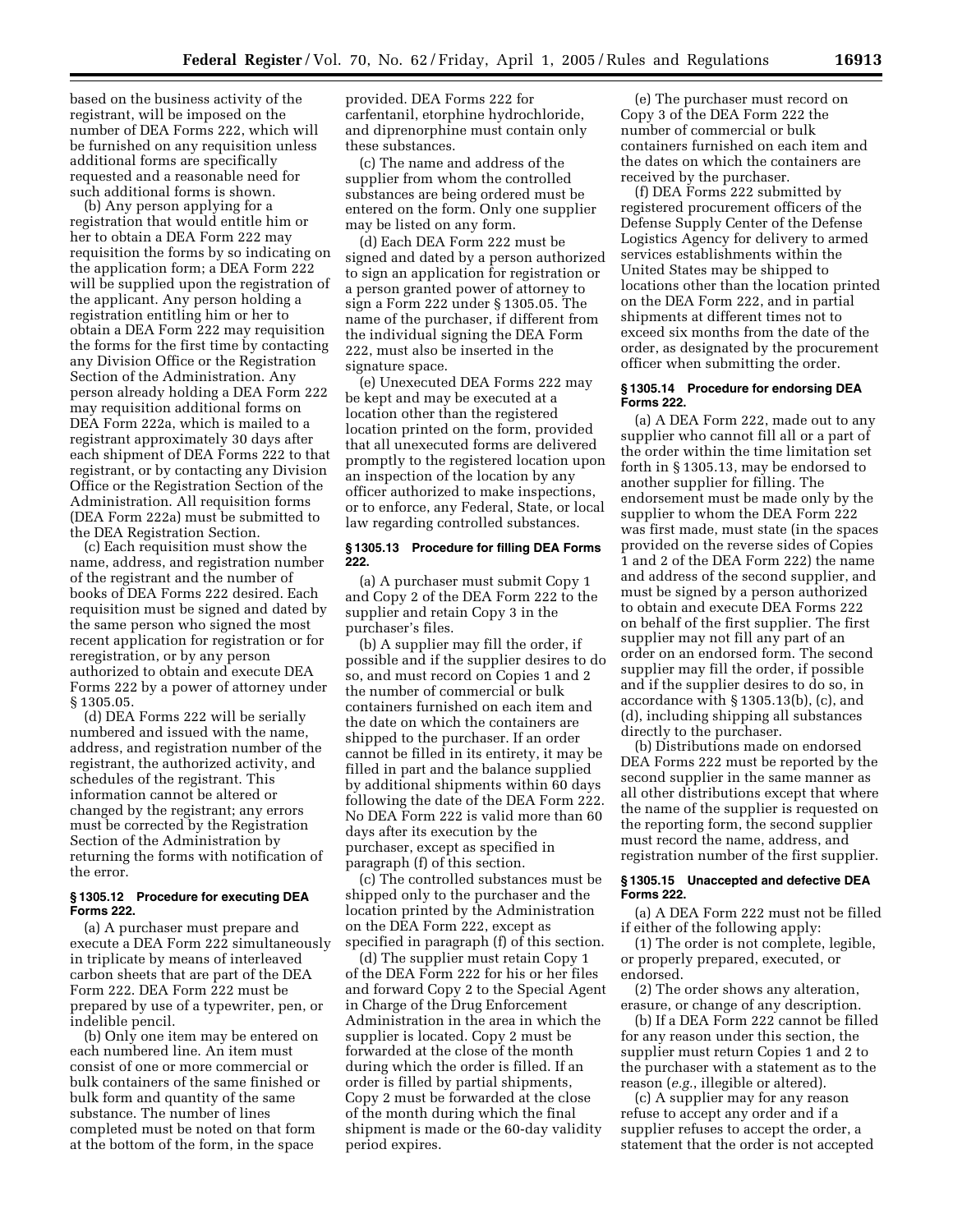based on the business activity of the registrant, will be imposed on the number of DEA Forms 222, which will be furnished on any requisition unless additional forms are specifically requested and a reasonable need for such additional forms is shown.

(b) Any person applying for a registration that would entitle him or her to obtain a DEA Form 222 may requisition the forms by so indicating on the application form; a DEA Form 222 will be supplied upon the registration of the applicant. Any person holding a registration entitling him or her to obtain a DEA Form 222 may requisition the forms for the first time by contacting any Division Office or the Registration Section of the Administration. Any person already holding a DEA Form 222 may requisition additional forms on DEA Form 222a, which is mailed to a registrant approximately 30 days after each shipment of DEA Forms 222 to that registrant, or by contacting any Division Office or the Registration Section of the Administration. All requisition forms (DEA Form 222a) must be submitted to the DEA Registration Section.

(c) Each requisition must show the name, address, and registration number of the registrant and the number of books of DEA Forms 222 desired. Each requisition must be signed and dated by the same person who signed the most recent application for registration or for reregistration, or by any person authorized to obtain and execute DEA Forms 222 by a power of attorney under § 1305.05.

(d) DEA Forms 222 will be serially numbered and issued with the name, address, and registration number of the registrant, the authorized activity, and schedules of the registrant. This information cannot be altered or changed by the registrant; any errors must be corrected by the Registration Section of the Administration by returning the forms with notification of the error.

### § 1305.12 Procedure for executing DEA Forms 222.

(a) A purchaser must prepare and execute a DEA Form 222 simultaneously in triplicate by means of interleaved carbon sheets that are part of the DEA Form 222. DEA Form 222 must be prepared by use of a typewriter, pen, or indelible pencil.

(b) Only one item may be entered on each numbered line. An item must consist of one or more commercial or bulk containers of the same finished or bulk form and quantity of the same substance. The number of lines completed must be noted on that form at the bottom of the form, in the space provided. DEA Forms 222 for carfentanil, etorphine hydrochloride, and diprenorphine must contain only these substances.

(c) The name and address of the supplier from whom the controlled substances are being ordered must be entered on the form. Only one supplier may be listed on any form.

(d) Each DEA Form 222 must be signed and dated by a person authorized to sign an application for registration or a person granted power of attorney to sign a Form 222 under § 1305.05. The name of the purchaser, if different from the individual signing the DEA Form 222, must also be inserted in the signature space.

(e) Unexecuted DEA Forms 222 may be kept and may be executed at a location other than the registered location printed on the form, provided that all unexecuted forms are delivered promptly to the registered location upon an inspection of the location by any officer authorized to make inspections, or to enforce, any Federal, State, or local law regarding controlled substances.

### § 1305.13 Procedure for filling DEA Forms 222.

(a) A purchaser must submit Copy 1 and Copy 2 of the DEA Form 222 to the supplier and retain Copy 3 in the purchaser's files.

(b) A supplier may fill the order, if possible and if the supplier desires to do so, and must record on Copies 1 and 2 the number of commercial or bulk containers furnished on each item and the date on which the containers are shipped to the purchaser. If an order cannot be filled in its entirety, it may be filled in part and the balance supplied by additional shipments within 60 days following the date of the DEA Form 222. No DEA Form 222 is valid more than 60 days after its execution by the purchaser, except as specified in paragraph (f) of this section.

(c) The controlled substances must be shipped only to the purchaser and the location printed by the Administration on the DEA Form 222, except as specified in paragraph (f) of this section.

(d) The supplier must retain Copy 1 of the DEA Form 222 for his or her files and forward Copy 2 to the Special Agent in Charge of the Drug Enforcement Administration in the area in which the supplier is located. Copy 2 must be forwarded at the close of the month during which the order is filled. If an order is filled by partial shipments, Copy 2 must be forwarded at the close of the month during which the final shipment is made or the 60-day validity period expires.

(e) The purchaser must record on Copy 3 of the DEA Form 222 the number of commercial or bulk containers furnished on each item and the dates on which the containers are received by the purchaser.

(f) DEA Forms 222 submitted by registered procurement officers of the Defense Supply Center of the Defense Logistics Agency for delivery to armed services establishments within the United States may be shipped to locations other than the location printed on the DEA Form 222, and in partial shipments at different times not to exceed six months from the date of the order, as designated by the procurement officer when submitting the order.

### § 1305.14 Procedure for endorsing DEA Forms 222.

(a) A DEA Form 222, made out to any supplier who cannot fill all or a part of the order within the time limitation set forth in § 1305.13, may be endorsed to another supplier for filling. The endorsement must be made only by the supplier to whom the DEA Form 222 was first made, must state (in the spaces provided on the reverse sides of Copies 1 and 2 of the DEA Form 222) the name and address of the second supplier, and must be signed by a person authorized to obtain and execute DEA Forms 222 on behalf of the first supplier. The first supplier may not fill any part of an order on an endorsed form. The second supplier may fill the order, if possible and if the supplier desires to do so, in accordance with § 1305.13(b), (c), and (d), including shipping all substances directly to the purchaser.

(b) Distributions made on endorsed DEA Forms 222 must be reported by the second supplier in the same manner as all other distributions except that where the name of the supplier is requested on the reporting form, the second supplier must record the name, address, and registration number of the first supplier.

### § 1305.15 Unaccepted and defective DEA Forms 222.

(a) A DEA Form 222 must not be filled if either of the following apply:

(1) The order is not complete, legible, or properly prepared, executed, or endorsed.

(2) The order shows any alteration, erasure, or change of any description.

(b) If a DEA Form 222 cannot be filled for any reason under this section, the supplier must return Copies 1 and 2 to the purchaser with a statement as to the reason (*e.g.*, illegible or altered).

(c) A supplier may for any reason refuse to accept any order and if a supplier refuses to accept the order, a statement that the order is not accepted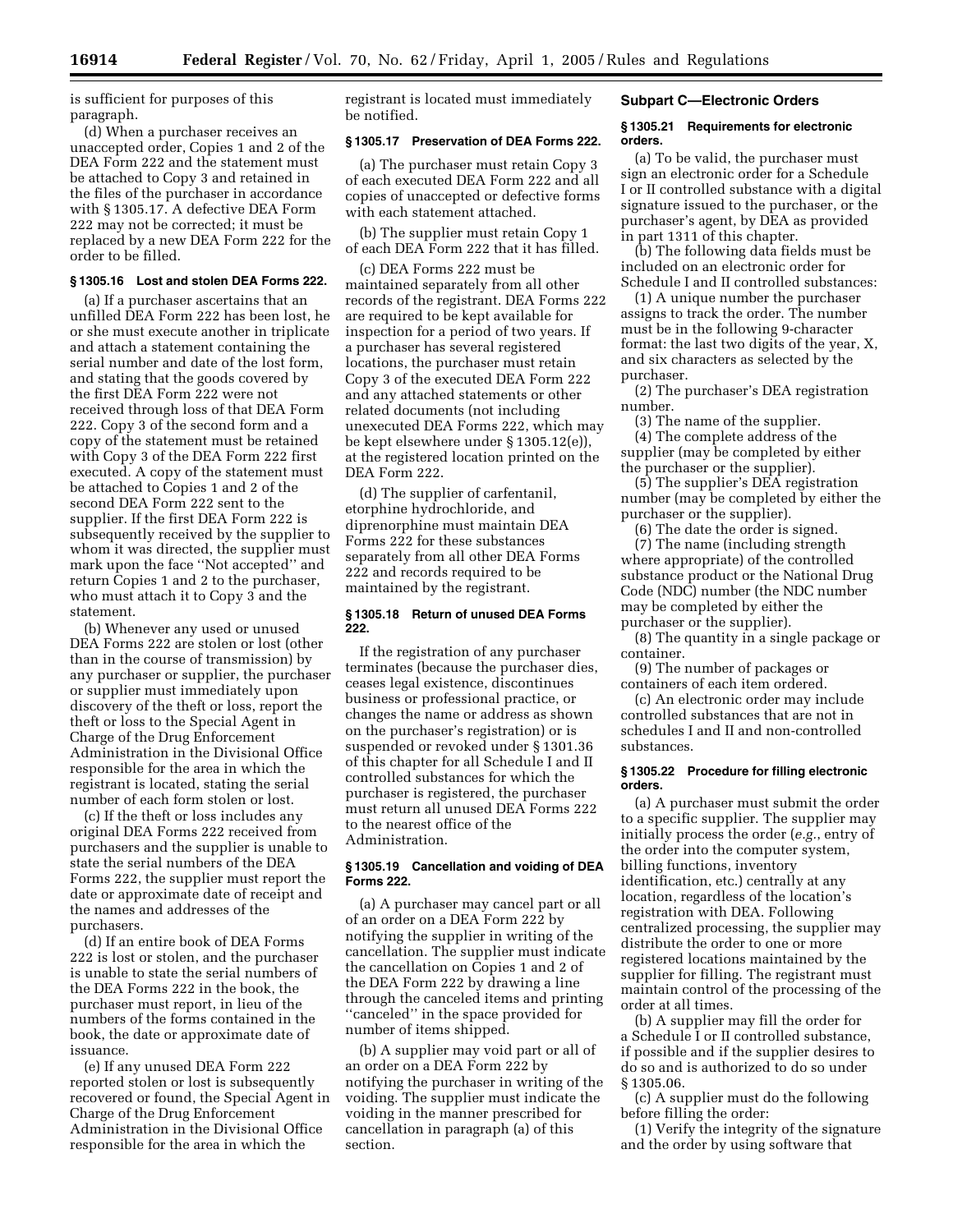is sufficient for purposes of this paragraph.

(d) When a purchaser receives an unaccepted order, Copies 1 and 2 of the DEA Form 222 and the statement must be attached to Copy 3 and retained in the files of the purchaser in accordance with § 1305.17. A defective DEA Form 222 may not be corrected; it must be replaced by a new DEA Form 222 for the order to be filled.

### § 1305.16 Lost and stolen DEA Forms 222.

(a) If a purchaser ascertains that an unfilled DEA Form 222 has been lost, he or she must execute another in triplicate and attach a statement containing the serial number and date of the lost form, and stating that the goods covered by the first DEA Form 222 were not received through loss of that DEA Form 222. Copy 3 of the second form and a copy of the statement must be retained with Copy 3 of the DEA Form 222 first executed. A copy of the statement must be attached to Copies 1 and 2 of the second DEA Form 222 sent to the supplier. If the first DEA Form 222 is subsequently received by the supplier to whom it was directed, the supplier must mark upon the face ''Not accepted'' and return Copies 1 and 2 to the purchaser, who must attach it to Copy 3 and the statement.

(b) Whenever any used or unused DEA Forms 222 are stolen or lost (other than in the course of transmission) by any purchaser or supplier, the purchaser or supplier must immediately upon discovery of the theft or loss, report the theft or loss to the Special Agent in Charge of the Drug Enforcement Administration in the Divisional Office responsible for the area in which the registrant is located, stating the serial number of each form stolen or lost.

(c) If the theft or loss includes any original DEA Forms 222 received from purchasers and the supplier is unable to state the serial numbers of the DEA Forms 222, the supplier must report the date or approximate date of receipt and the names and addresses of the purchasers.

(d) If an entire book of DEA Forms 222 is lost or stolen, and the purchaser is unable to state the serial numbers of the DEA Forms 222 in the book, the purchaser must report, in lieu of the numbers of the forms contained in the book, the date or approximate date of issuance.

(e) If any unused DEA Form 222 reported stolen or lost is subsequently recovered or found, the Special Agent in Charge of the Drug Enforcement Administration in the Divisional Office responsible for the area in which the registrant is located must immediately be notified.

### § 1305.17 Preservation of DEA Forms 222.

(a) The purchaser must retain Copy 3 of each executed DEA Form 222 and all copies of unaccepted or defective forms with each statement attached.

(b) The supplier must retain Copy 1 of each DEA Form 222 that it has filled.

(c) DEA Forms 222 must be maintained separately from all other records of the registrant. DEA Forms 222 are required to be kept available for inspection for a period of two years. If a purchaser has several registered locations, the purchaser must retain Copy 3 of the executed DEA Form 222 and any attached statements or other related documents (not including unexecuted DEA Forms 222, which may be kept elsewhere under § 1305.12(e)), at the registered location printed on the DEA Form 222.

(d) The supplier of carfentanil, etorphine hydrochloride, and diprenorphine must maintain DEA Forms 222 for these substances separately from all other DEA Forms 222 and records required to be maintained by the registrant.

### § 1305.18 Return of unused DEA Forms 222.

If the registration of any purchaser terminates (because the purchaser dies, ceases legal existence, discontinues business or professional practice, or changes the name or address as shown on the purchaser's registration) or is suspended or revoked under § 1301.36 of this chapter for all Schedule I and II controlled substances for which the purchaser is registered, the purchaser must return all unused DEA Forms 222 to the nearest office of the Administration.

### § 1305.19 Cancellation and voiding of DEA Forms 222.

(a) A purchaser may cancel part or all of an order on a DEA Form 222 by notifying the supplier in writing of the cancellation. The supplier must indicate the cancellation on Copies 1 and 2 of the DEA Form 222 by drawing a line through the canceled items and printing ''canceled'' in the space provided for number of items shipped.

(b) A supplier may void part or all of an order on a DEA Form 222 by notifying the purchaser in writing of the voiding. The supplier must indicate the voiding in the manner prescribed for cancellation in paragraph (a) of this section.

## Subpart C—Electronic Orders

### § 1305.21 Requirements for electronic orders.

(a) To be valid, the purchaser must sign an electronic order for a Schedule I or II controlled substance with a digital signature issued to the purchaser, or the purchaser's agent, by DEA as provided in part 1311 of this chapter.

(b) The following data fields must be included on an electronic order for Schedule I and II controlled substances:

(1) A unique number the purchaser assigns to track the order. The number must be in the following 9-character format: the last two digits of the year, X, and six characters as selected by the purchaser.

(2) The purchaser's DEA registration number.

(3) The name of the supplier.

(4) The complete address of the supplier (may be completed by either the purchaser or the supplier).

(5) The supplier's DEA registration number (may be completed by either the purchaser or the supplier).

(6) The date the order is signed.

(7) The name (including strength where appropriate) of the controlled substance product or the National Drug Code (NDC) number (the NDC number may be completed by either the purchaser or the supplier).

(8) The quantity in a single package or container.

(9) The number of packages or containers of each item ordered.

(c) An electronic order may include controlled substances that are not in schedules I and II and non-controlled substances.

### § 1305.22 Procedure for filling electronic orders.

(a) A purchaser must submit the order to a specific supplier. The supplier may initially process the order (*e.g.*, entry of the order into the computer system, billing functions, inventory identification, etc.) centrally at any location, regardless of the location's registration with DEA. Following centralized processing, the supplier may distribute the order to one or more registered locations maintained by the supplier for filling. The registrant must maintain control of the processing of the order at all times.

(b) A supplier may fill the order for a Schedule I or II controlled substance, if possible and if the supplier desires to do so and is authorized to do so under § 1305.06.

(c) A supplier must do the following before filling the order:

(1) Verify the integrity of the signature and the order by using software that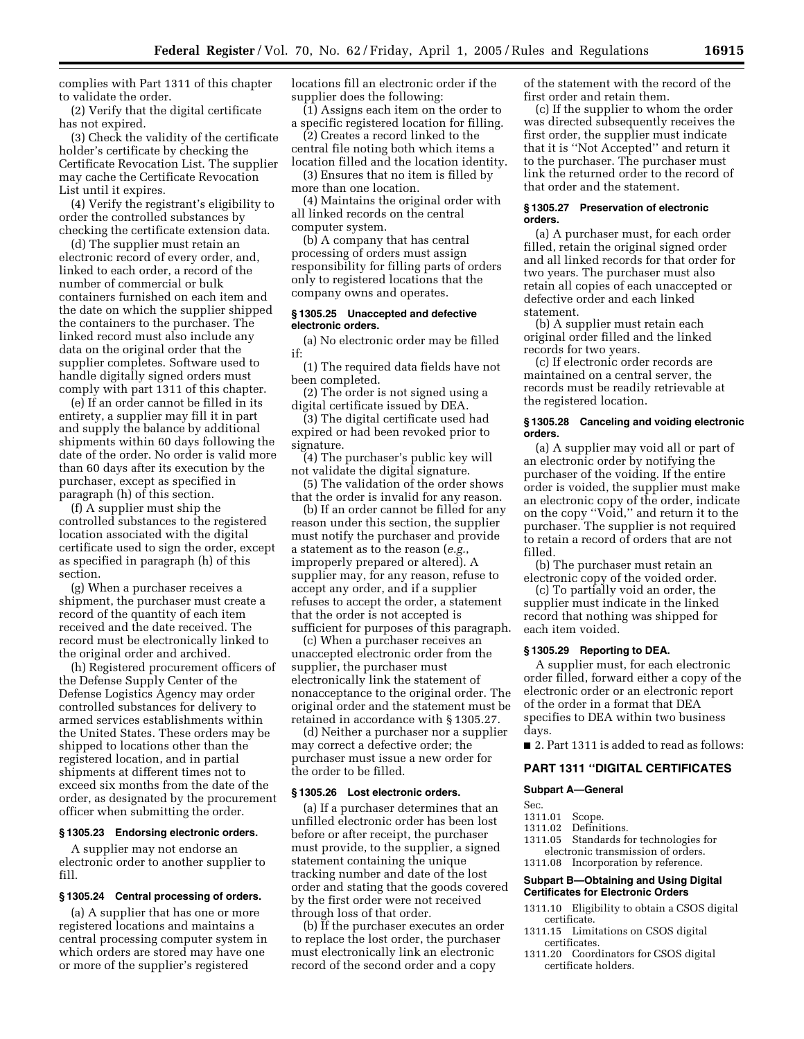complies with Part 1311 of this chapter to validate the order.

(2) Verify that the digital certificate has not expired.

(3) Check the validity of the certificate holder's certificate by checking the Certificate Revocation List. The supplier may cache the Certificate Revocation List until it expires.

(4) Verify the registrant's eligibility to order the controlled substances by checking the certificate extension data.

(d) The supplier must retain an electronic record of every order, and, linked to each order, a record of the number of commercial or bulk containers furnished on each item and the date on which the supplier shipped the containers to the purchaser. The linked record must also include any data on the original order that the supplier completes. Software used to handle digitally signed orders must comply with part 1311 of this chapter.

(e) If an order cannot be filled in its entirety, a supplier may fill it in part and supply the balance by additional shipments within 60 days following the date of the order. No order is valid more than 60 days after its execution by the purchaser, except as specified in paragraph (h) of this section.

(f) A supplier must ship the controlled substances to the registered location associated with the digital certificate used to sign the order, except as specified in paragraph (h) of this section.

(g) When a purchaser receives a shipment, the purchaser must create a record of the quantity of each item received and the date received. The record must be electronically linked to the original order and archived.

(h) Registered procurement officers of the Defense Supply Center of the Defense Logistics Agency may order controlled substances for delivery to armed services establishments within the United States. These orders may be shipped to locations other than the registered location, and in partial shipments at different times not to exceed six months from the date of the order, as designated by the procurement officer when submitting the order.

### § 1305.23 Endorsing electronic orders.

A supplier may not endorse an electronic order to another supplier to fill.

### § 1305.24 Central processing of orders.

(a) A supplier that has one or more registered locations and maintains a central processing computer system in which orders are stored may have one or more of the supplier's registered locations fill an electronic order if the supplier does the following:

(1) Assigns each item on the order to a specific registered location for filling.

(2) Creates a record linked to the central file noting both which items a location filled and the location identity.

(3) Ensures that no item is filled by more than one location.

(4) Maintains the original order with all linked records on the central computer system.

(b) A company that has central processing of orders must assign responsibility for filling parts of orders only to registered locations that the company owns and operates.

### § 1305.25 Unaccepted and defective electronic orders.

(a) No electronic order may be filled if:

(1) The required data fields have not been completed.

(2) The order is not signed using a digital certificate issued by DEA.

(3) The digital certificate used had expired or had been revoked prior to signature.

(4) The purchaser's public key will not validate the digital signature.

(5) The validation of the order shows that the order is invalid for any reason.

(b) If an order cannot be filled for any reason under this section, the supplier must notify the purchaser and provide a statement as to the reason (*e.g.*, improperly prepared or altered). A supplier may, for any reason, refuse to accept any order, and if a supplier refuses to accept the order, a statement that the order is not accepted is sufficient for purposes of this paragraph.

(c) When a purchaser receives an unaccepted electronic order from the supplier, the purchaser must electronically link the statement of nonacceptance to the original order. The original order and the statement must be retained in accordance with § 1305.27.

(d) Neither a purchaser nor a supplier may correct a defective order; the purchaser must issue a new order for the order to be filled.

### § 1305.26 Lost electronic orders.

(a) If a purchaser determines that an unfilled electronic order has been lost before or after receipt, the purchaser must provide, to the supplier, a signed statement containing the unique tracking number and date of the lost order and stating that the goods covered by the first order were not received through loss of that order.

(b) If the purchaser executes an order to replace the lost order, the purchaser must electronically link an electronic record of the second order and a copy of the statement with the record of the first order and retain them.

(c) If the supplier to whom the order was directed subsequently receives the first order, the supplier must indicate that it is ''Not Accepted'' and return it to the purchaser. The purchaser must link the returned order to the record of that order and the statement.

### § 1305.27 Preservation of electronic orders.

(a) A purchaser must, for each order filled, retain the original signed order and all linked records for that order for two years. The purchaser must also retain all copies of each unaccepted or defective order and each linked statement.

(b) A supplier must retain each original order filled and the linked records for two years.

(c) If electronic order records are maintained on a central server, the records must be readily retrievable at the registered location.

### § 1305.28 Canceling and voiding electronic orders.

(a) A supplier may void all or part of an electronic order by notifying the purchaser of the voiding. If the entire order is voided, the supplier must make an electronic copy of the order, indicate on the copy ''Void,'' and return it to the purchaser. The supplier is not required to retain a record of orders that are not filled.

(b) The purchaser must retain an electronic copy of the voided order.

(c) To partially void an order, the supplier must indicate in the linked record that nothing was shipped for each item voided.

### § 1305.29 Reporting to DEA.

A supplier must, for each electronic order filled, forward either a copy of the electronic order or an electronic report of the order in a format that DEA specifies to DEA within two business days.

■ 2. Part 1311 is added to read as follows:

## PART 1311 ''DIGITAL CERTIFICATES

### Subpart A—General

Sec.
1311.01 Scope.
1311.02 Definitions.
1311.05 Standards for technologies for electronic transmission of orders.
1311.08 Incorporation by reference.

### Subpart B—Obtaining and Using Digital Certificates for Electronic Orders

1311.10 Eligibility to obtain a CSOS digital certificate.
1311.15 Limitations on CSOS digital certificates.
1311.20 Coordinators for CSOS digital certificate holders.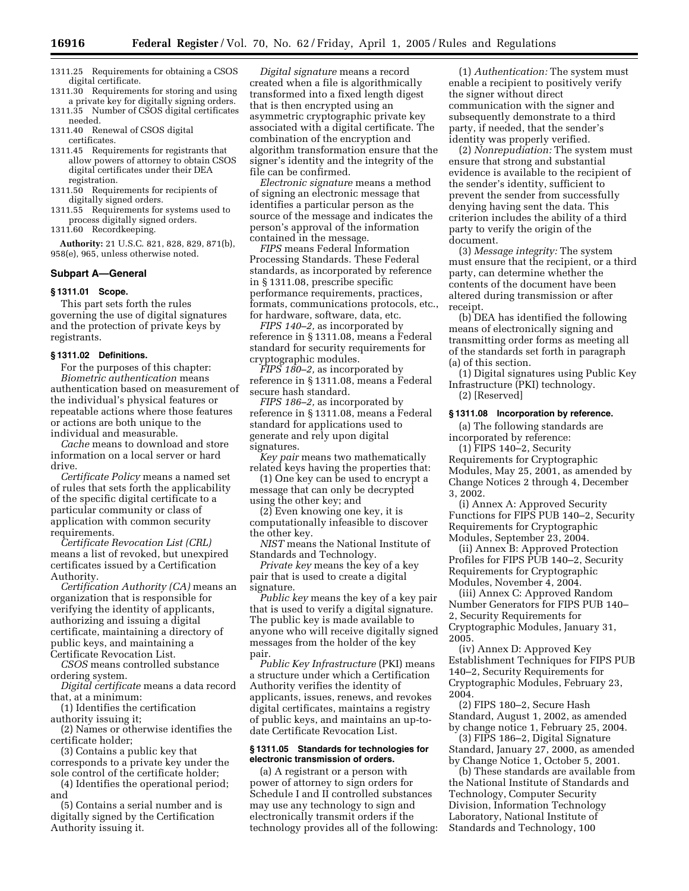1311.25 Requirements for obtaining a CSOS digital certificate.
1311.30 Requirements for storing and using a private key for digitally signing orders.
1311.35 Number of CSOS digital certificates needed.
1311.40 Renewal of CSOS digital certificates.
1311.45 Requirements for registrants that allow powers of attorney to obtain CSOS digital certificates under their DEA registration.
1311.50 Requirements for recipients of digitally signed orders.
1311.55 Requirements for systems used to process digitally signed orders.
1311.60 Recordkeeping.

**Authority:** 21 U.S.C. 821, 828, 829, 871(b), 958(e), 965, unless otherwise noted.

## Subpart A—General

### § 1311.01 Scope.

This part sets forth the rules governing the use of digital signatures and the protection of private keys by registrants.

### § 1311.02 Definitions.

For the purposes of this chapter:

*Biometric authentication* means authentication based on measurement of the individual's physical features or repeatable actions where those features or actions are both unique to the individual and measurable.

*Cache* means to download and store information on a local server or hard drive.

*Certificate Policy* means a named set of rules that sets forth the applicability of the specific digital certificate to a particular community or class of application with common security requirements.

*Certificate Revocation List (CRL)* means a list of revoked, but unexpired certificates issued by a Certification Authority.

*Certification Authority (CA)* means an organization that is responsible for verifying the identity of applicants, authorizing and issuing a digital certificate, maintaining a directory of public keys, and maintaining a Certificate Revocation List.

*CSOS* means controlled substance ordering system.

*Digital certificate* means a data record that, at a minimum:

(1) Identifies the certification authority issuing it;

(2) Names or otherwise identifies the certificate holder;

(3) Contains a public key that corresponds to a private key under the sole control of the certificate holder;

(4) Identifies the operational period; and

(5) Contains a serial number and is digitally signed by the Certification Authority issuing it.

*Digital signature* means a record created when a file is algorithmically transformed into a fixed length digest that is then encrypted using an asymmetric cryptographic private key associated with a digital certificate. The combination of the encryption and algorithm transformation ensure that the signer's identity and the integrity of the file can be confirmed.

*Electronic signature* means a method of signing an electronic message that identifies a particular person as the source of the message and indicates the person's approval of the information contained in the message.

*FIPS* means Federal Information Processing Standards. These Federal standards, as incorporated by reference in § 1311.08, prescribe specific performance requirements, practices, formats, communications protocols, etc., for hardware, software, data, etc.

*FIPS 140–2,* as incorporated by reference in § 1311.08, means a Federal standard for security requirements for cryptographic modules.

*FIPS 180–2,* as incorporated by reference in § 1311.08, means a Federal secure hash standard.

*FIPS 186–2,* as incorporated by reference in § 1311.08, means a Federal standard for applications used to generate and rely upon digital signatures.

*Key pair* means two mathematically related keys having the properties that:

(1) One key can be used to encrypt a message that can only be decrypted using the other key; and

(2) Even knowing one key, it is computationally infeasible to discover the other key.

*NIST* means the National Institute of Standards and Technology.

*Private key* means the key of a key pair that is used to create a digital signature.

*Public key* means the key of a key pair that is used to verify a digital signature. The public key is made available to anyone who will receive digitally signed messages from the holder of the key pair.

*Public Key Infrastructure* (PKI) means a structure under which a Certification Authority verifies the identity of applicants, issues, renews, and revokes digital certificates, maintains a registry of public keys, and maintains an up-to-date Certificate Revocation List.

### § 1311.05 Standards for technologies for electronic transmission of orders.

(a) A registrant or a person with power of attorney to sign orders for Schedule I and II controlled substances may use any technology to sign and electronically transmit orders if the technology provides all of the following:

(1) *Authentication:* The system must enable a recipient to positively verify the signer without direct communication with the signer and subsequently demonstrate to a third party, if needed, that the sender's identity was properly verified.

(2) *Nonrepudiation:* The system must ensure that strong and substantial evidence is available to the recipient of the sender's identity, sufficient to prevent the sender from successfully denying having sent the data. This criterion includes the ability of a third party to verify the origin of the document.

(3) *Message integrity:* The system must ensure that the recipient, or a third party, can determine whether the contents of the document have been altered during transmission or after receipt.

(b) DEA has identified the following means of electronically signing and transmitting order forms as meeting all of the standards set forth in paragraph (a) of this section.

(1) Digital signatures using Public Key Infrastructure (PKI) technology.

(2) [Reserved]

### § 1311.08 Incorporation by reference.

(a) The following standards are incorporated by reference:

(1) FIPS 140–2, Security Requirements for Cryptographic Modules, May 25, 2001, as amended by Change Notices 2 through 4, December 3, 2002.

(i) Annex A: Approved Security Functions for FIPS PUB 140–2, Security Requirements for Cryptographic Modules, September 23, 2004.

(ii) Annex B: Approved Protection Profiles for FIPS PUB 140–2, Security Requirements for Cryptographic Modules, November 4, 2004.

(iii) Annex C: Approved Random Number Generators for FIPS PUB 140–2, Security Requirements for Cryptographic Modules, January 31, 2005.

(iv) Annex D: Approved Key Establishment Techniques for FIPS PUB 140–2, Security Requirements for Cryptographic Modules, February 23, 2004.

(2) FIPS 180–2, Secure Hash Standard, August 1, 2002, as amended by change notice 1, February 25, 2004.

(3) FIPS 186–2, Digital Signature Standard, January 27, 2000, as amended by Change Notice 1, October 5, 2001.

(b) These standards are available from the National Institute of Standards and Technology, Computer Security Division, Information Technology Laboratory, National Institute of Standards and Technology, 100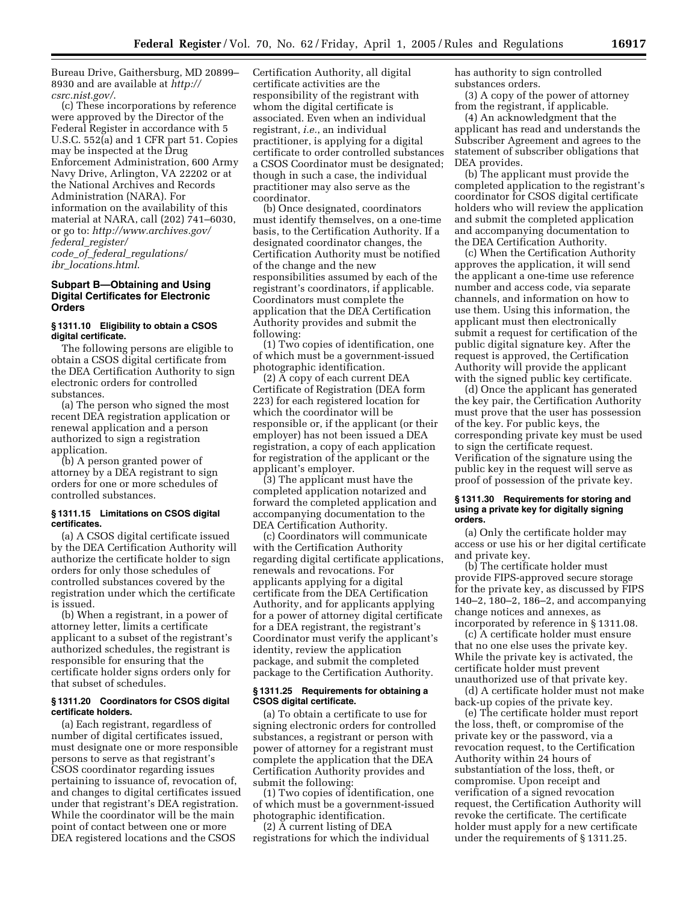Bureau Drive, Gaithersburg, MD 20899–8930 and are available at *http://csrc.nist.gov/*.

(c) These incorporations by reference were approved by the Director of the Federal Register in accordance with 5 U.S.C. 552(a) and 1 CFR part 51. Copies may be inspected at the Drug Enforcement Administration, 600 Army Navy Drive, Arlington, VA 22202 or at the National Archives and Records Administration (NARA). For information on the availability of this material at NARA, call (202) 741–6030, or go to: *http://www.archives.gov/federal_register/code_of_federal_regulations/ibr_locations.html*.

## Subpart B—Obtaining and Using Digital Certificates for Electronic Orders

### § 1311.10 Eligibility to obtain a CSOS digital certificate.

The following persons are eligible to obtain a CSOS digital certificate from the DEA Certification Authority to sign electronic orders for controlled substances.

(a) The person who signed the most recent DEA registration application or renewal application and a person authorized to sign a registration application.

(b) A person granted power of attorney by a DEA registrant to sign orders for one or more schedules of controlled substances.

### § 1311.15 Limitations on CSOS digital certificates.

(a) A CSOS digital certificate issued by the DEA Certification Authority will authorize the certificate holder to sign orders for only those schedules of controlled substances covered by the registration under which the certificate is issued.

(b) When a registrant, in a power of attorney letter, limits a certificate applicant to a subset of the registrant's authorized schedules, the registrant is responsible for ensuring that the certificate holder signs orders only for that subset of schedules.

### § 1311.20 Coordinators for CSOS digital certificate holders.

(a) Each registrant, regardless of number of digital certificates issued, must designate one or more responsible persons to serve as that registrant's CSOS coordinator regarding issues pertaining to issuance of, revocation of, and changes to digital certificates issued under that registrant's DEA registration. While the coordinator will be the main point of contact between one or more DEA registered locations and the CSOS Certification Authority, all digital certificate activities are the responsibility of the registrant with whom the digital certificate is associated. Even when an individual registrant, *i.e.*, an individual practitioner, is applying for a digital certificate to order controlled substances a CSOS Coordinator must be designated; though in such a case, the individual practitioner may also serve as the coordinator.

(b) Once designated, coordinators must identify themselves, on a one-time basis, to the Certification Authority. If a designated coordinator changes, the Certification Authority must be notified of the change and the new responsibilities assumed by each of the registrant's coordinators, if applicable. Coordinators must complete the application that the DEA Certification Authority provides and submit the following:

(1) Two copies of identification, one of which must be a government-issued photographic identification.

(2) A copy of each current DEA Certificate of Registration (DEA form 223) for each registered location for which the coordinator will be responsible or, if the applicant (or their employer) has not been issued a DEA registration, a copy of each application for registration of the applicant or the applicant's employer.

(3) The applicant must have the completed application notarized and forward the completed application and accompanying documentation to the DEA Certification Authority.

(c) Coordinators will communicate with the Certification Authority regarding digital certificate applications, renewals and revocations. For applicants applying for a digital certificate from the DEA Certification Authority, and for applicants applying for a power of attorney digital certificate for a DEA registrant, the registrant's Coordinator must verify the applicant's identity, review the application package, and submit the completed package to the Certification Authority.

### § 1311.25 Requirements for obtaining a CSOS digital certificate.

(a) To obtain a certificate to use for signing electronic orders for controlled substances, a registrant or person with power of attorney for a registrant must complete the application that the DEA Certification Authority provides and submit the following:

(1) Two copies of identification, one of which must be a government-issued photographic identification.

(2) A current listing of DEA registrations for which the individual has authority to sign controlled substances orders.

(3) A copy of the power of attorney from the registrant, if applicable.

(4) An acknowledgment that the applicant has read and understands the Subscriber Agreement and agrees to the statement of subscriber obligations that DEA provides.

(b) The applicant must provide the completed application to the registrant's coordinator for CSOS digital certificate holders who will review the application and submit the completed application and accompanying documentation to the DEA Certification Authority.

(c) When the Certification Authority approves the application, it will send the applicant a one-time use reference number and access code, via separate channels, and information on how to use them. Using this information, the applicant must then electronically submit a request for certification of the public digital signature key. After the request is approved, the Certification Authority will provide the applicant with the signed public key certificate.

(d) Once the applicant has generated the key pair, the Certification Authority must prove that the user has possession of the key. For public keys, the corresponding private key must be used to sign the certificate request. Verification of the signature using the public key in the request will serve as proof of possession of the private key.

### § 1311.30 Requirements for storing and using a private key for digitally signing orders.

(a) Only the certificate holder may access or use his or her digital certificate and private key.

(b) The certificate holder must provide FIPS-approved secure storage for the private key, as discussed by FIPS 140–2, 180–2, 186–2, and accompanying change notices and annexes, as incorporated by reference in § 1311.08.

(c) A certificate holder must ensure that no one else uses the private key. While the private key is activated, the certificate holder must prevent unauthorized use of that private key.

(d) A certificate holder must not make back-up copies of the private key.

(e) The certificate holder must report the loss, theft, or compromise of the private key or the password, via a revocation request, to the Certification Authority within 24 hours of substantiation of the loss, theft, or compromise. Upon receipt and verification of a signed revocation request, the Certification Authority will revoke the certificate. The certificate holder must apply for a new certificate under the requirements of § 1311.25.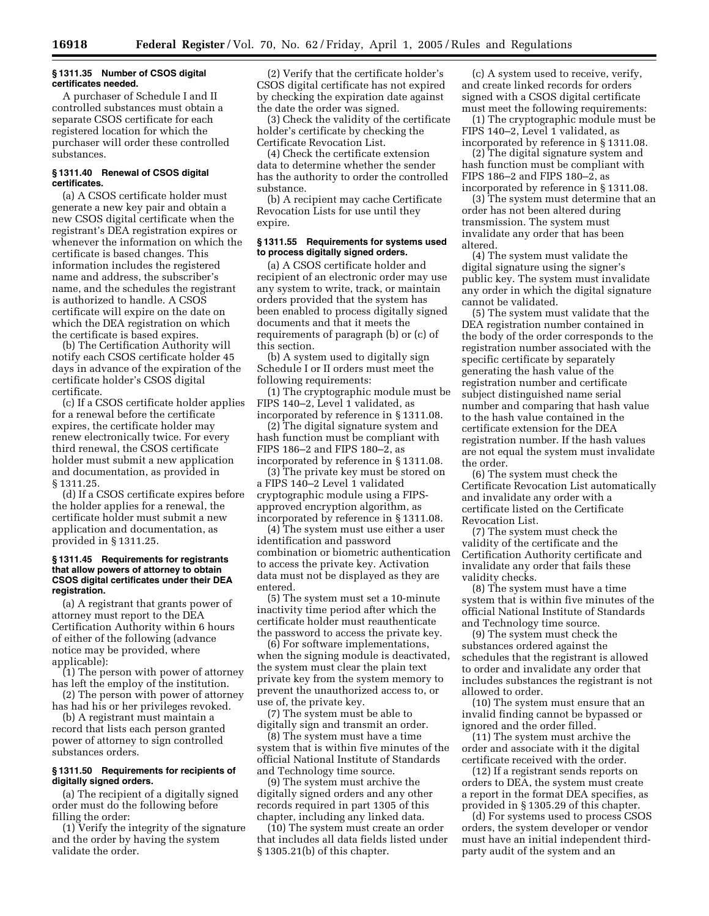### § 1311.35 Number of CSOS digital certificates needed.

A purchaser of Schedule I and II controlled substances must obtain a separate CSOS certificate for each registered location for which the purchaser will order these controlled substances.

### § 1311.40 Renewal of CSOS digital certificates.

(a) A CSOS certificate holder must generate a new key pair and obtain a new CSOS digital certificate when the registrant's DEA registration expires or whenever the information on which the certificate is based changes. This information includes the registered name and address, the subscriber's name, and the schedules the registrant is authorized to handle. A CSOS certificate will expire on the date on which the DEA registration on which the certificate is based expires.

(b) The Certification Authority will notify each CSOS certificate holder 45 days in advance of the expiration of the certificate holder's CSOS digital certificate.

(c) If a CSOS certificate holder applies for a renewal before the certificate expires, the certificate holder may renew electronically twice. For every third renewal, the CSOS certificate holder must submit a new application and documentation, as provided in § 1311.25.

(d) If a CSOS certificate expires before the holder applies for a renewal, the certificate holder must submit a new application and documentation, as provided in § 1311.25.

### § 1311.45 Requirements for registrants that allow powers of attorney to obtain CSOS digital certificates under their DEA registration.

(a) A registrant that grants power of attorney must report to the DEA Certification Authority within 6 hours of either of the following (advance notice may be provided, where applicable):

(1) The person with power of attorney has left the employ of the institution.

(2) The person with power of attorney has had his or her privileges revoked.

(b) A registrant must maintain a record that lists each person granted power of attorney to sign controlled substances orders.

### § 1311.50 Requirements for recipients of digitally signed orders.

(a) The recipient of a digitally signed order must do the following before filling the order:

(1) Verify the integrity of the signature and the order by having the system validate the order.

(2) Verify that the certificate holder's CSOS digital certificate has not expired by checking the expiration date against the date the order was signed.

(3) Check the validity of the certificate holder's certificate by checking the Certificate Revocation List.

(4) Check the certificate extension data to determine whether the sender has the authority to order the controlled substance.

(b) A recipient may cache Certificate Revocation Lists for use until they expire.

### § 1311.55 Requirements for systems used to process digitally signed orders.

(a) A CSOS certificate holder and recipient of an electronic order may use any system to write, track, or maintain orders provided that the system has been enabled to process digitally signed documents and that it meets the requirements of paragraph (b) or (c) of this section.

(b) A system used to digitally sign Schedule I or II orders must meet the following requirements:

(1) The cryptographic module must be FIPS 140–2, Level 1 validated, as incorporated by reference in § 1311.08.

(2) The digital signature system and hash function must be compliant with FIPS 186–2 and FIPS 180–2, as incorporated by reference in § 1311.08.

(3) The private key must be stored on a FIPS 140–2 Level 1 validated cryptographic module using a FIPS-approved encryption algorithm, as incorporated by reference in § 1311.08.

(4) The system must use either a user identification and password combination or biometric authentication to access the private key. Activation data must not be displayed as they are entered.

(5) The system must set a 10-minute inactivity time period after which the certificate holder must reauthenticate the password to access the private key.

(6) For software implementations, when the signing module is deactivated, the system must clear the plain text private key from the system memory to prevent the unauthorized access to, or use of, the private key.

(7) The system must be able to digitally sign and transmit an order.

(8) The system must have a time system that is within five minutes of the official National Institute of Standards and Technology time source.

(9) The system must archive the digitally signed orders and any other records required in part 1305 of this chapter, including any linked data.

(10) The system must create an order that includes all data fields listed under § 1305.21(b) of this chapter.

(c) A system used to receive, verify, and create linked records for orders signed with a CSOS digital certificate must meet the following requirements:

(1) The cryptographic module must be FIPS 140–2, Level 1 validated, as incorporated by reference in § 1311.08.

(2) The digital signature system and hash function must be compliant with FIPS 186–2 and FIPS 180–2, as incorporated by reference in § 1311.08.

(3) The system must determine that an order has not been altered during transmission. The system must invalidate any order that has been altered.

(4) The system must validate the digital signature using the signer's public key. The system must invalidate any order in which the digital signature cannot be validated.

(5) The system must validate that the DEA registration number contained in the body of the order corresponds to the registration number associated with the specific certificate by separately generating the hash value of the registration number and certificate subject distinguished name serial number and comparing that hash value to the hash value contained in the certificate extension for the DEA registration number. If the hash values are not equal the system must invalidate the order.

(6) The system must check the Certificate Revocation List automatically and invalidate any order with a certificate listed on the Certificate Revocation List.

(7) The system must check the validity of the certificate and the Certification Authority certificate and invalidate any order that fails these validity checks.

(8) The system must have a time system that is within five minutes of the official National Institute of Standards and Technology time source.

(9) The system must check the substances ordered against the schedules that the registrant is allowed to order and invalidate any order that includes substances the registrant is not allowed to order.

(10) The system must ensure that an invalid finding cannot be bypassed or ignored and the order filled.

(11) The system must archive the order and associate with it the digital certificate received with the order.

(12) If a registrant sends reports on orders to DEA, the system must create a report in the format DEA specifies, as provided in § 1305.29 of this chapter.

(d) For systems used to process CSOS orders, the system developer or vendor must have an initial independent third-party audit of the system and an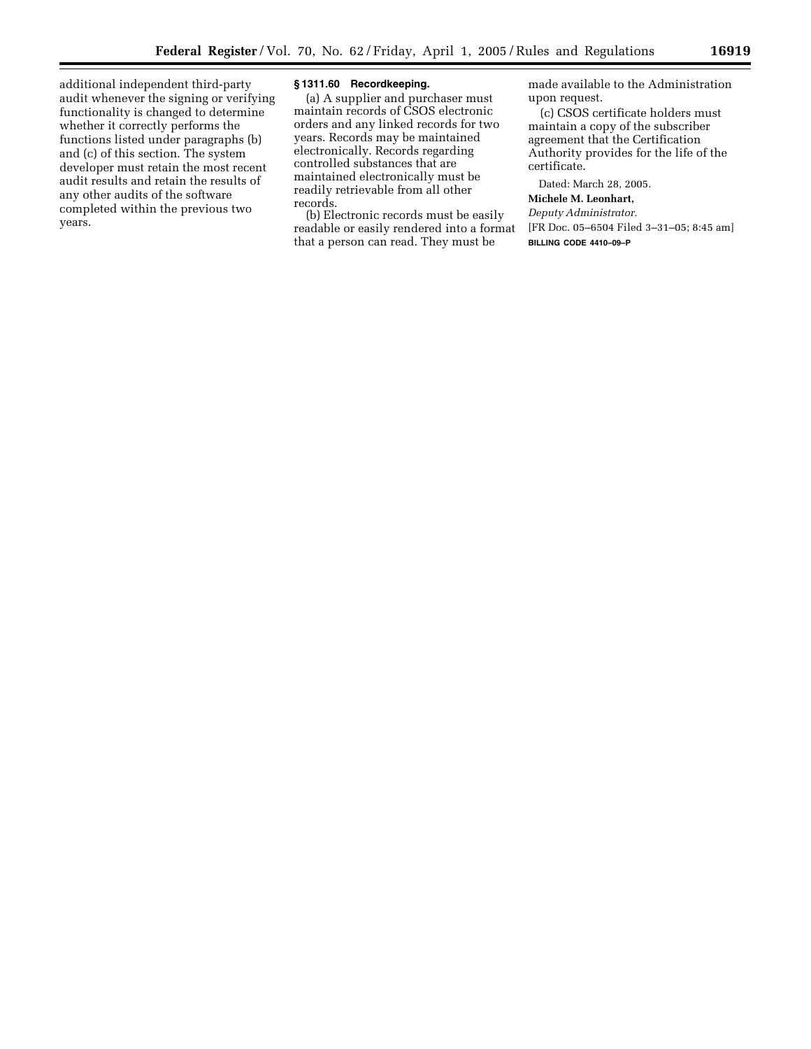additional independent third-party audit whenever the signing or verifying functionality is changed to determine whether it correctly performs the functions listed under paragraphs (b) and (c) of this section. The system developer must retain the most recent audit results and retain the results of any other audits of the software completed within the previous two years.

**§ 1311.60 Recordkeeping.**

(a) A supplier and purchaser must maintain records of CSOS electronic orders and any linked records for two years. Records may be maintained electronically. Records regarding controlled substances that are maintained electronically must be readily retrievable from all other records.

(b) Electronic records must be easily readable or easily rendered into a format that a person can read. They must be made available to the Administration upon request.

(c) CSOS certificate holders must maintain a copy of the subscriber agreement that the Certification Authority provides for the life of the certificate.

Dated: March 28, 2005.

**Michele M. Leonhart,**

*Deputy Administrator.*

[FR Doc. 05–6504 Filed 3–31–05; 8:45 am]

**BILLING CODE 4410–09–P**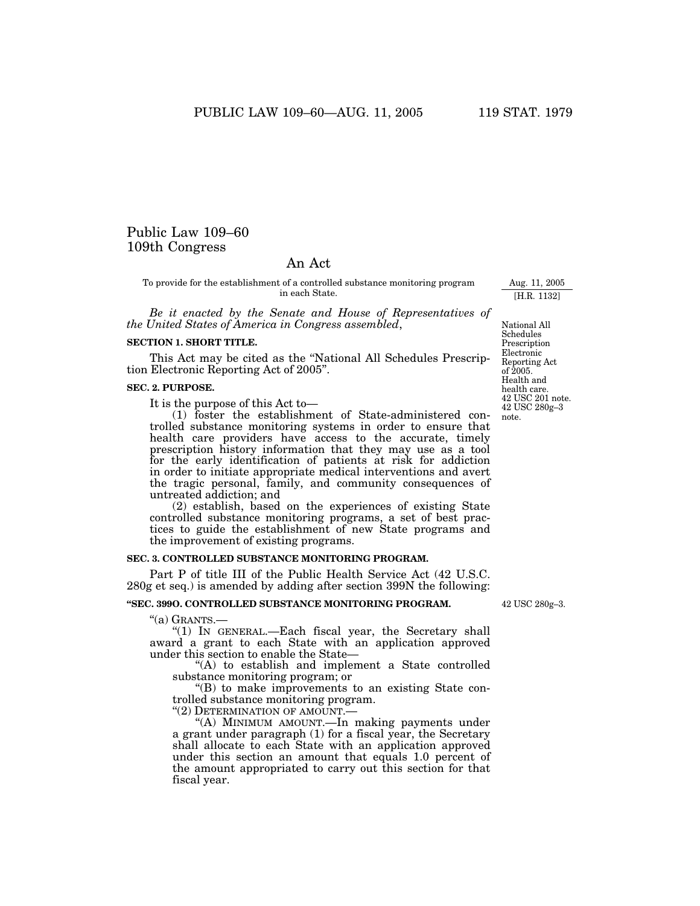# Public Law 109–60
## 109th Congress

### An Act

To provide for the establishment of a controlled substance monitoring program in each State.

Aug. 11, 2005
[H.R. 1132]

*Be it enacted by the Senate and House of Representatives of the United States of America in Congress assembled*,

National All Schedules Prescription Electronic Reporting Act of 2005. Health and health care. 42 USC 201 note. 42 USC 280g–3 note.

**SECTION 1. SHORT TITLE.**

This Act may be cited as the "National All Schedules Prescription Electronic Reporting Act of 2005".

**SEC. 2. PURPOSE.**

It is the purpose of this Act to—

(1) foster the establishment of State-administered controlled substance monitoring systems in order to ensure that health care providers have access to the accurate, timely prescription history information that they may use as a tool for the early identification of patients at risk for addiction in order to initiate appropriate medical interventions and avert the tragic personal, family, and community consequences of untreated addiction; and

(2) establish, based on the experiences of existing State controlled substance monitoring programs, a set of best practices to guide the establishment of new State programs and the improvement of existing programs.

**SEC. 3. CONTROLLED SUBSTANCE MONITORING PROGRAM.**

Part P of title III of the Public Health Service Act (42 U.S.C. 280g et seq.) is amended by adding after section 399N the following:

**"SEC. 399O. CONTROLLED SUBSTANCE MONITORING PROGRAM.**

42 USC 280g–3.

"(a) GRANTS.—

"(1) IN GENERAL.—Each fiscal year, the Secretary shall award a grant to each State with an application approved under this section to enable the State—

"(A) to establish and implement a State controlled substance monitoring program; or

"(B) to make improvements to an existing State controlled substance monitoring program.

"(2) DETERMINATION OF AMOUNT.—

"(A) MINIMUM AMOUNT.—In making payments under a grant under paragraph (1) for a fiscal year, the Secretary shall allocate to each State with an application approved under this section an amount that equals 1.0 percent of the amount appropriated to carry out this section for that fiscal year.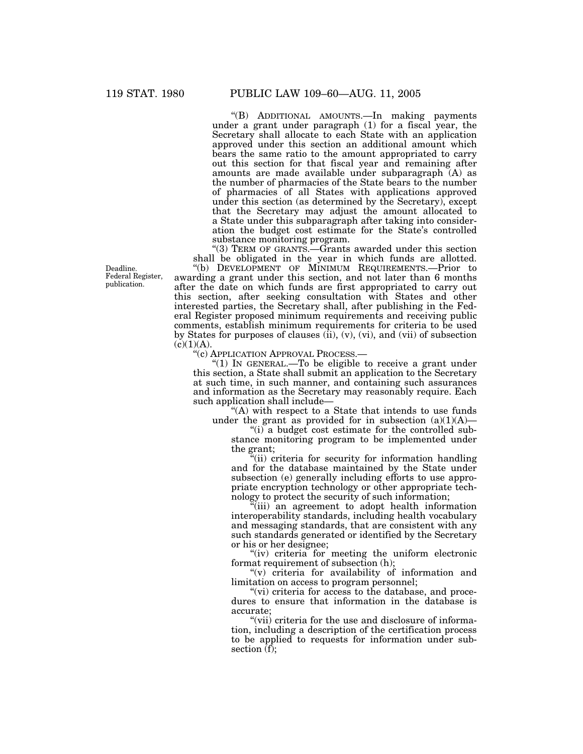"(B) ADDITIONAL AMOUNTS.—In making payments under a grant under paragraph (1) for a fiscal year, the Secretary shall allocate to each State with an application approved under this section an additional amount which bears the same ratio to the amount appropriated to carry out this section for that fiscal year and remaining after amounts are made available under subparagraph (A) as the number of pharmacies of the State bears to the number of pharmacies of all States with applications approved under this section (as determined by the Secretary), except that the Secretary may adjust the amount allocated to a State under this subparagraph after taking into consideration the budget cost estimate for the State's controlled substance monitoring program.

"(3) TERM OF GRANTS.—Grants awarded under this section shall be obligated in the year in which funds are allotted.

Deadline. Federal Register, publication.

"(b) DEVELOPMENT OF MINIMUM REQUIREMENTS.—Prior to awarding a grant under this section, and not later than 6 months after the date on which funds are first appropriated to carry out this section, after seeking consultation with States and other interested parties, the Secretary shall, after publishing in the Federal Register proposed minimum requirements and receiving public comments, establish minimum requirements for criteria to be used by States for purposes of clauses (ii), (v), (vi), and (vii) of subsection (c)(1)(A).

"(c) APPLICATION APPROVAL PROCESS.—

"(1) IN GENERAL.—To be eligible to receive a grant under this section, a State shall submit an application to the Secretary at such time, in such manner, and containing such assurances and information as the Secretary may reasonably require. Each such application shall include—

"(A) with respect to a State that intends to use funds under the grant as provided for in subsection (a)(1)(A)—

"(i) a budget cost estimate for the controlled substance monitoring program to be implemented under the grant;

"(ii) criteria for security for information handling and for the database maintained by the State under subsection (e) generally including efforts to use appropriate encryption technology or other appropriate technology to protect the security of such information;

"(iii) an agreement to adopt health information interoperability standards, including health vocabulary and messaging standards, that are consistent with any such standards generated or identified by the Secretary or his or her designee;

"(iv) criteria for meeting the uniform electronic format requirement of subsection (h);

"(v) criteria for availability of information and limitation on access to program personnel;

"(vi) criteria for access to the database, and procedures to ensure that information in the database is accurate;

"(vii) criteria for the use and disclosure of information, including a description of the certification process to be applied to requests for information under subsection (f);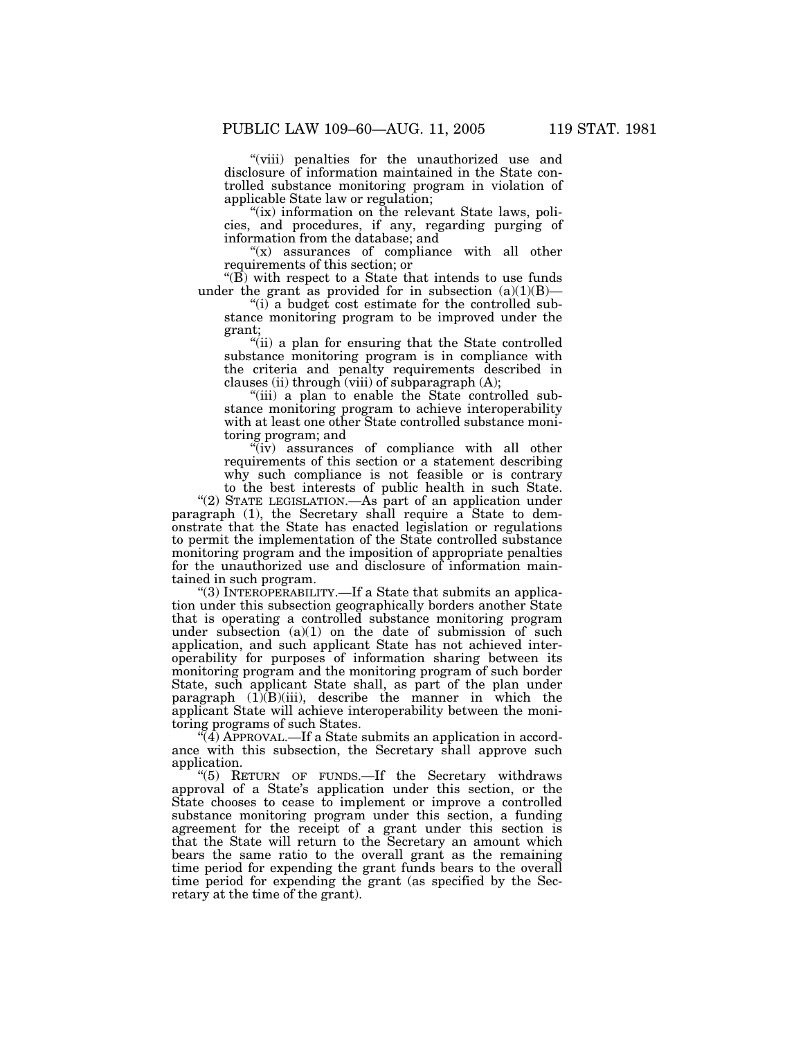"(viii) penalties for the unauthorized use and disclosure of information maintained in the State controlled substance monitoring program in violation of applicable State law or regulation;

"(ix) information on the relevant State laws, policies, and procedures, if any, regarding purging of information from the database; and

"(x) assurances of compliance with all other requirements of this section; or

"(B) with respect to a State that intends to use funds under the grant as provided for in subsection (a)(1)(B)—

"(i) a budget cost estimate for the controlled substance monitoring program to be improved under the grant;

"(ii) a plan for ensuring that the State controlled substance monitoring program is in compliance with the criteria and penalty requirements described in clauses (ii) through (viii) of subparagraph (A);

"(iii) a plan to enable the State controlled substance monitoring program to achieve interoperability with at least one other State controlled substance monitoring program; and

"(iv) assurances of compliance with all other requirements of this section or a statement describing why such compliance is not feasible or is contrary to the best interests of public health in such State.

"(2) STATE LEGISLATION.—As part of an application under paragraph (1), the Secretary shall require a State to demonstrate that the State has enacted legislation or regulations to permit the implementation of the State controlled substance monitoring program and the imposition of appropriate penalties for the unauthorized use and disclosure of information maintained in such program.

"(3) INTEROPERABILITY.—If a State that submits an application under this subsection geographically borders another State that is operating a controlled substance monitoring program under subsection (a)(1) on the date of submission of such application, and such applicant State has not achieved interoperability for purposes of information sharing between its monitoring program and the monitoring program of such border State, such applicant State shall, as part of the plan under paragraph (1)(B)(iii), describe the manner in which the applicant State will achieve interoperability between the monitoring programs of such States.

"(4) APPROVAL.—If a State submits an application in accordance with this subsection, the Secretary shall approve such application.

"(5) RETURN OF FUNDS.—If the Secretary withdraws approval of a State's application under this section, or the State chooses to cease to implement or improve a controlled substance monitoring program under this section, a funding agreement for the receipt of a grant under this section is that the State will return to the Secretary an amount which bears the same ratio to the overall grant as the remaining time period for expending the grant funds bears to the overall time period for expending the grant (as specified by the Secretary at the time of the grant).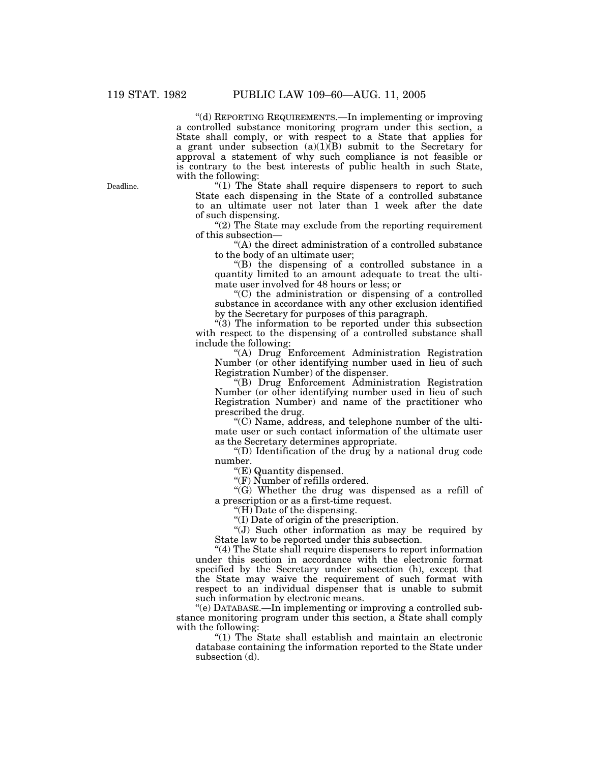"(d) REPORTING REQUIREMENTS.—In implementing or improving a controlled substance monitoring program under this section, a State shall comply, or with respect to a State that applies for a grant under subsection (a)(1)(B) submit to the Secretary for approval a statement of why such compliance is not feasible or is contrary to the best interests of public health in such State, with the following:

Deadline.

"(1) The State shall require dispensers to report to such State each dispensing in the State of a controlled substance to an ultimate user not later than 1 week after the date of such dispensing.

"(2) The State may exclude from the reporting requirement of this subsection—

"(A) the direct administration of a controlled substance to the body of an ultimate user;

"(B) the dispensing of a controlled substance in a quantity limited to an amount adequate to treat the ultimate user involved for 48 hours or less; or

"(C) the administration or dispensing of a controlled substance in accordance with any other exclusion identified by the Secretary for purposes of this paragraph.

"(3) The information to be reported under this subsection with respect to the dispensing of a controlled substance shall include the following:

"(A) Drug Enforcement Administration Registration Number (or other identifying number used in lieu of such Registration Number) of the dispenser.

"(B) Drug Enforcement Administration Registration Number (or other identifying number used in lieu of such Registration Number) and name of the practitioner who prescribed the drug.

"(C) Name, address, and telephone number of the ultimate user or such contact information of the ultimate user as the Secretary determines appropriate.

"(D) Identification of the drug by a national drug code number.

"(E) Quantity dispensed.

"(F) Number of refills ordered.

"(G) Whether the drug was dispensed as a refill of a prescription or as a first-time request.

"(H) Date of the dispensing.

"(I) Date of origin of the prescription.

"(J) Such other information as may be required by State law to be reported under this subsection.

"(4) The State shall require dispensers to report information under this section in accordance with the electronic format specified by the Secretary under subsection (h), except that the State may waive the requirement of such format with respect to an individual dispenser that is unable to submit such information by electronic means.

"(e) DATABASE.—In implementing or improving a controlled substance monitoring program under this section, a State shall comply with the following:

"(1) The State shall establish and maintain an electronic database containing the information reported to the State under subsection (d).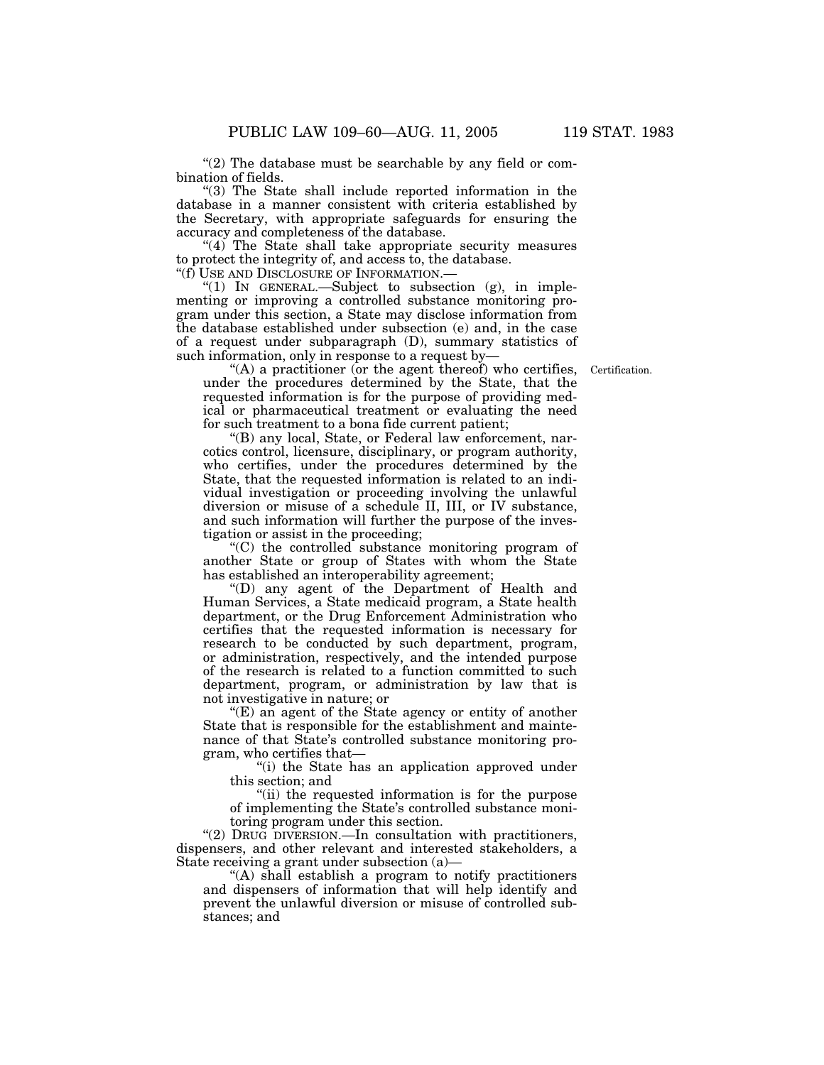"(2) The database must be searchable by any field or combination of fields.

"(3) The State shall include reported information in the database in a manner consistent with criteria established by the Secretary, with appropriate safeguards for ensuring the accuracy and completeness of the database.

"(4) The State shall take appropriate security measures to protect the integrity of, and access to, the database.

"(f) USE AND DISCLOSURE OF INFORMATION.—

"(1) IN GENERAL.—Subject to subsection (g), in implementing or improving a controlled substance monitoring program under this section, a State may disclose information from the database established under subsection (e) and, in the case of a request under subparagraph (D), summary statistics of such information, only in response to a request by—

"(A) a practitioner (or the agent thereof) who certifies, under the procedures determined by the State, that the requested information is for the purpose of providing medical or pharmaceutical treatment or evaluating the need for such treatment to a bona fide current patient;

Certification.

"(B) any local, State, or Federal law enforcement, narcotics control, licensure, disciplinary, or program authority, who certifies, under the procedures determined by the State, that the requested information is related to an individual investigation or proceeding involving the unlawful diversion or misuse of a schedule II, III, or IV substance, and such information will further the purpose of the investigation or assist in the proceeding;

"(C) the controlled substance monitoring program of another State or group of States with whom the State has established an interoperability agreement;

"(D) any agent of the Department of Health and Human Services, a State medicaid program, a State health department, or the Drug Enforcement Administration who certifies that the requested information is necessary for research to be conducted by such department, program, or administration, respectively, and the intended purpose of the research is related to a function committed to such department, program, or administration by law that is not investigative in nature; or

"(E) an agent of the State agency or entity of another State that is responsible for the establishment and maintenance of that State's controlled substance monitoring program, who certifies that—

"(i) the State has an application approved under this section; and

"(ii) the requested information is for the purpose of implementing the State's controlled substance monitoring program under this section.

"(2) DRUG DIVERSION.—In consultation with practitioners, dispensers, and other relevant and interested stakeholders, a State receiving a grant under subsection (a)—

"(A) shall establish a program to notify practitioners and dispensers of information that will help identify and prevent the unlawful diversion or misuse of controlled substances; and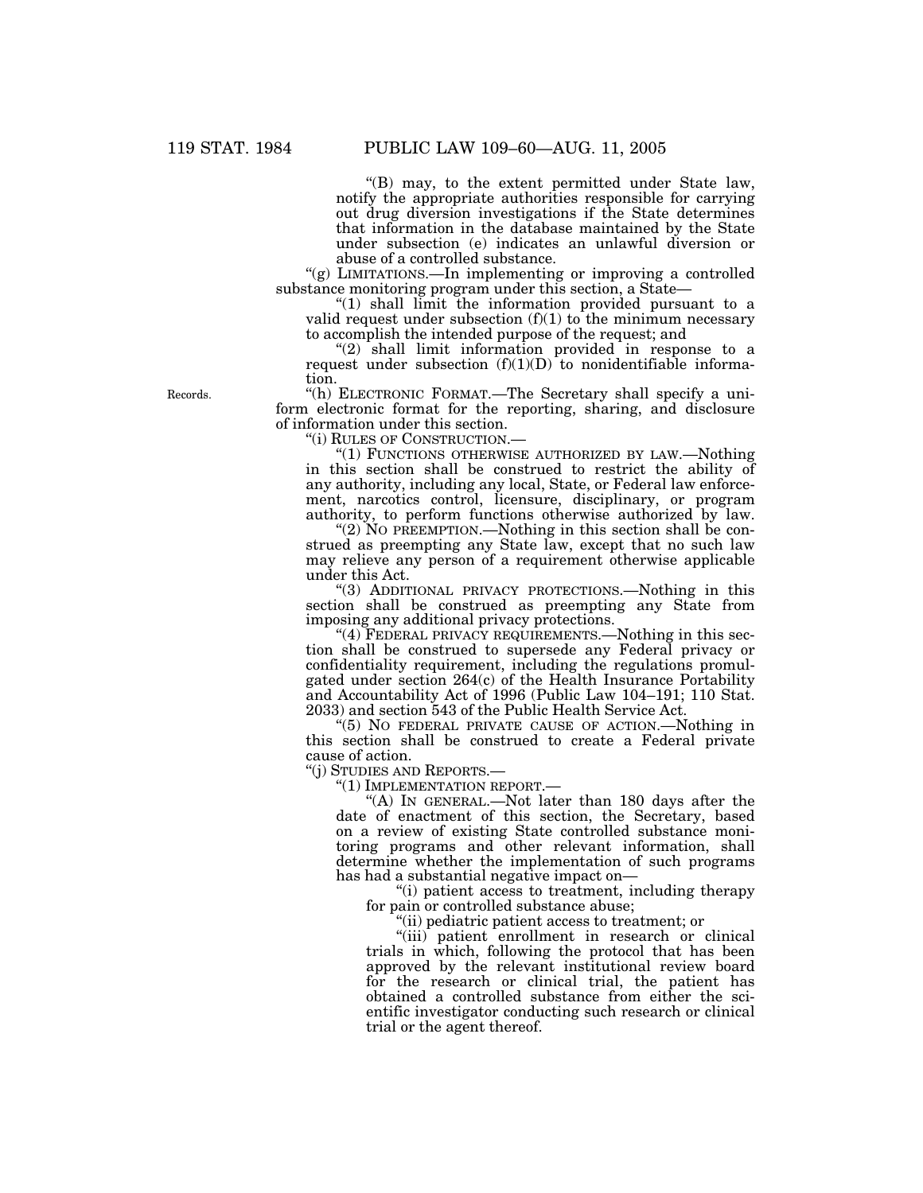"(B) may, to the extent permitted under State law, notify the appropriate authorities responsible for carrying out drug diversion investigations if the State determines that information in the database maintained by the State under subsection (e) indicates an unlawful diversion or abuse of a controlled substance.

"(g) LIMITATIONS.—In implementing or improving a controlled substance monitoring program under this section, a State—

"(1) shall limit the information provided pursuant to a valid request under subsection (f)(1) to the minimum necessary to accomplish the intended purpose of the request; and

"(2) shall limit information provided in response to a request under subsection (f)(1)(D) to nonidentifiable information.

Records.

"(h) ELECTRONIC FORMAT.—The Secretary shall specify a uniform electronic format for the reporting, sharing, and disclosure of information under this section.

"(i) RULES OF CONSTRUCTION.—

"(1) FUNCTIONS OTHERWISE AUTHORIZED BY LAW.—Nothing in this section shall be construed to restrict the ability of any authority, including any local, State, or Federal law enforcement, narcotics control, licensure, disciplinary, or program authority, to perform functions otherwise authorized by law.

"(2) NO PREEMPTION.—Nothing in this section shall be construed as preempting any State law, except that no such law may relieve any person of a requirement otherwise applicable under this Act.

"(3) ADDITIONAL PRIVACY PROTECTIONS.—Nothing in this section shall be construed as preempting any State from imposing any additional privacy protections.

"(4) FEDERAL PRIVACY REQUIREMENTS.—Nothing in this section shall be construed to supersede any Federal privacy or confidentiality requirement, including the regulations promulgated under section 264(c) of the Health Insurance Portability and Accountability Act of 1996 (Public Law 104–191; 110 Stat. 2033) and section 543 of the Public Health Service Act.

"(5) NO FEDERAL PRIVATE CAUSE OF ACTION.—Nothing in this section shall be construed to create a Federal private cause of action.

"(j) STUDIES AND REPORTS.—

"(1) IMPLEMENTATION REPORT.—

"(A) IN GENERAL.—Not later than 180 days after the date of enactment of this section, the Secretary, based on a review of existing State controlled substance monitoring programs and other relevant information, shall determine whether the implementation of such programs has had a substantial negative impact on—

"(i) patient access to treatment, including therapy for pain or controlled substance abuse;

"(ii) pediatric patient access to treatment; or

"(iii) patient enrollment in research or clinical trials in which, following the protocol that has been approved by the relevant institutional review board for the research or clinical trial, the patient has obtained a controlled substance from either the scientific investigator conducting such research or clinical trial or the agent thereof.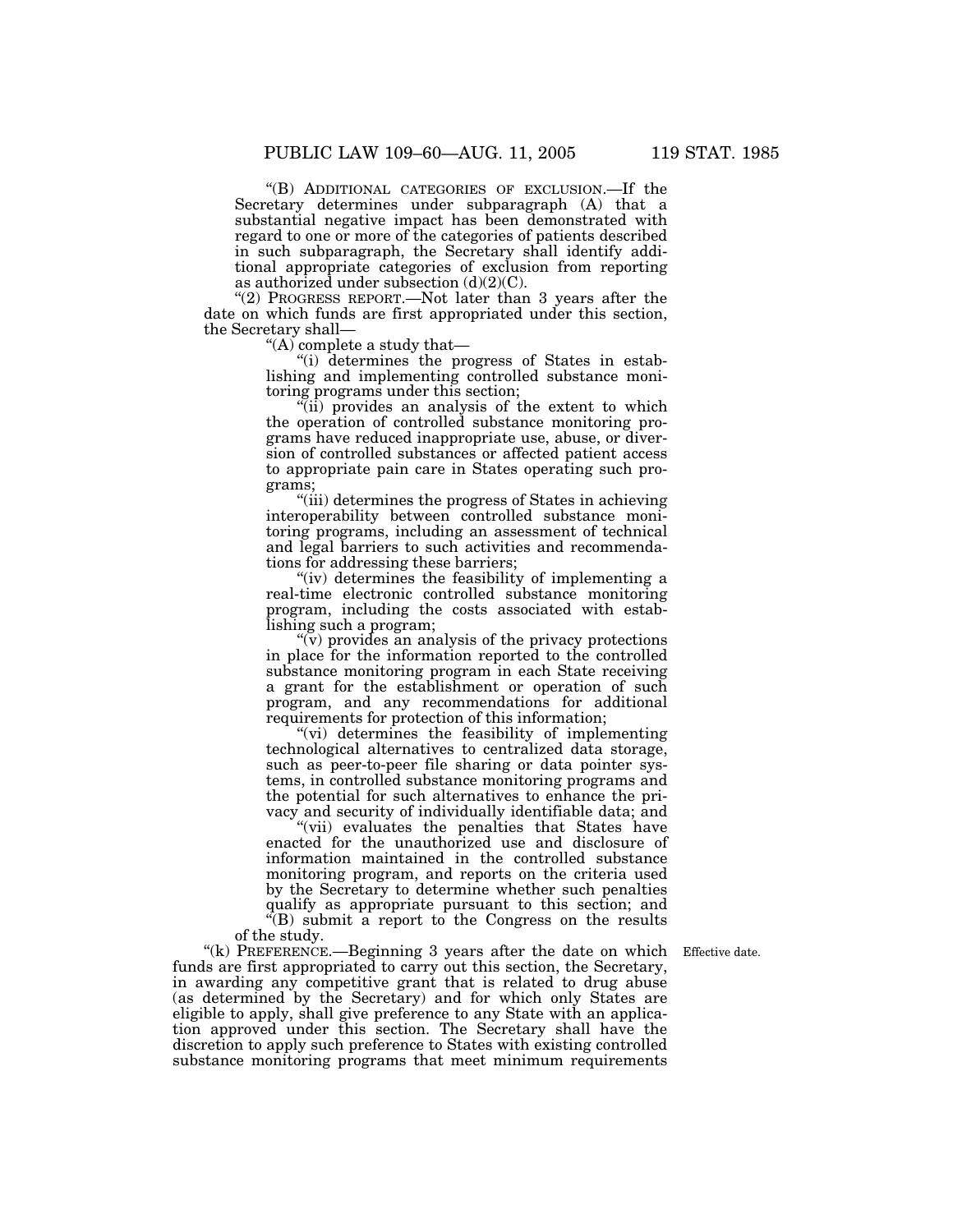"(B) Additional categories of exclusion.—If the Secretary determines under subparagraph (A) that a substantial negative impact has been demonstrated with regard to one or more of the categories of patients described in such subparagraph, the Secretary shall identify additional appropriate categories of exclusion from reporting as authorized under subsection (d)(2)(C).

"(2) Progress report.—Not later than 3 years after the date on which funds are first appropriated under this section, the Secretary shall—

"(A) complete a study that—

"(i) determines the progress of States in establishing and implementing controlled substance monitoring programs under this section;

"(ii) provides an analysis of the extent to which the operation of controlled substance monitoring programs have reduced inappropriate use, abuse, or diversion of controlled substances or affected patient access to appropriate pain care in States operating such programs;

"(iii) determines the progress of States in achieving interoperability between controlled substance monitoring programs, including an assessment of technical and legal barriers to such activities and recommendations for addressing these barriers;

"(iv) determines the feasibility of implementing a real-time electronic controlled substance monitoring program, including the costs associated with establishing such a program;

"(v) provides an analysis of the privacy protections in place for the information reported to the controlled substance monitoring program in each State receiving a grant for the establishment or operation of such program, and any recommendations for additional requirements for protection of this information;

"(vi) determines the feasibility of implementing technological alternatives to centralized data storage, such as peer-to-peer file sharing or data pointer systems, in controlled substance monitoring programs and the potential for such alternatives to enhance the privacy and security of individually identifiable data; and

"(vii) evaluates the penalties that States have enacted for the unauthorized use and disclosure of information maintained in the controlled substance monitoring program, and reports on the criteria used by the Secretary to determine whether such penalties qualify as appropriate pursuant to this section; and

"(B) submit a report to the Congress on the results of the study.

"(k) Preference.—Beginning 3 years after the date on which funds are first appropriated to carry out this section, the Secretary, in awarding any competitive grant that is related to drug abuse (as determined by the Secretary) and for which only States are eligible to apply, shall give preference to any State with an application approved under this section. The Secretary shall have the discretion to apply such preference to States with existing controlled substance monitoring programs that meet minimum requirements

Effective date.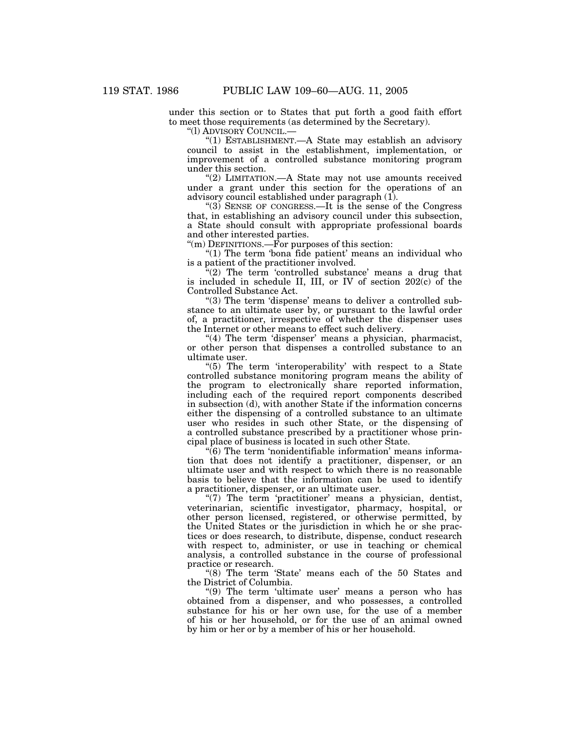under this section or to States that put forth a good faith effort to meet those requirements (as determined by the Secretary).

"(l) ADVISORY COUNCIL.—

"(1) ESTABLISHMENT.—A State may establish an advisory council to assist in the establishment, implementation, or improvement of a controlled substance monitoring program under this section.

"(2) LIMITATION.—A State may not use amounts received under a grant under this section for the operations of an advisory council established under paragraph (1).

"(3) SENSE OF CONGRESS.—It is the sense of the Congress that, in establishing an advisory council under this subsection, a State should consult with appropriate professional boards and other interested parties.

"(m) DEFINITIONS.—For purposes of this section:

"(1) The term 'bona fide patient' means an individual who is a patient of the practitioner involved.

"(2) The term 'controlled substance' means a drug that is included in schedule II, III, or IV of section 202(c) of the Controlled Substance Act.

"(3) The term 'dispense' means to deliver a controlled substance to an ultimate user by, or pursuant to the lawful order of, a practitioner, irrespective of whether the dispenser uses the Internet or other means to effect such delivery.

"(4) The term 'dispenser' means a physician, pharmacist, or other person that dispenses a controlled substance to an ultimate user.

"(5) The term 'interoperability' with respect to a State controlled substance monitoring program means the ability of the program to electronically share reported information, including each of the required report components described in subsection (d), with another State if the information concerns either the dispensing of a controlled substance to an ultimate user who resides in such other State, or the dispensing of a controlled substance prescribed by a practitioner whose principal place of business is located in such other State.

"(6) The term 'nonidentifiable information' means information that does not identify a practitioner, dispenser, or an ultimate user and with respect to which there is no reasonable basis to believe that the information can be used to identify a practitioner, dispenser, or an ultimate user.

"(7) The term 'practitioner' means a physician, dentist, veterinarian, scientific investigator, pharmacy, hospital, or other person licensed, registered, or otherwise permitted, by the United States or the jurisdiction in which he or she practices or does research, to distribute, dispense, conduct research with respect to, administer, or use in teaching or chemical analysis, a controlled substance in the course of professional practice or research.

"(8) The term 'State' means each of the 50 States and the District of Columbia.

"(9) The term 'ultimate user' means a person who has obtained from a dispenser, and who possesses, a controlled substance for his or her own use, for the use of a member of his or her household, or for the use of an animal owned by him or her or by a member of his or her household.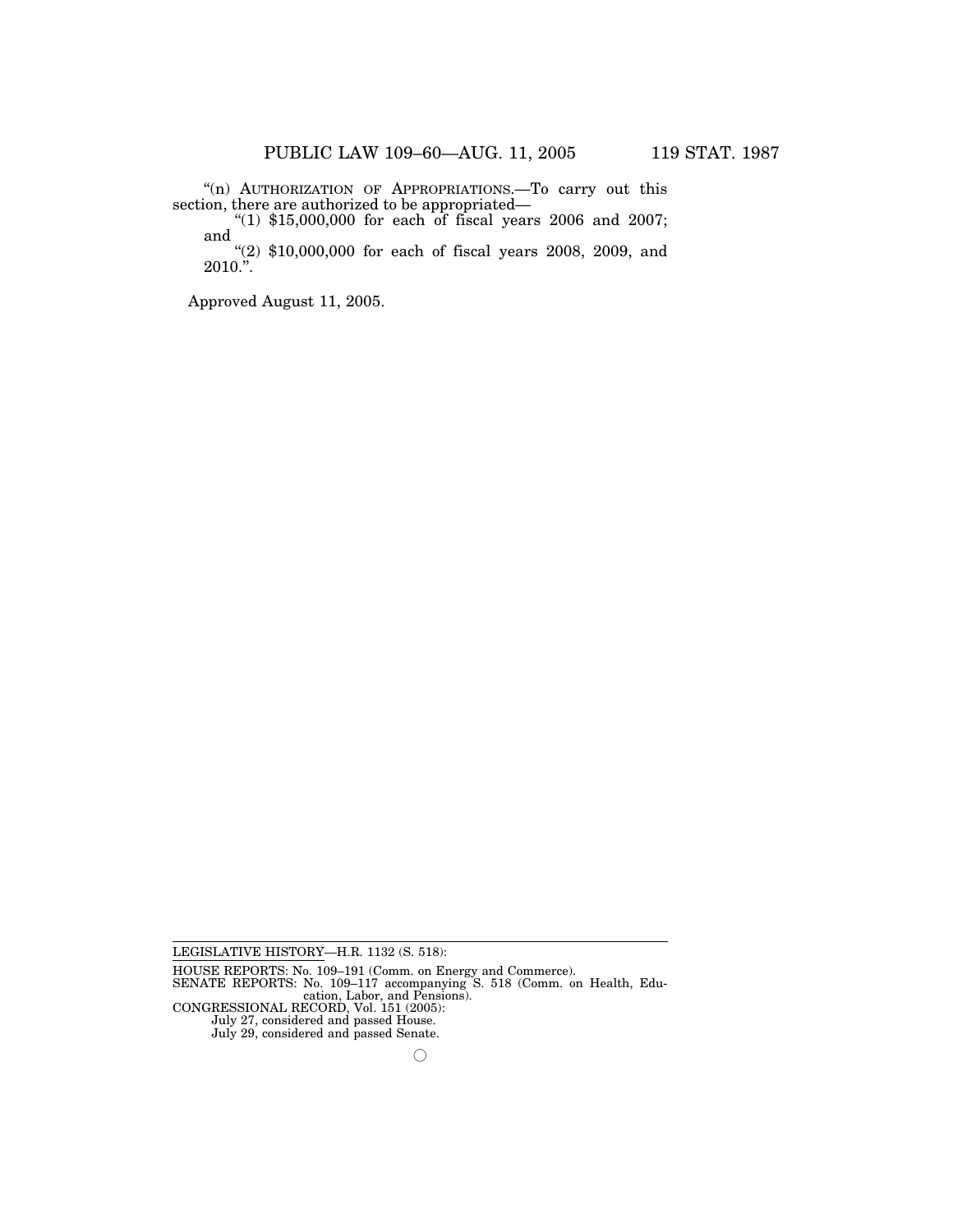"(n) AUTHORIZATION OF APPROPRIATIONS.—To carry out this section, there are authorized to be appropriated—

"(1) $15,000,000 for each of fiscal years 2006 and 2007; and

"(2) $10,000,000 for each of fiscal years 2008, 2009, and 2010.".

Approved August 11, 2005.

---

LEGISLATIVE HISTORY—H.R. 1132 (S. 518):

HOUSE REPORTS: No. 109–191 (Comm. on Energy and Commerce).
SENATE REPORTS: No. 109–117 accompanying S. 518 (Comm. on Health, Education, Labor, and Pensions).
CONGRESSIONAL RECORD, Vol. 151 (2005):
July 27, considered and passed House.
July 29, considered and passed Senate.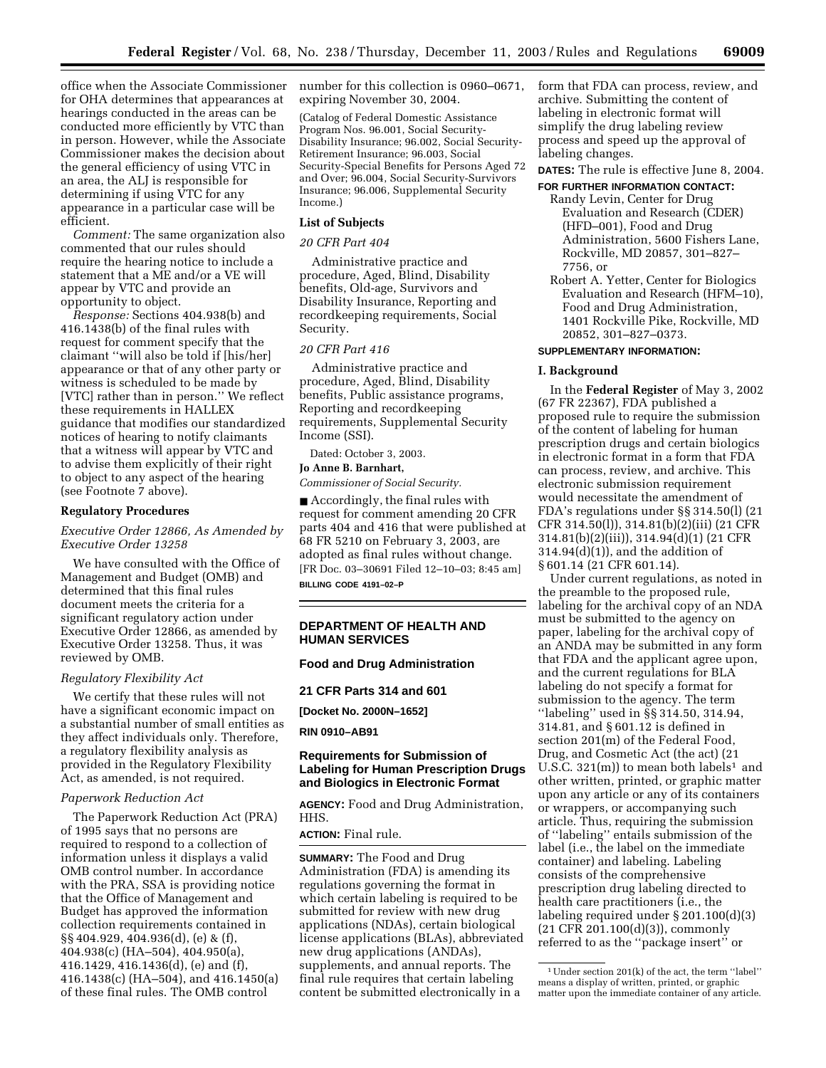office when the Associate Commissioner for OHA determines that appearances at hearings conducted in the areas can be conducted more efficiently by VTC than in person. However, while the Associate Commissioner makes the decision about the general efficiency of using VTC in an area, the ALJ is responsible for determining if using VTC for any appearance in a particular case will be efficient.

*Comment:* The same organization also commented that our rules should require the hearing notice to include a statement that a ME and/or a VE will appear by VTC and provide an opportunity to object.

*Response:* Sections 404.938(b) and 416.1438(b) of the final rules with request for comment specify that the claimant ''will also be told if [his/her] appearance or that of any other party or witness is scheduled to be made by [VTC] rather than in person.'' We reflect these requirements in HALLEX guidance that modifies our standardized notices of hearing to notify claimants that a witness will appear by VTC and to advise them explicitly of their right to object to any aspect of the hearing (see Footnote 7 above).

**Regulatory Procedures**

*Executive Order 12866, As Amended by Executive Order 13258*

We have consulted with the Office of Management and Budget (OMB) and determined that this final rules document meets the criteria for a significant regulatory action under Executive Order 12866, as amended by Executive Order 13258. Thus, it was reviewed by OMB.

*Regulatory Flexibility Act*

We certify that these rules will not have a significant economic impact on a substantial number of small entities as they affect individuals only. Therefore, a regulatory flexibility analysis as provided in the Regulatory Flexibility Act, as amended, is not required.

*Paperwork Reduction Act*

The Paperwork Reduction Act (PRA) of 1995 says that no persons are required to respond to a collection of information unless it displays a valid OMB control number. In accordance with the PRA, SSA is providing notice that the Office of Management and Budget has approved the information collection requirements contained in §§ 404.929, 404.936(d), (e) & (f), 404.938(c) (HA–504), 404.950(a), 416.1429, 416.1436(d), (e) and (f), 416.1438(c) (HA–504), and 416.1450(a) of these final rules. The OMB control number for this collection is 0960–0671, expiring November 30, 2004.

(Catalog of Federal Domestic Assistance Program Nos. 96.001, Social Security-Disability Insurance; 96.002, Social Security-Retirement Insurance; 96.003, Social Security-Special Benefits for Persons Aged 72 and Over; 96.004, Social Security-Survivors Insurance; 96.006, Supplemental Security Income.)

**List of Subjects**

*20 CFR Part 404*

Administrative practice and procedure, Aged, Blind, Disability benefits, Old-age, Survivors and Disability Insurance, Reporting and recordkeeping requirements, Social Security.

*20 CFR Part 416*

Administrative practice and procedure, Aged, Blind, Disability benefits, Public assistance programs, Reporting and recordkeeping requirements, Supplemental Security Income (SSI).

Dated: October 3, 2003.

**Jo Anne B. Barnhart,**

*Commissioner of Social Security.*

■ Accordingly, the final rules with request for comment amending 20 CFR parts 404 and 416 that were published at 68 FR 5210 on February 3, 2003, are adopted as final rules without change.

[FR Doc. 03–30691 Filed 12–10–03; 8:45 am]

**BILLING CODE 4191–02–P**

---

**DEPARTMENT OF HEALTH AND HUMAN SERVICES**

**Food and Drug Administration**

**21 CFR Parts 314 and 601**

**[Docket No. 2000N–1652]**

**RIN 0910–AB91**

## Requirements for Submission of Labeling for Human Prescription Drugs and Biologics in Electronic Format

**AGENCY:** Food and Drug Administration, HHS.

**ACTION:** Final rule.

**SUMMARY:** The Food and Drug Administration (FDA) is amending its regulations governing the format in which certain labeling is required to be submitted for review with new drug applications (NDAs), certain biological license applications (BLAs), abbreviated new drug applications (ANDAs), supplements, and annual reports. The final rule requires that certain labeling content be submitted electronically in a form that FDA can process, review, and archive. Submitting the content of labeling in electronic format will simplify the drug labeling review process and speed up the approval of labeling changes.

**DATES:** The rule is effective June 8, 2004.

**FOR FURTHER INFORMATION CONTACT:**

Randy Levin, Center for Drug Evaluation and Research (CDER) (HFD–001), Food and Drug Administration, 5600 Fishers Lane, Rockville, MD 20857, 301–827–7756, or

Robert A. Yetter, Center for Biologics Evaluation and Research (HFM–10), Food and Drug Administration, 1401 Rockville Pike, Rockville, MD 20852, 301–827–0373.

**SUPPLEMENTARY INFORMATION:**

**I. Background**

In the **Federal Register** of May 3, 2002 (67 FR 22367), FDA published a proposed rule to require the submission of the content of labeling for human prescription drugs and certain biologics in electronic format in a form that FDA can process, review, and archive. This electronic submission requirement would necessitate the amendment of FDA's regulations under §§ 314.50(l) (21 CFR 314.50(l)), 314.81(b)(2)(iii) (21 CFR 314.81(b)(2)(iii)), 314.94(d)(1) (21 CFR 314.94(d)(1)), and the addition of § 601.14 (21 CFR 601.14).

Under current regulations, as noted in the preamble to the proposed rule, labeling for the archival copy of an NDA must be submitted to the agency on paper, labeling for the archival copy of an ANDA may be submitted in any form that FDA and the applicant agree upon, and the current regulations for BLA labeling do not specify a format for submission to the agency. The term ''labeling'' used in §§ 314.50, 314.94, 314.81, and § 601.12 is defined in section 201(m) of the Federal Food, Drug, and Cosmetic Act (the act) (21 U.S.C. 321(m)) to mean both labels[1] and other written, printed, or graphic matter upon any article or any of its containers or wrappers, or accompanying such article. Thus, requiring the submission of ''labeling'' entails submission of the label (i.e., the label on the immediate container) and labeling. Labeling consists of the comprehensive prescription drug labeling directed to health care practitioners (i.e., the labeling required under § 201.100(d)(3) (21 CFR 201.100(d)(3)), commonly referred to as the ''package insert'' or

[1] Under section 201(k) of the act, the term ''label'' means a display of written, printed, or graphic matter upon the immediate container of any article.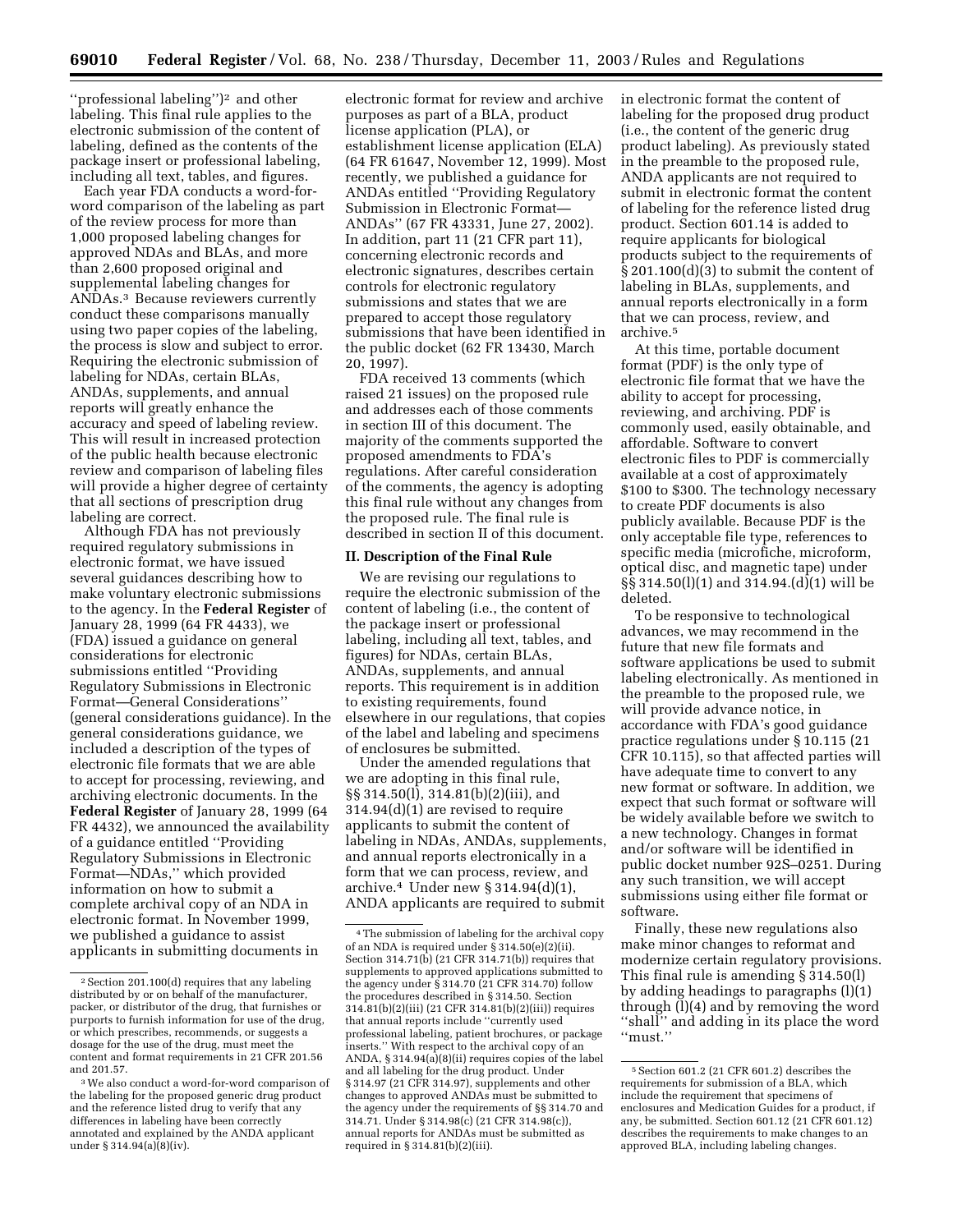''professional labeling'')[2] and other labeling. This final rule applies to the electronic submission of the content of labeling, defined as the contents of the package insert or professional labeling, including all text, tables, and figures.

Each year FDA conducts a word-for-word comparison of the labeling as part of the review process for more than 1,000 proposed labeling changes for approved NDAs and BLAs, and more than 2,600 proposed original and supplemental labeling changes for ANDAs.[3] Because reviewers currently conduct these comparisons manually using two paper copies of the labeling, the process is slow and subject to error. Requiring the electronic submission of labeling for NDAs, certain BLAs, ANDAs, supplements, and annual reports will greatly enhance the accuracy and speed of labeling review. This will result in increased protection of the public health because electronic review and comparison of labeling files will provide a higher degree of certainty that all sections of prescription drug labeling are correct.

Although FDA has not previously required regulatory submissions in electronic format, we have issued several guidances describing how to make voluntary electronic submissions to the agency. In the **Federal Register** of January 28, 1999 (64 FR 4433), we (FDA) issued a guidance on general considerations for electronic submissions entitled ''Providing Regulatory Submissions in Electronic Format—General Considerations'' (general considerations guidance). In the general considerations guidance, we included a description of the types of electronic file formats that we are able to accept for processing, reviewing, and archiving electronic documents. In the **Federal Register** of January 28, 1999 (64 FR 4432), we announced the availability of a guidance entitled ''Providing Regulatory Submissions in Electronic Format—NDAs,'' which provided information on how to submit a complete archival copy of an NDA in electronic format. In November 1999, we published a guidance to assist applicants in submitting documents in electronic format for review and archive purposes as part of a BLA, product license application (PLA), or establishment license application (ELA) (64 FR 61647, November 12, 1999). Most recently, we published a guidance for ANDAs entitled ''Providing Regulatory Submission in Electronic Format—ANDAs'' (67 FR 43331, June 27, 2002). In addition, part 11 (21 CFR part 11), concerning electronic records and electronic signatures, describes certain controls for electronic regulatory submissions and states that we are prepared to accept those regulatory submissions that have been identified in the public docket (62 FR 13430, March 20, 1997).

FDA received 13 comments (which raised 21 issues) on the proposed rule and addresses each of those comments in section III of this document. The majority of the comments supported the proposed amendments to FDA's regulations. After careful consideration of the comments, the agency is adopting this final rule without any changes from the proposed rule. The final rule is described in section II of this document.

## II. Description of the Final Rule

We are revising our regulations to require the electronic submission of the content of labeling (i.e., the content of the package insert or professional labeling, including all text, tables, and figures) for NDAs, certain BLAs, ANDAs, supplements, and annual reports. This requirement is in addition to existing requirements, found elsewhere in our regulations, that copies of the label and labeling and specimens of enclosures be submitted.

Under the amended regulations that we are adopting in this final rule, §§ 314.50(l), 314.81(b)(2)(iii), and 314.94(d)(1) are revised to require applicants to submit the content of labeling in NDAs, ANDAs, supplements, and annual reports electronically in a form that we can process, review, and archive.[4] Under new § 314.94(d)(1), ANDA applicants are required to submit in electronic format the content of labeling for the proposed drug product (i.e., the content of the generic drug product labeling). As previously stated in the preamble to the proposed rule, ANDA applicants are not required to submit in electronic format the content of labeling for the reference listed drug product. Section 601.14 is added to require applicants for biological products subject to the requirements of § 201.100(d)(3) to submit the content of labeling in BLAs, supplements, and annual reports electronically in a form that we can process, review, and archive.[5]

At this time, portable document format (PDF) is the only type of electronic file format that we have the ability to accept for processing, reviewing, and archiving. PDF is commonly used, easily obtainable, and affordable. Software to convert electronic files to PDF is commercially available at a cost of approximately $100 to $300. The technology necessary to create PDF documents is also publicly available. Because PDF is the only acceptable file type, references to specific media (microfiche, microform, optical disc, and magnetic tape) under §§ 314.50(l)(1) and 314.94.(d)(1) will be deleted.

To be responsive to technological advances, we may recommend in the future that new file formats and software applications be used to submit labeling electronically. As mentioned in the preamble to the proposed rule, we will provide advance notice, in accordance with FDA's good guidance practice regulations under § 10.115 (21 CFR 10.115), so that affected parties will have adequate time to convert to any new format or software. In addition, we expect that such format or software will be widely available before we switch to a new technology. Changes in format and/or software will be identified in public docket number 92S–0251. During any such transition, we will accept submissions using either file format or software.

Finally, these new regulations also make minor changes to reformat and modernize certain regulatory provisions. This final rule is amending § 314.50(l) by adding headings to paragraphs (l)(1) through (l)(4) and by removing the word ''shall'' and adding in its place the word ''must.''

---

[2] Section 201.100(d) requires that any labeling distributed by or on behalf of the manufacturer, packer, or distributor of the drug, that furnishes or purports to furnish information for use of the drug, or which prescribes, recommends, or suggests a dosage for the use of the drug, must meet the content and format requirements in 21 CFR 201.56 and 201.57.

[3] We also conduct a word-for-word comparison of the labeling for the proposed generic drug product and the reference listed drug to verify that any differences in labeling have been correctly annotated and explained by the ANDA applicant under § 314.94(a)(8)(iv).

[4] The submission of labeling for the archival copy of an NDA is required under § 314.50(e)(2)(ii). Section 314.71(b) (21 CFR 314.71(b)) requires that supplements to approved applications submitted to the agency under § 314.70 (21 CFR 314.70) follow the procedures described in § 314.50. Section 314.81(b)(2)(iii) (21 CFR 314.81(b)(2)(iii)) requires that annual reports include ''currently used professional labeling, patient brochures, or package inserts.'' With respect to the archival copy of an ANDA, § 314.94(a)(8)(ii) requires copies of the label and all labeling for the drug product. Under § 314.97 (21 CFR 314.97), supplements and other changes to approved ANDAs must be submitted to the agency under the requirements of §§ 314.70 and 314.71. Under § 314.98(c) (21 CFR 314.98(c)), annual reports for ANDAs must be submitted as required in § 314.81(b)(2)(iii).

[5] Section 601.2 (21 CFR 601.2) describes the requirements for submission of a BLA, which include the requirement that specimens of enclosures and Medication Guides for a product, if any, be submitted. Section 601.12 (21 CFR 601.12) describes the requirements to make changes to an approved BLA, including labeling changes.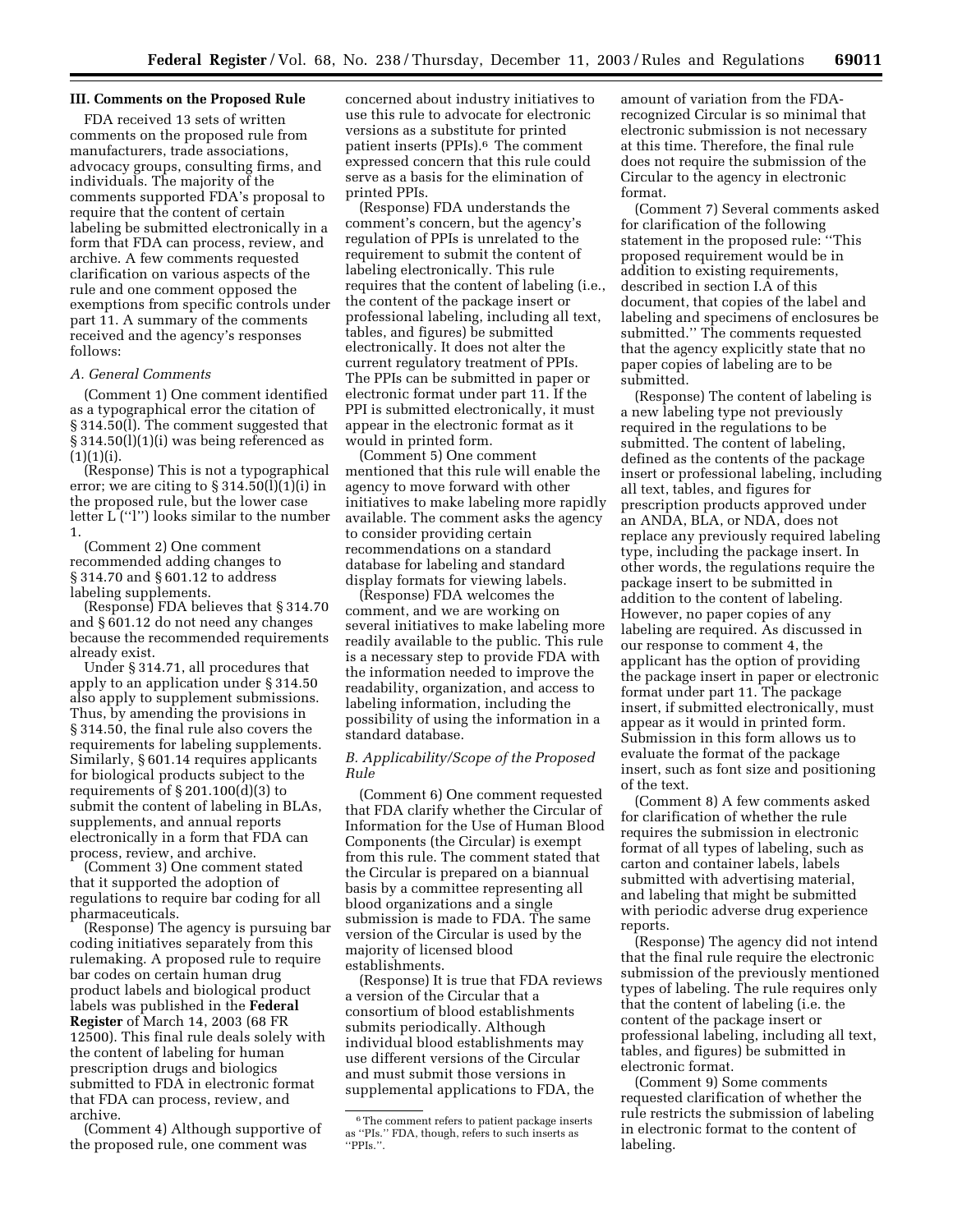### III. Comments on the Proposed Rule

FDA received 13 sets of written comments on the proposed rule from manufacturers, trade associations, advocacy groups, consulting firms, and individuals. The majority of the comments supported FDA's proposal to require that the content of certain labeling be submitted electronically in a form that FDA can process, review, and archive. A few comments requested clarification on various aspects of the rule and one comment opposed the exemptions from specific controls under part 11. A summary of the comments received and the agency's responses follows:

#### *A. General Comments*

(Comment 1) One comment identified as a typographical error the citation of § 314.50(l). The comment suggested that § 314.50(l)(1)(i) was being referenced as (1)(1)(i).

(Response) This is not a typographical error; we are citing to § 314.50(l)(1)(i) in the proposed rule, but the lower case letter L (''l'') looks similar to the number 1.

(Comment 2) One comment recommended adding changes to § 314.70 and § 601.12 to address labeling supplements.

(Response) FDA believes that § 314.70 and § 601.12 do not need any changes because the recommended requirements already exist.

Under § 314.71, all procedures that apply to an application under § 314.50 also apply to supplement submissions. Thus, by amending the provisions in § 314.50, the final rule also covers the requirements for labeling supplements. Similarly, § 601.14 requires applicants for biological products subject to the requirements of § 201.100(d)(3) to submit the content of labeling in BLAs, supplements, and annual reports electronically in a form that FDA can process, review, and archive.

(Comment 3) One comment stated that it supported the adoption of regulations to require bar coding for all pharmaceuticals.

(Response) The agency is pursuing bar coding initiatives separately from this rulemaking. A proposed rule to require bar codes on certain human drug product labels and biological product labels was published in the **Federal Register** of March 14, 2003 (68 FR 12500). This final rule deals solely with the content of labeling for human prescription drugs and biologics submitted to FDA in electronic format that FDA can process, review, and archive.

(Comment 4) Although supportive of the proposed rule, one comment was concerned about industry initiatives to use this rule to advocate for electronic versions as a substitute for printed patient inserts (PPIs).[6] The comment expressed concern that this rule could serve as a basis for the elimination of printed PPIs.

(Response) FDA understands the comment's concern, but the agency's regulation of PPIs is unrelated to the requirement to submit the content of labeling electronically. This rule requires that the content of labeling (i.e., the content of the package insert or professional labeling, including all text, tables, and figures) be submitted electronically. It does not alter the current regulatory treatment of PPIs. The PPIs can be submitted in paper or electronic format under part 11. If the PPI is submitted electronically, it must appear in the electronic format as it would in printed form.

(Comment 5) One comment mentioned that this rule will enable the agency to move forward with other initiatives to make labeling more rapidly available. The comment asks the agency to consider providing certain recommendations on a standard database for labeling and standard display formats for viewing labels.

(Response) FDA welcomes the comment, and we are working on several initiatives to make labeling more readily available to the public. This rule is a necessary step to provide FDA with the information needed to improve the readability, organization, and access to labeling information, including the possibility of using the information in a standard database.

#### *B. Applicability/Scope of the Proposed Rule*

(Comment 6) One comment requested that FDA clarify whether the Circular of Information for the Use of Human Blood Components (the Circular) is exempt from this rule. The comment stated that the Circular is prepared on a biannual basis by a committee representing all blood organizations and a single submission is made to FDA. The same version of the Circular is used by the majority of licensed blood establishments.

(Response) It is true that FDA reviews a version of the Circular that a consortium of blood establishments submits periodically. Although individual blood establishments may use different versions of the Circular and must submit those versions in supplemental applications to FDA, the amount of variation from the FDA-recognized Circular is so minimal that electronic submission is not necessary at this time. Therefore, the final rule does not require the submission of the Circular to the agency in electronic format.

(Comment 7) Several comments asked for clarification of the following statement in the proposed rule: ''This proposed requirement would be in addition to existing requirements, described in section I.A of this document, that copies of the label and labeling and specimens of enclosures be submitted.'' The comments requested that the agency explicitly state that no paper copies of labeling are to be submitted.

(Response) The content of labeling is a new labeling type not previously required in the regulations to be submitted. The content of labeling, defined as the contents of the package insert or professional labeling, including all text, tables, and figures for prescription products approved under an ANDA, BLA, or NDA, does not replace any previously required labeling type, including the package insert. In other words, the regulations require the package insert to be submitted in addition to the content of labeling. However, no paper copies of any labeling are required. As discussed in our response to comment 4, the applicant has the option of providing the package insert in paper or electronic format under part 11. The package insert, if submitted electronically, must appear as it would in printed form. Submission in this form allows us to evaluate the format of the package insert, such as font size and positioning of the text.

(Comment 8) A few comments asked for clarification of whether the rule requires the submission in electronic format of all types of labeling, such as carton and container labels, labels submitted with advertising material, and labeling that might be submitted with periodic adverse drug experience reports.

(Response) The agency did not intend that the final rule require the electronic submission of the previously mentioned types of labeling. The rule requires only that the content of labeling (i.e. the content of the package insert or professional labeling, including all text, tables, and figures) be submitted in electronic format.

(Comment 9) Some comments requested clarification of whether the rule restricts the submission of labeling in electronic format to the content of labeling.

---

[6] The comment refers to patient package inserts as ''PIs.'' FDA, though, refers to such inserts as ''PPIs.''.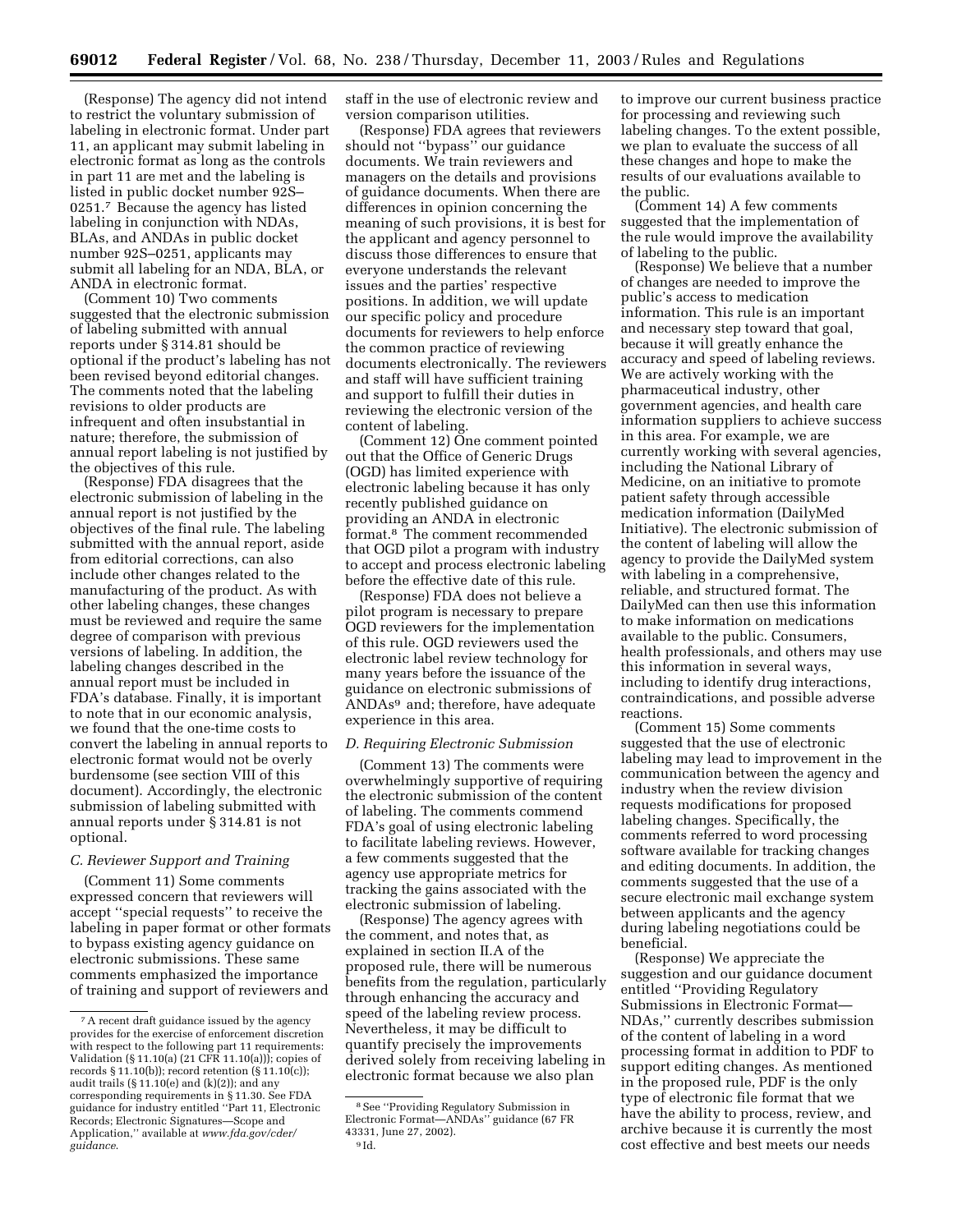(Response) The agency did not intend to restrict the voluntary submission of labeling in electronic format. Under part 11, an applicant may submit labeling in electronic format as long as the controls in part 11 are met and the labeling is listed in public docket number 92S–0251.[7] Because the agency has listed labeling in conjunction with NDAs, BLAs, and ANDAs in public docket number 92S–0251, applicants may submit all labeling for an NDA, BLA, or ANDA in electronic format.

(Comment 10) Two comments suggested that the electronic submission of labeling submitted with annual reports under § 314.81 should be optional if the product's labeling has not been revised beyond editorial changes. The comments noted that the labeling revisions to older products are infrequent and often insubstantial in nature; therefore, the submission of annual report labeling is not justified by the objectives of this rule.

(Response) FDA disagrees that the electronic submission of labeling in the annual report is not justified by the objectives of the final rule. The labeling submitted with the annual report, aside from editorial corrections, can also include other changes related to the manufacturing of the product. As with other labeling changes, these changes must be reviewed and require the same degree of comparison with previous versions of labeling. In addition, the labeling changes described in the annual report must be included in FDA's database. Finally, it is important to note that in our economic analysis, we found that the one-time costs to convert the labeling in annual reports to electronic format would not be overly burdensome (see section VIII of this document). Accordingly, the electronic submission of labeling submitted with annual reports under § 314.81 is not optional.

### *C. Reviewer Support and Training*

(Comment 11) Some comments expressed concern that reviewers will accept ''special requests'' to receive the labeling in paper format or other formats to bypass existing agency guidance on electronic submissions. These same comments emphasized the importance of training and support of reviewers and staff in the use of electronic review and version comparison utilities.

(Response) FDA agrees that reviewers should not ''bypass'' our guidance documents. We train reviewers and managers on the details and provisions of guidance documents. When there are differences in opinion concerning the meaning of such provisions, it is best for the applicant and agency personnel to discuss those differences to ensure that everyone understands the relevant issues and the parties' respective positions. In addition, we will update our specific policy and procedure documents for reviewers to help enforce the common practice of reviewing documents electronically. The reviewers and staff will have sufficient training and support to fulfill their duties in reviewing the electronic version of the content of labeling.

(Comment 12) One comment pointed out that the Office of Generic Drugs (OGD) has limited experience with electronic labeling because it has only recently published guidance on providing an ANDA in electronic format.[8] The comment recommended that OGD pilot a program with industry to accept and process electronic labeling before the effective date of this rule.

(Response) FDA does not believe a pilot program is necessary to prepare OGD reviewers for the implementation of this rule. OGD reviewers used the electronic label review technology for many years before the issuance of the guidance on electronic submissions of ANDAs[9] and; therefore, have adequate experience in this area.

### *D. Requiring Electronic Submission*

(Comment 13) The comments were overwhelmingly supportive of requiring the electronic submission of the content of labeling. The comments commend FDA's goal of using electronic labeling to facilitate labeling reviews. However, a few comments suggested that the agency use appropriate metrics for tracking the gains associated with the electronic submission of labeling.

(Response) The agency agrees with the comment, and notes that, as explained in section II.A of the proposed rule, there will be numerous benefits from the regulation, particularly through enhancing the accuracy and speed of the labeling review process. Nevertheless, it may be difficult to quantify precisely the improvements derived solely from receiving labeling in electronic format because we also plan to improve our current business practice for processing and reviewing such labeling changes. To the extent possible, we plan to evaluate the success of all these changes and hope to make the results of our evaluations available to the public.

(Comment 14) A few comments suggested that the implementation of the rule would improve the availability of labeling to the public.

(Response) We believe that a number of changes are needed to improve the public's access to medication information. This rule is an important and necessary step toward that goal, because it will greatly enhance the accuracy and speed of labeling reviews. We are actively working with the pharmaceutical industry, other government agencies, and health care information suppliers to achieve success in this area. For example, we are currently working with several agencies, including the National Library of Medicine, on an initiative to promote patient safety through accessible medication information (DailyMed Initiative). The electronic submission of the content of labeling will allow the agency to provide the DailyMed system with labeling in a comprehensive, reliable, and structured format. The DailyMed can then use this information to make information on medications available to the public. Consumers, health professionals, and others may use this information in several ways, including to identify drug interactions, contraindications, and possible adverse reactions.

(Comment 15) Some comments suggested that the use of electronic labeling may lead to improvement in the communication between the agency and industry when the review division requests modifications for proposed labeling changes. Specifically, the comments referred to word processing software available for tracking changes and editing documents. In addition, the comments suggested that the use of a secure electronic mail exchange system between applicants and the agency during labeling negotiations could be beneficial.

(Response) We appreciate the suggestion and our guidance document entitled ''Providing Regulatory Submissions in Electronic Format—NDAs,'' currently describes submission of the content of labeling in a word processing format in addition to PDF to support editing changes. As mentioned in the proposed rule, PDF is the only type of electronic file format that we have the ability to process, review, and archive because it is currently the most cost effective and best meets our needs

---

[7] A recent draft guidance issued by the agency provides for the exercise of enforcement discretion with respect to the following part 11 requirements: Validation (§ 11.10(a) (21 CFR 11.10(a))); copies of records § 11.10(b)); record retention (§ 11.10(c)); audit trails (§ 11.10(e) and (k)(2)); and any corresponding requirements in § 11.30. See FDA guidance for industry entitled ''Part 11, Electronic Records; Electronic Signatures—Scope and Application,'' available at *www.fda.gov/cder/guidance*.

[8] See ''Providing Regulatory Submission in Electronic Format—ANDAs'' guidance (67 FR 43331, June 27, 2002).

[9] Id.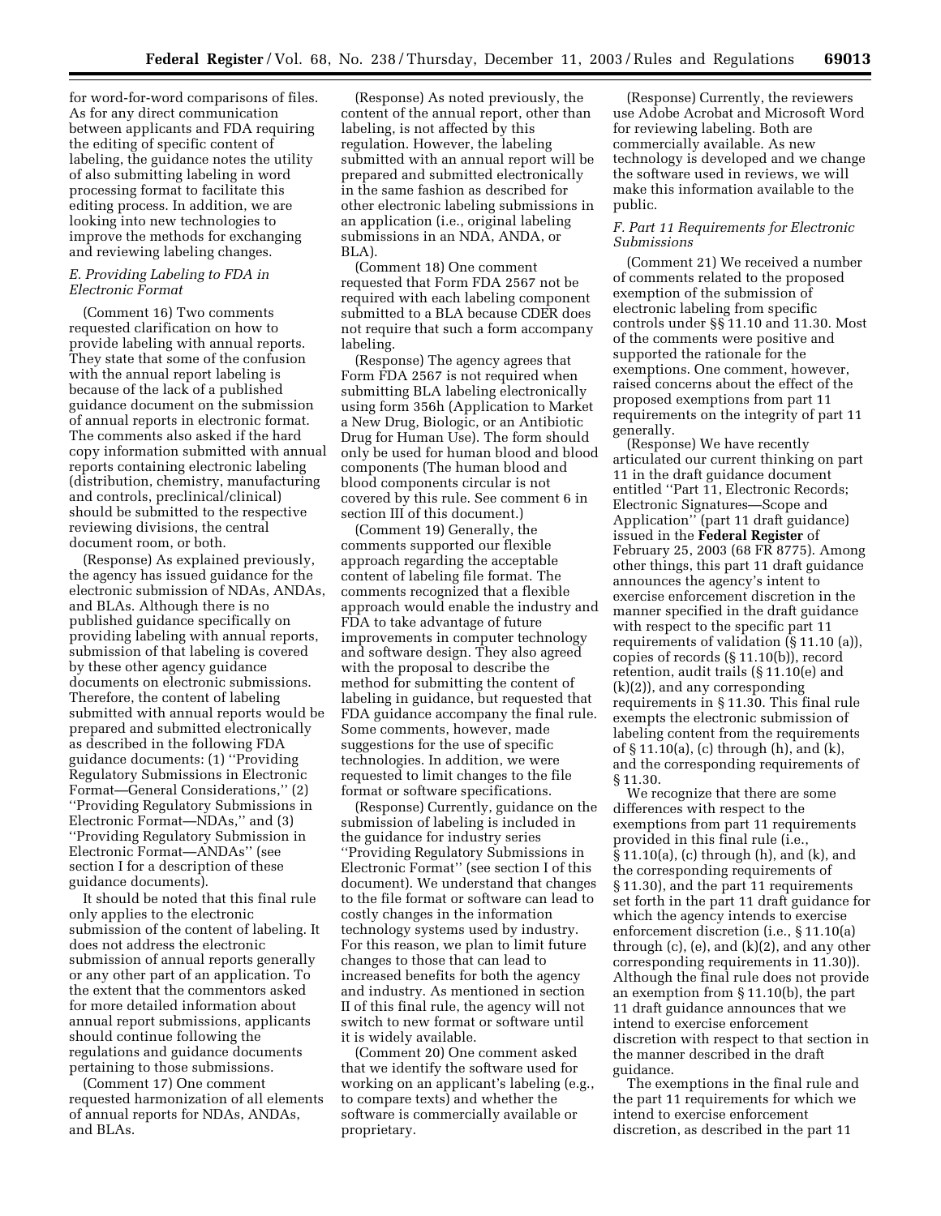for word-for-word comparisons of files. As for any direct communication between applicants and FDA requiring the editing of specific content of labeling, the guidance notes the utility of also submitting labeling in word processing format to facilitate this editing process. In addition, we are looking into new technologies to improve the methods for exchanging and reviewing labeling changes.

### *E. Providing Labeling to FDA in Electronic Format*

(Comment 16) Two comments requested clarification on how to provide labeling with annual reports. They state that some of the confusion with the annual report labeling is because of the lack of a published guidance document on the submission of annual reports in electronic format. The comments also asked if the hard copy information submitted with annual reports containing electronic labeling (distribution, chemistry, manufacturing and controls, preclinical/clinical) should be submitted to the respective reviewing divisions, the central document room, or both.

(Response) As explained previously, the agency has issued guidance for the electronic submission of NDAs, ANDAs, and BLAs. Although there is no published guidance specifically on providing labeling with annual reports, submission of that labeling is covered by these other agency guidance documents on electronic submissions. Therefore, the content of labeling submitted with annual reports would be prepared and submitted electronically as described in the following FDA guidance documents: (1) ''Providing Regulatory Submissions in Electronic Format—General Considerations,'' (2) ''Providing Regulatory Submissions in Electronic Format—NDAs,'' and (3) ''Providing Regulatory Submission in Electronic Format—ANDAs'' (see section I for a description of these guidance documents).

It should be noted that this final rule only applies to the electronic submission of the content of labeling. It does not address the electronic submission of annual reports generally or any other part of an application. To the extent that the commentors asked for more detailed information about annual report submissions, applicants should continue following the regulations and guidance documents pertaining to those submissions.

(Comment 17) One comment requested harmonization of all elements of annual reports for NDAs, ANDAs, and BLAs.

(Response) As noted previously, the content of the annual report, other than labeling, is not affected by this regulation. However, the labeling submitted with an annual report will be prepared and submitted electronically in the same fashion as described for other electronic labeling submissions in an application (i.e., original labeling submissions in an NDA, ANDA, or BLA).

(Comment 18) One comment requested that Form FDA 2567 not be required with each labeling component submitted to a BLA because CDER does not require that such a form accompany labeling.

(Response) The agency agrees that Form FDA 2567 is not required when submitting BLA labeling electronically using form 356h (Application to Market a New Drug, Biologic, or an Antibiotic Drug for Human Use). The form should only be used for human blood and blood components (The human blood and blood components circular is not covered by this rule. See comment 6 in section III of this document.)

(Comment 19) Generally, the comments supported our flexible approach regarding the acceptable content of labeling file format. The comments recognized that a flexible approach would enable the industry and FDA to take advantage of future improvements in computer technology and software design. They also agreed with the proposal to describe the method for submitting the content of labeling in guidance, but requested that FDA guidance accompany the final rule. Some comments, however, made suggestions for the use of specific technologies. In addition, we were requested to limit changes to the file format or software specifications.

(Response) Currently, guidance on the submission of labeling is included in the guidance for industry series ''Providing Regulatory Submissions in Electronic Format'' (see section I of this document). We understand that changes to the file format or software can lead to costly changes in the information technology systems used by industry. For this reason, we plan to limit future changes to those that can lead to increased benefits for both the agency and industry. As mentioned in section II of this final rule, the agency will not switch to new format or software until it is widely available.

(Comment 20) One comment asked that we identify the software used for working on an applicant's labeling (e.g., to compare texts) and whether the software is commercially available or proprietary.

(Response) Currently, the reviewers use Adobe Acrobat and Microsoft Word for reviewing labeling. Both are commercially available. As new technology is developed and we change the software used in reviews, we will make this information available to the public.

### *F. Part 11 Requirements for Electronic Submissions*

(Comment 21) We received a number of comments related to the proposed exemption of the submission of electronic labeling from specific controls under §§ 11.10 and 11.30. Most of the comments were positive and supported the rationale for the exemptions. One comment, however, raised concerns about the effect of the proposed exemptions from part 11 requirements on the integrity of part 11 generally.

(Response) We have recently articulated our current thinking on part 11 in the draft guidance document entitled ''Part 11, Electronic Records; Electronic Signatures—Scope and Application'' (part 11 draft guidance) issued in the **Federal Register** of February 25, 2003 (68 FR 8775). Among other things, this part 11 draft guidance announces the agency's intent to exercise enforcement discretion in the manner specified in the draft guidance with respect to the specific part 11 requirements of validation (§ 11.10 (a)), copies of records (§ 11.10(b)), record retention, audit trails (§ 11.10(e) and (k)(2)), and any corresponding requirements in § 11.30. This final rule exempts the electronic submission of labeling content from the requirements of § 11.10(a), (c) through (h), and (k), and the corresponding requirements of § 11.30.

We recognize that there are some differences with respect to the exemptions from part 11 requirements provided in this final rule (i.e., § 11.10(a), (c) through (h), and (k), and the corresponding requirements of § 11.30), and the part 11 requirements set forth in the part 11 draft guidance for which the agency intends to exercise enforcement discretion (i.e., § 11.10(a) through (c), (e), and (k)(2), and any other corresponding requirements in 11.30)). Although the final rule does not provide an exemption from § 11.10(b), the part 11 draft guidance announces that we intend to exercise enforcement discretion with respect to that section in the manner described in the draft guidance.

The exemptions in the final rule and the part 11 requirements for which we intend to exercise enforcement discretion, as described in the part 11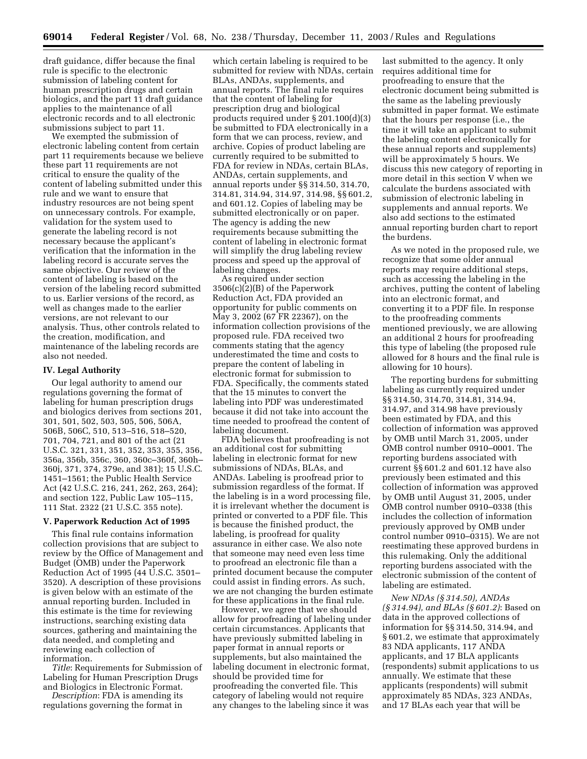draft guidance, differ because the final rule is specific to the electronic submission of labeling content for human prescription drugs and certain biologics, and the part 11 draft guidance applies to the maintenance of all electronic records and to all electronic submissions subject to part 11.

We exempted the submission of electronic labeling content from certain part 11 requirements because we believe these part 11 requirements are not critical to ensure the quality of the content of labeling submitted under this rule and we want to ensure that industry resources are not being spent on unnecessary controls. For example, validation for the system used to generate the labeling record is not necessary because the applicant's verification that the information in the labeling record is accurate serves the same objective. Our review of the content of labeling is based on the version of the labeling record submitted to us. Earlier versions of the record, as well as changes made to the earlier versions, are not relevant to our analysis. Thus, other controls related to the creation, modification, and maintenance of the labeling records are also not needed.

## IV. Legal Authority

Our legal authority to amend our regulations governing the format of labeling for human prescription drugs and biologics derives from sections 201, 301, 501, 502, 503, 505, 506, 506A, 506B, 506C, 510, 513–516, 518–520, 701, 704, 721, and 801 of the act (21 U.S.C. 321, 331, 351, 352, 353, 355, 356, 356a, 356b, 356c, 360, 360c–360f, 360h–360j, 371, 374, 379e, and 381); 15 U.S.C. 1451–1561; the Public Health Service Act (42 U.S.C. 216, 241, 262, 263, 264); and section 122, Public Law 105–115, 111 Stat. 2322 (21 U.S.C. 355 note).

## V. Paperwork Reduction Act of 1995

This final rule contains information collection provisions that are subject to review by the Office of Management and Budget (OMB) under the Paperwork Reduction Act of 1995 (44 U.S.C. 3501–3520). A description of these provisions is given below with an estimate of the annual reporting burden. Included in this estimate is the time for reviewing instructions, searching existing data sources, gathering and maintaining the data needed, and completing and reviewing each collection of information.

*Title*: Requirements for Submission of Labeling for Human Prescription Drugs and Biologics in Electronic Format.

*Description*: FDA is amending its regulations governing the format in which certain labeling is required to be submitted for review with NDAs, certain BLAs, ANDAs, supplements, and annual reports. The final rule requires that the content of labeling for prescription drug and biological products required under § 201.100(d)(3) be submitted to FDA electronically in a form that we can process, review, and archive. Copies of product labeling are currently required to be submitted to FDA for review in NDAs, certain BLAs, ANDAs, certain supplements, and annual reports under §§ 314.50, 314.70, 314.81, 314.94, 314.97, 314.98, §§ 601.2, and 601.12. Copies of labeling may be submitted electronically or on paper. The agency is adding the new requirements because submitting the content of labeling in electronic format will simplify the drug labeling review process and speed up the approval of labeling changes.

As required under section 3506(c)(2)(B) of the Paperwork Reduction Act, FDA provided an opportunity for public comments on May 3, 2002 (67 FR 22367), on the information collection provisions of the proposed rule. FDA received two comments stating that the agency underestimated the time and costs to prepare the content of labeling in electronic format for submission to FDA. Specifically, the comments stated that the 15 minutes to convert the labeling into PDF was underestimated because it did not take into account the time needed to proofread the content of labeling document.

FDA believes that proofreading is not an additional cost for submitting labeling in electronic format for new submissions of NDAs, BLAs, and ANDAs. Labeling is proofread prior to submission regardless of the format. If the labeling is in a word processing file, it is irrelevant whether the document is printed or converted to a PDF file. This is because the finished product, the labeling, is proofread for quality assurance in either case. We also note that someone may need even less time to proofread an electronic file than a printed document because the computer could assist in finding errors. As such, we are not changing the burden estimate for these applications in the final rule.

However, we agree that we should allow for proofreading of labeling under certain circumstances. Applicants that have previously submitted labeling in paper format in annual reports or supplements, but also maintained the labeling document in electronic format, should be provided time for proofreading the converted file. This category of labeling would not require any changes to the labeling since it was last submitted to the agency. It only requires additional time for proofreading to ensure that the electronic document being submitted is the same as the labeling previously submitted in paper format. We estimate that the hours per response (i.e., the time it will take an applicant to submit the labeling content electronically for these annual reports and supplements) will be approximately 5 hours. We discuss this new category of reporting in more detail in this section V when we calculate the burdens associated with submission of electronic labeling in supplements and annual reports. We also add sections to the estimated annual reporting burden chart to report the burdens.

As we noted in the proposed rule, we recognize that some older annual reports may require additional steps, such as accessing the labeling in the archives, putting the content of labeling into an electronic format, and converting it to a PDF file. In response to the proofreading comments mentioned previously, we are allowing an additional 2 hours for proofreading this type of labeling (the proposed rule allowed for 8 hours and the final rule is allowing for 10 hours).

The reporting burdens for submitting labeling as currently required under §§ 314.50, 314.70, 314.81, 314.94, 314.97, and 314.98 have previously been estimated by FDA, and this collection of information was approved by OMB until March 31, 2005, under OMB control number 0910–0001. The reporting burdens associated with current §§ 601.2 and 601.12 have also previously been estimated and this collection of information was approved by OMB until August 31, 2005, under OMB control number 0910–0338 (this includes the collection of information previously approved by OMB under control number 0910–0315). We are not reestimating these approved burdens in this rulemaking. Only the additional reporting burdens associated with the electronic submission of the content of labeling are estimated.

*New NDAs (§ 314.50), ANDAs (§ 314.94), and BLAs (§ 601.2)*: Based on data in the approved collections of information for §§ 314.50, 314.94, and § 601.2, we estimate that approximately 83 NDA applicants, 117 ANDA applicants, and 17 BLA applicants (respondents) submit applications to us annually. We estimate that these applicants (respondents) will submit approximately 85 NDAs, 323 ANDAs, and 17 BLAs each year that will be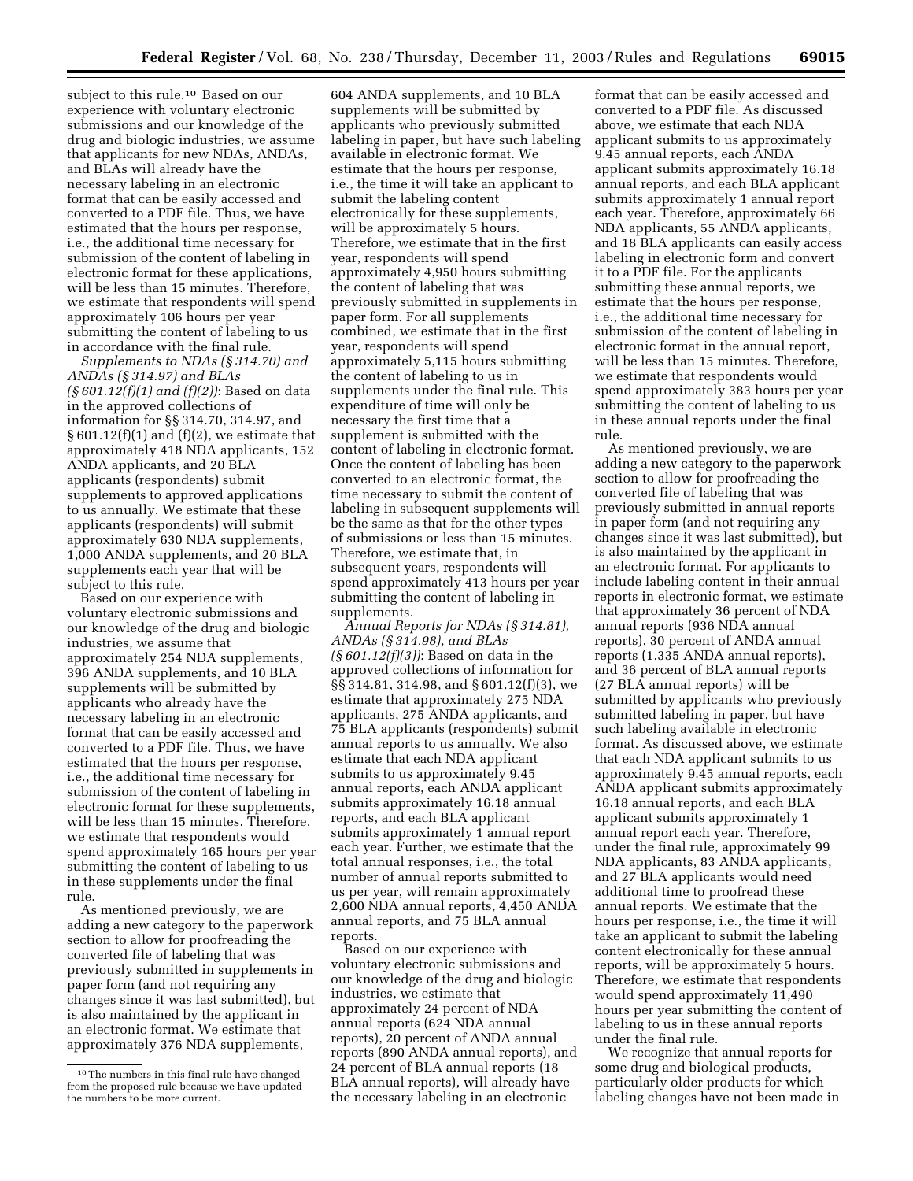subject to this rule.[10] Based on our experience with voluntary electronic submissions and our knowledge of the drug and biologic industries, we assume that applicants for new NDAs, ANDAs, and BLAs will already have the necessary labeling in an electronic format that can be easily accessed and converted to a PDF file. Thus, we have estimated that the hours per response, i.e., the additional time necessary for submission of the content of labeling in electronic format for these applications, will be less than 15 minutes. Therefore, we estimate that respondents will spend approximately 106 hours per year submitting the content of labeling to us in accordance with the final rule.

*Supplements to NDAs (§ 314.70) and ANDAs (§ 314.97) and BLAs (§ 601.12(f)(1) and (f)(2))*: Based on data in the approved collections of information for §§ 314.70, 314.97, and § 601.12(f)(1) and (f)(2), we estimate that approximately 418 NDA applicants, 152 ANDA applicants, and 20 BLA applicants (respondents) submit supplements to approved applications to us annually. We estimate that these applicants (respondents) will submit approximately 630 NDA supplements, 1,000 ANDA supplements, and 20 BLA supplements each year that will be subject to this rule.

Based on our experience with voluntary electronic submissions and our knowledge of the drug and biologic industries, we assume that approximately 254 NDA supplements, 396 ANDA supplements, and 10 BLA supplements will be submitted by applicants who already have the necessary labeling in an electronic format that can be easily accessed and converted to a PDF file. Thus, we have estimated that the hours per response, i.e., the additional time necessary for submission of the content of labeling in electronic format for these supplements, will be less than 15 minutes. Therefore, we estimate that respondents would spend approximately 165 hours per year submitting the content of labeling to us in these supplements under the final rule.

As mentioned previously, we are adding a new category to the paperwork section to allow for proofreading the converted file of labeling that was previously submitted in supplements in paper form (and not requiring any changes since it was last submitted), but is also maintained by the applicant in an electronic format. We estimate that approximately 376 NDA supplements, 604 ANDA supplements, and 10 BLA supplements will be submitted by applicants who previously submitted labeling in paper, but have such labeling available in electronic format. We estimate that the hours per response, i.e., the time it will take an applicant to submit the labeling content electronically for these supplements, will be approximately 5 hours. Therefore, we estimate that in the first year, respondents will spend approximately 4,950 hours submitting the content of labeling that was previously submitted in supplements in paper form. For all supplements combined, we estimate that in the first year, respondents will spend approximately 5,115 hours submitting the content of labeling to us in supplements under the final rule. This expenditure of time will only be necessary the first time that a supplement is submitted with the content of labeling in electronic format. Once the content of labeling has been converted to an electronic format, the time necessary to submit the content of labeling in subsequent supplements will be the same as that for the other types of submissions or less than 15 minutes. Therefore, we estimate that, in subsequent years, respondents will spend approximately 413 hours per year submitting the content of labeling in supplements.

*Annual Reports for NDAs (§ 314.81), ANDAs (§ 314.98), and BLAs (§ 601.12(f)(3))*: Based on data in the approved collections of information for §§ 314.81, 314.98, and § 601.12(f)(3), we estimate that approximately 275 NDA applicants, 275 ANDA applicants, and 75 BLA applicants (respondents) submit annual reports to us annually. We also estimate that each NDA applicant submits to us approximately 9.45 annual reports, each ANDA applicant submits approximately 16.18 annual reports, and each BLA applicant submits approximately 1 annual report each year. Further, we estimate that the total annual responses, i.e., the total number of annual reports submitted to us per year, will remain approximately 2,600 NDA annual reports, 4,450 ANDA annual reports, and 75 BLA annual reports.

Based on our experience with voluntary electronic submissions and our knowledge of the drug and biologic industries, we estimate that approximately 24 percent of NDA annual reports (624 NDA annual reports), 20 percent of ANDA annual reports (890 ANDA annual reports), and 24 percent of BLA annual reports (18 BLA annual reports), will already have the necessary labeling in an electronic format that can be easily accessed and converted to a PDF file. As discussed above, we estimate that each NDA applicant submits to us approximately 9.45 annual reports, each ANDA applicant submits approximately 16.18 annual reports, and each BLA applicant submits approximately 1 annual report each year. Therefore, approximately 66 NDA applicants, 55 ANDA applicants, and 18 BLA applicants can easily access labeling in electronic form and convert it to a PDF file. For the applicants submitting these annual reports, we estimate that the hours per response, i.e., the additional time necessary for submission of the content of labeling in electronic format in the annual report, will be less than 15 minutes. Therefore, we estimate that respondents would spend approximately 383 hours per year submitting the content of labeling to us in these annual reports under the final rule.

As mentioned previously, we are adding a new category to the paperwork section to allow for proofreading the converted file of labeling that was previously submitted in annual reports in paper form (and not requiring any changes since it was last submitted), but is also maintained by the applicant in an electronic format. For applicants to include labeling content in their annual reports in electronic format, we estimate that approximately 36 percent of NDA annual reports (936 NDA annual reports), 30 percent of ANDA annual reports (1,335 ANDA annual reports), and 36 percent of BLA annual reports (27 BLA annual reports) will be submitted by applicants who previously submitted labeling in paper, but have such labeling available in electronic format. As discussed above, we estimate that each NDA applicant submits to us approximately 9.45 annual reports, each ANDA applicant submits approximately 16.18 annual reports, and each BLA applicant submits approximately 1 annual report each year. Therefore, under the final rule, approximately 99 NDA applicants, 83 ANDA applicants, and 27 BLA applicants would need additional time to proofread these annual reports. We estimate that the hours per response, i.e., the time it will take an applicant to submit the labeling content electronically for these annual reports, will be approximately 5 hours. Therefore, we estimate that respondents would spend approximately 11,490 hours per year submitting the content of labeling to us in these annual reports under the final rule.

We recognize that annual reports for some drug and biological products, particularly older products for which labeling changes have not been made in

[10] The numbers in this final rule have changed from the proposed rule because we have updated the numbers to be more current.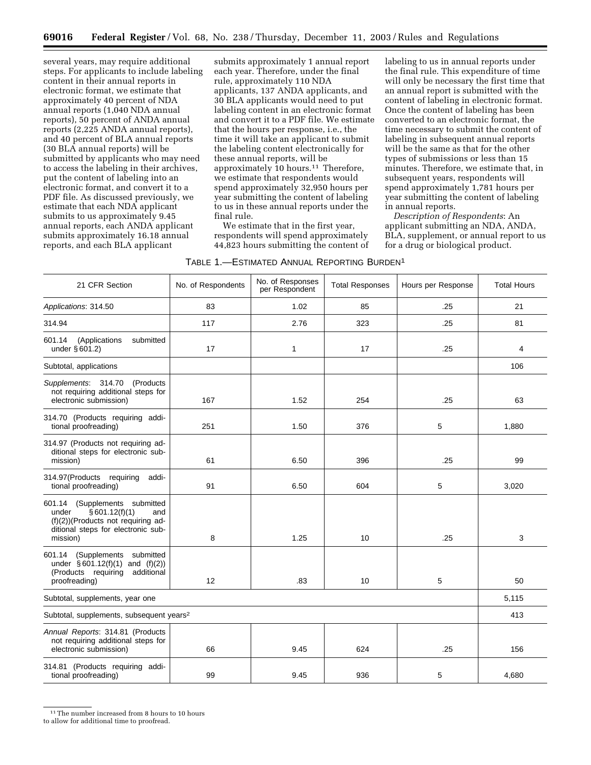several years, may require additional steps. For applicants to include labeling content in their annual reports in electronic format, we estimate that approximately 40 percent of NDA annual reports (1,040 NDA annual reports), 50 percent of ANDA annual reports (2,225 ANDA annual reports), and 40 percent of BLA annual reports (30 BLA annual reports) will be submitted by applicants who may need to access the labeling in their archives, put the content of labeling into an electronic format, and convert it to a PDF file. As discussed previously, we estimate that each NDA applicant submits to us approximately 9.45 annual reports, each ANDA applicant submits approximately 16.18 annual reports, and each BLA applicant submits approximately 1 annual report each year. Therefore, under the final rule, approximately 110 NDA applicants, 137 ANDA applicants, and 30 BLA applicants would need to put labeling content in an electronic format and convert it to a PDF file. We estimate that the hours per response, i.e., the time it will take an applicant to submit the labeling content electronically for these annual reports, will be approximately 10 hours.[11] Therefore, we estimate that respondents would spend approximately 32,950 hours per year submitting the content of labeling to us in these annual reports under the final rule.

We estimate that in the first year, respondents will spend approximately 44,823 hours submitting the content of labeling to us in annual reports under the final rule. This expenditure of time will only be necessary the first time that an annual report is submitted with the content of labeling in electronic format. Once the content of labeling has been converted to an electronic format, the time necessary to submit the content of labeling in subsequent annual reports will be the same as that for the other types of submissions or less than 15 minutes. Therefore, we estimate that, in subsequent years, respondents will spend approximately 1,781 hours per year submitting the content of labeling in annual reports.

*Description of Respondents*: An applicant submitting an NDA, ANDA, BLA, supplement, or annual report to us for a drug or biological product.

TABLE 1.—ESTIMATED ANNUAL REPORTING BURDEN[1]

| 21 CFR Section | No. of Respondents | No. of Responses per Respondent | Total Responses | Hours per Response | Total Hours |
|---|---|---|---|---|---|
| *Applications*: 314.50 | 83 | 1.02 | 85 | .25 | 21 |
| 314.94 | 117 | 2.76 | 323 | .25 | 81 |
| 601.14 (Applications submitted under § 601.2) | 17 | 1 | 17 | .25 | 4 |
| Subtotal, applications | | | | | 106 |
| *Supplements*: 314.70 (Products not requiring additional steps for electronic submission) | 167 | 1.52 | 254 | .25 | 63 |
| 314.70 (Products requiring additional proofreading) | 251 | 1.50 | 376 | 5 | 1,880 |
| 314.97 (Products not requiring additional steps for electronic submission) | 61 | 6.50 | 396 | .25 | 99 |
| 314.97(Products requiring additional proofreading) | 91 | 6.50 | 604 | 5 | 3,020 |
| 601.14 (Supplements submitted under § 601.12(f)(1) and (f)(2))(Products not requiring additional steps for electronic submission) | 8 | 1.25 | 10 | .25 | 3 |
| 601.14 (Supplements submitted under § 601.12(f)(1) and (f)(2)) (Products requiring additional proofreading) | 12 | .83 | 10 | 5 | 50 |
| Subtotal, supplements, year one | | | | | 5,115 |
| Subtotal, supplements, subsequent years[2] | | | | | 413 |
| *Annual Reports*: 314.81 (Products not requiring additional steps for electronic submission) | 66 | 9.45 | 624 | .25 | 156 |
| 314.81 (Products requiring additional proofreading) | 99 | 9.45 | 936 | 5 | 4,680 |

[11] The number increased from 8 hours to 10 hours to allow for additional time to proofread.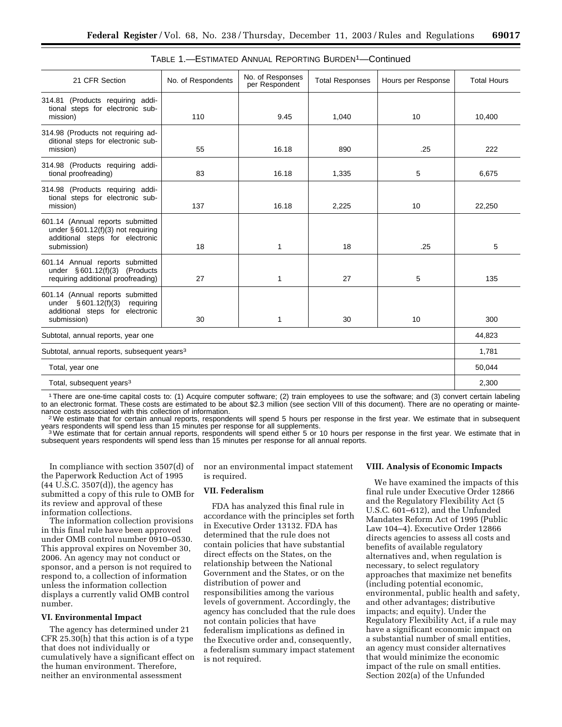TABLE 1.—ESTIMATED ANNUAL REPORTING BURDEN[1]—Continued

| 21 CFR Section | No. of Respondents | No. of Responses per Respondent | Total Responses | Hours per Response | Total Hours |
|---|---|---|---|---|---|
| 314.81 (Products requiring additional steps for electronic submission) | 110 | 9.45 | 1,040 | 10 | 10,400 |
| 314.98 (Products not requiring additional steps for electronic submission) | 55 | 16.18 | 890 | .25 | 222 |
| 314.98 (Products requiring additional proofreading) | 83 | 16.18 | 1,335 | 5 | 6,675 |
| 314.98 (Products requiring additional steps for electronic submission) | 137 | 16.18 | 2,225 | 10 | 22,250 |
| 601.14 (Annual reports submitted under § 601.12(f)(3) not requiring additional steps for electronic submission) | 18 | 1 | 18 | .25 | 5 |
| 601.14 Annual reports submitted under § 601.12(f)(3) (Products requiring additional proofreading) | 27 | 1 | 27 | 5 | 135 |
| 601.14 (Annual reports submitted under § 601.12(f)(3) requiring additional steps for electronic submission) | 30 | 1 | 30 | 10 | 300 |
| Subtotal, annual reports, year one | | | | | 44,823 |
| Subtotal, annual reports, subsequent years[3] | | | | | 1,781 |
| Total, year one | | | | | 50,044 |
| Total, subsequent years[3] | | | | | 2,300 |

[1] There are one-time capital costs to: (1) Acquire computer software; (2) train employees to use the software; and (3) convert certain labeling to an electronic format. These costs are estimated to be about $2.3 million (see section VIII of this document). There are no operating or maintenance costs associated with this collection of information.

[2] We estimate that for certain annual reports, respondents will spend 5 hours per response in the first year. We estimate that in subsequent years respondents will spend less than 15 minutes per response for all supplements.

[3] We estimate that for certain annual reports, respondents will spend either 5 or 10 hours per response in the first year. We estimate that in subsequent years respondents will spend less than 15 minutes per response for all annual reports.

In compliance with section 3507(d) of the Paperwork Reduction Act of 1995 (44 U.S.C. 3507(d)), the agency has submitted a copy of this rule to OMB for its review and approval of these information collections.

The information collection provisions in this final rule have been approved under OMB control number 0910–0530. This approval expires on November 30, 2006. An agency may not conduct or sponsor, and a person is not required to respond to, a collection of information unless the information collection displays a currently valid OMB control number.

**VI. Environmental Impact**

The agency has determined under 21 CFR 25.30(h) that this action is of a type that does not individually or cumulatively have a significant effect on the human environment. Therefore, neither an environmental assessment nor an environmental impact statement is required.

**VII. Federalism**

FDA has analyzed this final rule in accordance with the principles set forth in Executive Order 13132. FDA has determined that the rule does not contain policies that have substantial direct effects on the States, on the relationship between the National Government and the States, or on the distribution of power and responsibilities among the various levels of government. Accordingly, the agency has concluded that the rule does not contain policies that have federalism implications as defined in the Executive order and, consequently, a federalism summary impact statement is not required.

**VIII. Analysis of Economic Impacts**

We have examined the impacts of this final rule under Executive Order 12866 and the Regulatory Flexibility Act (5 U.S.C. 601–612), and the Unfunded Mandates Reform Act of 1995 (Public Law 104–4). Executive Order 12866 directs agencies to assess all costs and benefits of available regulatory alternatives and, when regulation is necessary, to select regulatory approaches that maximize net benefits (including potential economic, environmental, public health and safety, and other advantages; distributive impacts; and equity). Under the Regulatory Flexibility Act, if a rule may have a significant economic impact on a substantial number of small entities, an agency must consider alternatives that would minimize the economic impact of the rule on small entities. Section 202(a) of the Unfunded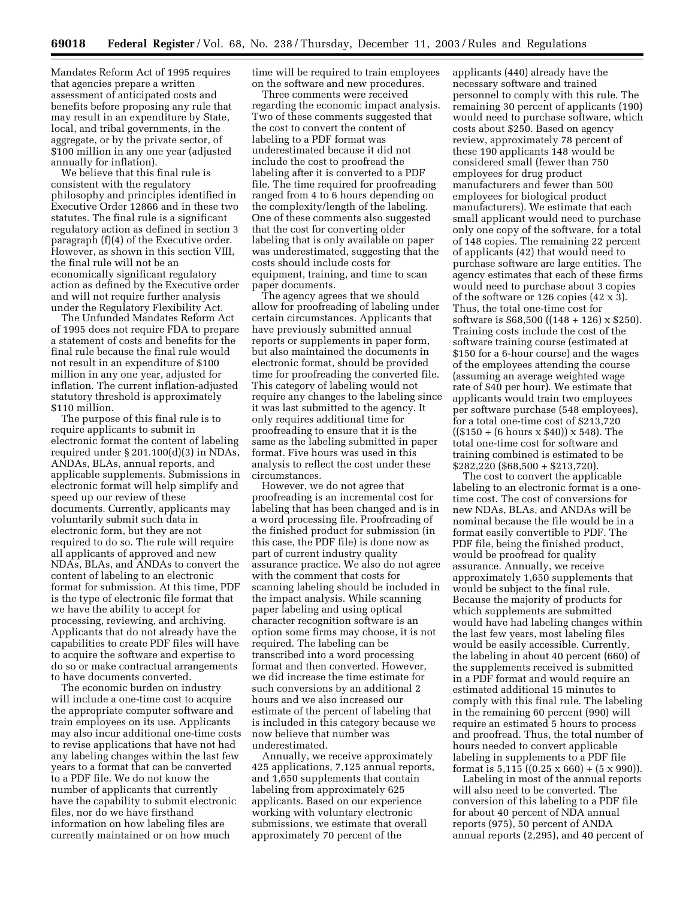Mandates Reform Act of 1995 requires that agencies prepare a written assessment of anticipated costs and benefits before proposing any rule that may result in an expenditure by State, local, and tribal governments, in the aggregate, or by the private sector, of $100 million in any one year (adjusted annually for inflation).

We believe that this final rule is consistent with the regulatory philosophy and principles identified in Executive Order 12866 and in these two statutes. The final rule is a significant regulatory action as defined in section 3 paragraph (f)(4) of the Executive order. However, as shown in this section VIII, the final rule will not be an economically significant regulatory action as defined by the Executive order and will not require further analysis under the Regulatory Flexibility Act.

The Unfunded Mandates Reform Act of 1995 does not require FDA to prepare a statement of costs and benefits for the final rule because the final rule would not result in an expenditure of $100 million in any one year, adjusted for inflation. The current inflation-adjusted statutory threshold is approximately $110 million.

The purpose of this final rule is to require applicants to submit in electronic format the content of labeling required under § 201.100(d)(3) in NDAs, ANDAs, BLAs, annual reports, and applicable supplements. Submissions in electronic format will help simplify and speed up our review of these documents. Currently, applicants may voluntarily submit such data in electronic form, but they are not required to do so. The rule will require all applicants of approved and new NDAs, BLAs, and ANDAs to convert the content of labeling to an electronic format for submission. At this time, PDF is the type of electronic file format that we have the ability to accept for processing, reviewing, and archiving. Applicants that do not already have the capabilities to create PDF files will have to acquire the software and expertise to do so or make contractual arrangements to have documents converted.

The economic burden on industry will include a one-time cost to acquire the appropriate computer software and train employees on its use. Applicants may also incur additional one-time costs to revise applications that have not had any labeling changes within the last few years to a format that can be converted to a PDF file. We do not know the number of applicants that currently have the capability to submit electronic files, nor do we have firsthand information on how labeling files are currently maintained or on how much time will be required to train employees on the software and new procedures.

Three comments were received regarding the economic impact analysis. Two of these comments suggested that the cost to convert the content of labeling to a PDF format was underestimated because it did not include the cost to proofread the labeling after it is converted to a PDF file. The time required for proofreading ranged from 4 to 6 hours depending on the complexity/length of the labeling. One of these comments also suggested that the cost for converting older labeling that is only available on paper was underestimated, suggesting that the costs should include costs for equipment, training, and time to scan paper documents.

The agency agrees that we should allow for proofreading of labeling under certain circumstances. Applicants that have previously submitted annual reports or supplements in paper form, but also maintained the documents in electronic format, should be provided time for proofreading the converted file. This category of labeling would not require any changes to the labeling since it was last submitted to the agency. It only requires additional time for proofreading to ensure that it is the same as the labeling submitted in paper format. Five hours was used in this analysis to reflect the cost under these circumstances.

However, we do not agree that proofreading is an incremental cost for labeling that has been changed and is in a word processing file. Proofreading of the finished product for submission (in this case, the PDF file) is done now as part of current industry quality assurance practice. We also do not agree with the comment that costs for scanning labeling should be included in the impact analysis. While scanning paper labeling and using optical character recognition software is an option some firms may choose, it is not required. The labeling can be transcribed into a word processing format and then converted. However, we did increase the time estimate for such conversions by an additional 2 hours and we also increased our estimate of the percent of labeling that is included in this category because we now believe that number was underestimated.

Annually, we receive approximately 425 applications, 7,125 annual reports, and 1,650 supplements that contain labeling from approximately 625 applicants. Based on our experience working with voluntary electronic submissions, we estimate that overall approximately 70 percent of the applicants (440) already have the necessary software and trained personnel to comply with this rule. The remaining 30 percent of applicants (190) would need to purchase software, which costs about $250. Based on agency review, approximately 78 percent of these 190 applicants 148 would be considered small (fewer than 750 employees for drug product manufacturers and fewer than 500 employees for biological product manufacturers). We estimate that each small applicant would need to purchase only one copy of the software, for a total of 148 copies. The remaining 22 percent of applicants (42) that would need to purchase software are large entities. The agency estimates that each of these firms would need to purchase about 3 copies of the software or 126 copies (42 x 3). Thus, the total one-time cost for software is $68,500 ((148 + 126) x $250). Training costs include the cost of the software training course (estimated at $150 for a 6-hour course) and the wages of the employees attending the course (assuming an average weighted wage rate of $40 per hour). We estimate that applicants would train two employees per software purchase (548 employees), for a total one-time cost of $213,720 (($150 + (6 hours x $40)) x 548). The total one-time cost for software and training combined is estimated to be $282,220 ($68,500 + $213,720).

The cost to convert the applicable labeling to an electronic format is a one-time cost. The cost of conversions for new NDAs, BLAs, and ANDAs will be nominal because the file would be in a format easily convertible to PDF. The PDF file, being the finished product, would be proofread for quality assurance. Annually, we receive approximately 1,650 supplements that would be subject to the final rule. Because the majority of products for which supplements are submitted would have had labeling changes within the last few years, most labeling files would be easily accessible. Currently, the labeling in about 40 percent (660) of the supplements received is submitted in a PDF format and would require an estimated additional 15 minutes to comply with this final rule. The labeling in the remaining 60 percent (990) will require an estimated 5 hours to process and proofread. Thus, the total number of hours needed to convert applicable labeling in supplements to a PDF file format is 5,115 ((0.25 x 660) + (5 x 990)).

Labeling in most of the annual reports will also need to be converted. The conversion of this labeling to a PDF file for about 40 percent of NDA annual reports (975), 50 percent of ANDA annual reports (2,295), and 40 percent of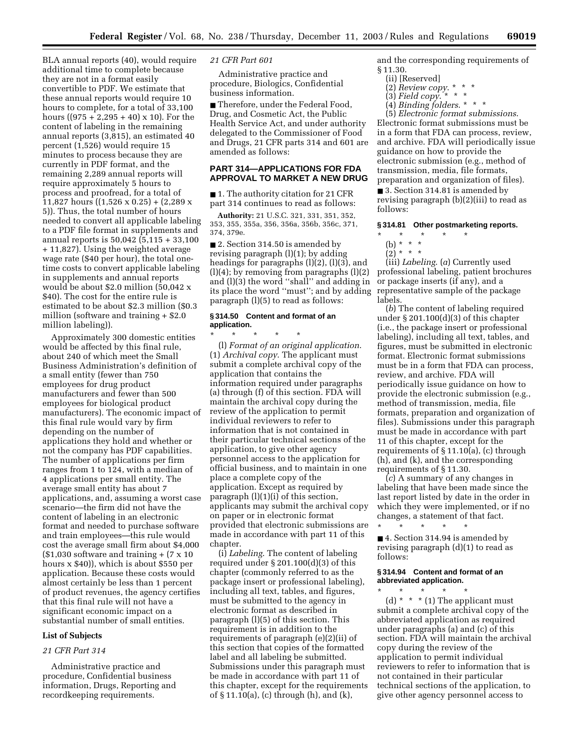BLA annual reports (40), would require additional time to complete because they are not in a format easily convertible to PDF. We estimate that these annual reports would require 10 hours to complete, for a total of 33,100 hours ((975 + 2,295 + 40) x 10). For the content of labeling in the remaining annual reports (3,815), an estimated 40 percent (1,526) would require 15 minutes to process because they are currently in PDF format, and the remaining 2,289 annual reports will require approximately 5 hours to process and proofread, for a total of 11,827 hours ((1,526 x 0.25) + (2,289 x 5)). Thus, the total number of hours needed to convert all applicable labeling to a PDF file format in supplements and annual reports is 50,042 (5,115 + 33,100 + 11,827). Using the weighted average wage rate ($40 per hour), the total one-time costs to convert applicable labeling in supplements and annual reports would be about $2.0 million (50,042 x $40). The cost for the entire rule is estimated to be about $2.3 million ($0.3 million (software and training + $2.0 million labeling)).

Approximately 300 domestic entities would be affected by this final rule, about 240 of which meet the Small Business Administration's definition of a small entity (fewer than 750 employees for drug product manufacturers and fewer than 500 employees for biological product manufacturers). The economic impact of this final rule would vary by firm depending on the number of applications they hold and whether or not the company has PDF capabilities. The number of applications per firm ranges from 1 to 124, with a median of 4 applications per small entity. The average small entity has about 7 applications, and, assuming a worst case scenario—the firm did not have the content of labeling in an electronic format and needed to purchase software and train employees—this rule would cost the average small firm about $4,000 ($1,030 software and training + (7 x 10 hours x $40)), which is about $550 per application. Because these costs would almost certainly be less than 1 percent of product revenues, the agency certifies that this final rule will not have a significant economic impact on a substantial number of small entities.

**List of Subjects**

*21 CFR Part 314*

Administrative practice and procedure, Confidential business information, Drugs, Reporting and recordkeeping requirements.

*21 CFR Part 601*

Administrative practice and procedure, Biologics, Confidential business information.

■ Therefore, under the Federal Food, Drug, and Cosmetic Act, the Public Health Service Act, and under authority delegated to the Commissioner of Food and Drugs, 21 CFR parts 314 and 601 are amended as follows:

## PART 314—APPLICATIONS FOR FDA APPROVAL TO MARKET A NEW DRUG

■ 1. The authority citation for 21 CFR part 314 continues to read as follows:

**Authority:** 21 U.S.C. 321, 331, 351, 352, 353, 355, 355a, 356, 356a, 356b, 356c, 371, 374, 379e.

■ 2. Section 314.50 is amended by revising paragraph (l)(1); by adding headings for paragraphs (l)(2), (l)(3), and (l)(4); by removing from paragraphs (l)(2) and (l)(3) the word ''shall'' and adding in its place the word ''must''; and by adding paragraph (l)(5) to read as follows:

**§ 314.50 Content and format of an application.**

\* \* \* \* \*

(l) *Format of an original application.* (1) *Archival copy.* The applicant must submit a complete archival copy of the application that contains the information required under paragraphs (a) through (f) of this section. FDA will maintain the archival copy during the review of the application to permit individual reviewers to refer to information that is not contained in their particular technical sections of the application, to give other agency personnel access to the application for official business, and to maintain in one place a complete copy of the application. Except as required by paragraph (l)(1)(i) of this section, applicants may submit the archival copy on paper or in electronic format provided that electronic submissions are made in accordance with part 11 of this chapter.

(i) *Labeling.* The content of labeling required under § 201.100(d)(3) of this chapter (commonly referred to as the package insert or professional labeling), including all text, tables, and figures, must be submitted to the agency in electronic format as described in paragraph (l)(5) of this section. This requirement is in addition to the requirements of paragraph (e)(2)(ii) of this section that copies of the formatted label and all labeling be submitted. Submissions under this paragraph must be made in accordance with part 11 of this chapter, except for the requirements of § 11.10(a), (c) through (h), and (k), and the corresponding requirements of § 11.30.

(ii) [Reserved]

(2) *Review copy.* \* \* \*

(3) *Field copy.* \* \* \*

(4) *Binding folders.* \* \* \*

(5) *Electronic format submissions.* Electronic format submissions must be in a form that FDA can process, review, and archive. FDA will periodically issue guidance on how to provide the electronic submission (e.g., method of transmission, media, file formats, preparation and organization of files).

■ 3. Section 314.81 is amended by revising paragraph (b)(2)(iii) to read as follows:

**§ 314.81 Other postmarketing reports.**

\* \* \* \* \*

(b) \* \* \*

(2) \* \* \*

(iii) *Labeling.* (*a*) Currently used professional labeling, patient brochures or package inserts (if any), and a representative sample of the package labels.

(*b*) The content of labeling required under § 201.100(d)(3) of this chapter (i.e., the package insert or professional labeling), including all text, tables, and figures, must be submitted in electronic format. Electronic format submissions must be in a form that FDA can process, review, and archive. FDA will periodically issue guidance on how to provide the electronic submission (e.g., method of transmission, media, file formats, preparation and organization of files). Submissions under this paragraph must be made in accordance with part 11 of this chapter, except for the requirements of § 11.10(a), (c) through (h), and (k), and the corresponding requirements of § 11.30.

(*c*) A summary of any changes in labeling that have been made since the last report listed by date in the order in which they were implemented, or if no changes, a statement of that fact.

\* \* \* \* \*

■ 4. Section 314.94 is amended by revising paragraph (d)(1) to read as follows:

**§ 314.94 Content and format of an abbreviated application.**

\* \* \* \* \*

(d) \* \* \* (1) The applicant must submit a complete archival copy of the abbreviated application as required under paragraphs (a) and (c) of this section. FDA will maintain the archival copy during the review of the application to permit individual reviewers to refer to information that is not contained in their particular technical sections of the application, to give other agency personnel access to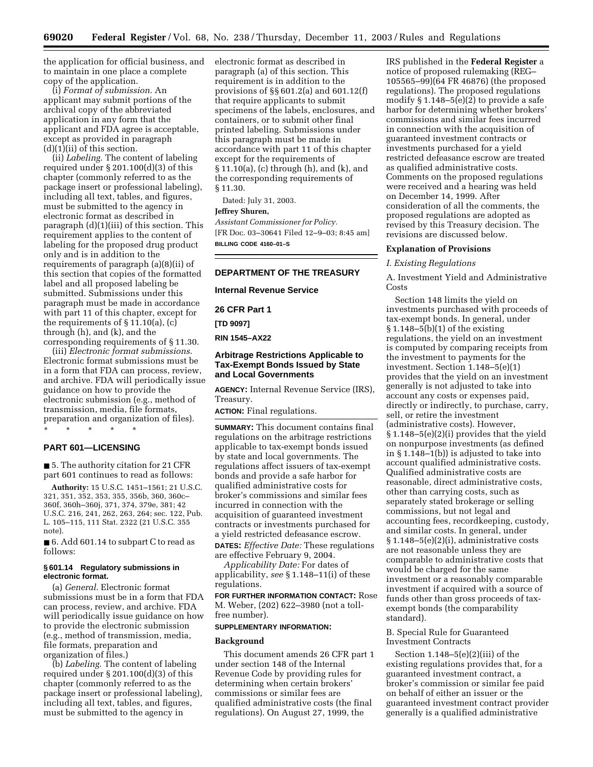the application for official business, and to maintain in one place a complete copy of the application.

(i) *Format of submission.* An applicant may submit portions of the archival copy of the abbreviated application in any form that the applicant and FDA agree is acceptable, except as provided in paragraph (d)(1)(ii) of this section.

(ii) *Labeling.* The content of labeling required under § 201.100(d)(3) of this chapter (commonly referred to as the package insert or professional labeling), including all text, tables, and figures, must be submitted to the agency in electronic format as described in paragraph (d)(1)(iii) of this section. This requirement applies to the content of labeling for the proposed drug product only and is in addition to the requirements of paragraph (a)(8)(ii) of this section that copies of the formatted label and all proposed labeling be submitted. Submissions under this paragraph must be made in accordance with part 11 of this chapter, except for the requirements of § 11.10(a), (c) through (h), and (k), and the corresponding requirements of § 11.30.

(iii) *Electronic format submissions.* Electronic format submissions must be in a form that FDA can process, review, and archive. FDA will periodically issue guidance on how to provide the electronic submission (e.g., method of transmission, media, file formats, preparation and organization of files).

\* \* \* \* \*

## PART 601—LICENSING

■ 5. The authority citation for 21 CFR part 601 continues to read as follows:

**Authority:** 15 U.S.C. 1451–1561; 21 U.S.C. 321, 351, 352, 353, 355, 356b, 360, 360c–360f, 360h–360j, 371, 374, 379e, 381; 42 U.S.C. 216, 241, 262, 263, 264; sec. 122, Pub. L. 105–115, 111 Stat. 2322 (21 U.S.C. 355 note).

■ 6. Add 601.14 to subpart C to read as follows:

### § 601.14 Regulatory submissions in electronic format.

(a) *General.* Electronic format submissions must be in a form that FDA can process, review, and archive. FDA will periodically issue guidance on how to provide the electronic submission (e.g., method of transmission, media, file formats, preparation and organization of files.)

(b) *Labeling.* The content of labeling required under § 201.100(d)(3) of this chapter (commonly referred to as the package insert or professional labeling), including all text, tables, and figures, must be submitted to the agency in electronic format as described in paragraph (a) of this section. This requirement is in addition to the provisions of §§ 601.2(a) and 601.12(f) that require applicants to submit specimens of the labels, enclosures, and containers, or to submit other final printed labeling. Submissions under this paragraph must be made in accordance with part 11 of this chapter except for the requirements of § 11.10(a), (c) through (h), and (k), and the corresponding requirements of § 11.30.

Dated: July 31, 2003.

**Jeffrey Shuren,**

*Assistant Commissioner for Policy.*

[FR Doc. 03–30641 Filed 12–9–03; 8:45 am]

**BILLING CODE 4160–01–S**

## DEPARTMENT OF THE TREASURY

## Internal Revenue Service

## 26 CFR Part 1

**[TD 9097]**

**RIN 1545–AX22**

## Arbitrage Restrictions Applicable to Tax-Exempt Bonds Issued by State and Local Governments

**AGENCY:** Internal Revenue Service (IRS), Treasury.

**ACTION:** Final regulations.

**SUMMARY:** This document contains final regulations on the arbitrage restrictions applicable to tax-exempt bonds issued by state and local governments. The regulations affect issuers of tax-exempt bonds and provide a safe harbor for qualified administrative costs for broker's commissions and similar fees incurred in connection with the acquisition of guaranteed investment contracts or investments purchased for a yield restricted defeasance escrow.

**DATES:** *Effective Date:* These regulations are effective February 9, 2004.

*Applicability Date:* For dates of applicability, *see* § 1.148–11(i) of these regulations.

**FOR FURTHER INFORMATION CONTACT:** Rose M. Weber, (202) 622–3980 (not a toll-free number).

**SUPPLEMENTARY INFORMATION:**

### Background

This document amends 26 CFR part 1 under section 148 of the Internal Revenue Code by providing rules for determining when certain brokers' commissions or similar fees are qualified administrative costs (the final regulations). On August 27, 1999, the IRS published in the **Federal Register** a notice of proposed rulemaking (REG–105565–99)(64 FR 46876) (the proposed regulations). The proposed regulations modify § 1.148–5(e)(2) to provide a safe harbor for determining whether brokers' commissions and similar fees incurred in connection with the acquisition of guaranteed investment contracts or investments purchased for a yield restricted defeasance escrow are treated as qualified administrative costs. Comments on the proposed regulations were received and a hearing was held on December 14, 1999. After consideration of all the comments, the proposed regulations are adopted as revised by this Treasury decision. The revisions are discussed below.

### Explanation of Provisions

*I. Existing Regulations*

A. Investment Yield and Administrative Costs

Section 148 limits the yield on investments purchased with proceeds of tax-exempt bonds. In general, under § 1.148–5(b)(1) of the existing regulations, the yield on an investment is computed by comparing receipts from the investment to payments for the investment. Section 1.148–5(e)(1) provides that the yield on an investment generally is not adjusted to take into account any costs or expenses paid, directly or indirectly, to purchase, carry, sell, or retire the investment (administrative costs). However, § 1.148–5(e)(2)(i) provides that the yield on nonpurpose investments (as defined in § 1.148–1(b)) is adjusted to take into account qualified administrative costs. Qualified administrative costs are reasonable, direct administrative costs, other than carrying costs, such as separately stated brokerage or selling commissions, but not legal and accounting fees, recordkeeping, custody, and similar costs. In general, under § 1.148–5(e)(2)(i), administrative costs are not reasonable unless they are comparable to administrative costs that would be charged for the same investment or a reasonably comparable investment if acquired with a source of funds other than gross proceeds of tax-exempt bonds (the comparability standard).

B. Special Rule for Guaranteed Investment Contracts

Section 1.148–5(e)(2)(iii) of the existing regulations provides that, for a guaranteed investment contract, a broker's commission or similar fee paid on behalf of either an issuer or the guaranteed investment contract provider generally is a qualified administrative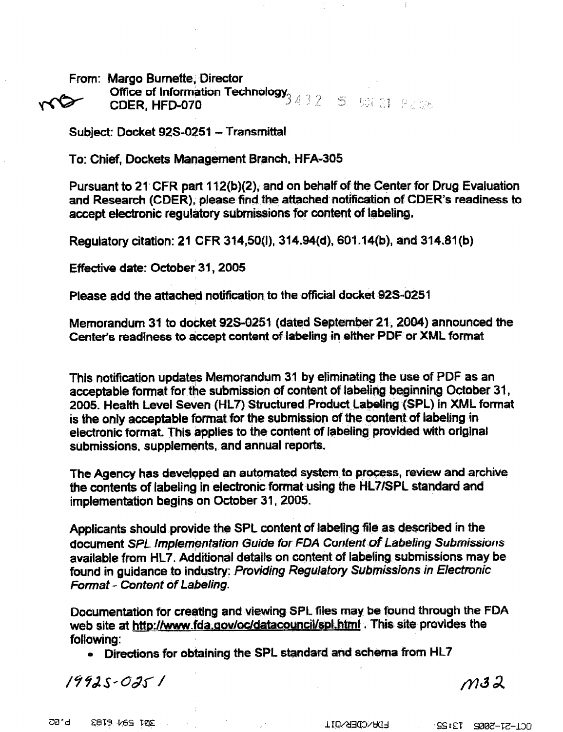From: Margo Burnette, Director
Office of Information Technology
CDER, HFD-070

Subject: Docket 92S-0251 – Transmittal

To: Chief, Dockets Management Branch, HFA-305

Pursuant to 21 CFR part 112(b)(2), and on behalf of the Center for Drug Evaluation and Research (CDER), please find the attached notification of CDER's readiness to accept electronic regulatory submissions for content of labeling.

Regulatory citation: 21 CFR 314,50(l), 314.94(d), 601.14(b), and 314.81(b)

Effective date: October 31, 2005

Please add the attached notification to the official docket 92S-0251

Memorandum 31 to docket 92S-0251 (dated September 21, 2004) announced the Center's readiness to accept content of labeling in either PDF or XML format

This notification updates Memorandum 31 by eliminating the use of PDF as an acceptable format for the submission of content of labeling beginning October 31, 2005. Health Level Seven (HL7) Structured Product Labeling (SPL) in XML format is the only acceptable format for the submission of the content of labeling in electronic format. This applies to the content of labeling provided with original submissions, supplements, and annual reports.

The Agency has developed an automated system to process, review and archive the contents of labeling in electronic format using the HL7/SPL standard and implementation begins on October 31, 2005.

Applicants should provide the SPL content of labeling file as described in the document *SPL Implementation Guide for FDA Content of Labeling Submissions* available from HL7. Additional details on content of labeling submissions may be found in guidance to industry: *Providing Regulatory Submissions in Electronic Format - Content of Labeling.*

Documentation for creating and viewing SPL files may be found through the FDA web site at http://www.fda.gov/oc/datacouncil/spl.html . This site provides the following:

- Directions for obtaining the SPL standard and schema from HL7

1992S-0251 M32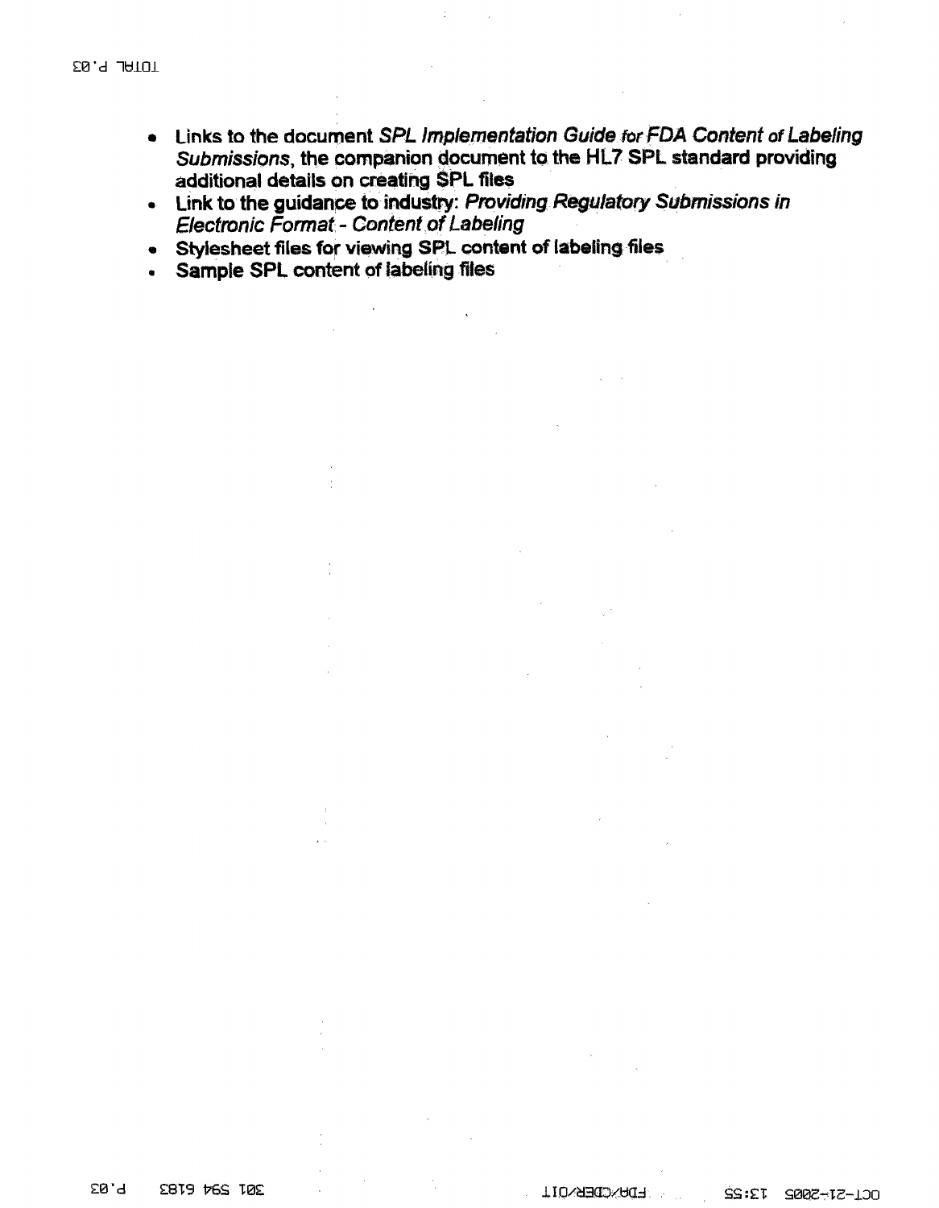- Links to the document *SPL Implementation Guide for FDA Content of Labeling Submissions*, the companion document to the HL7 SPL standard providing additional details on creating SPL files
- Link to the guidance to industry: *Providing Regulatory Submissions in Electronic Format - Content of Labeling*
- Stylesheet files for viewing SPL content of labeling files
- Sample SPL content of labeling files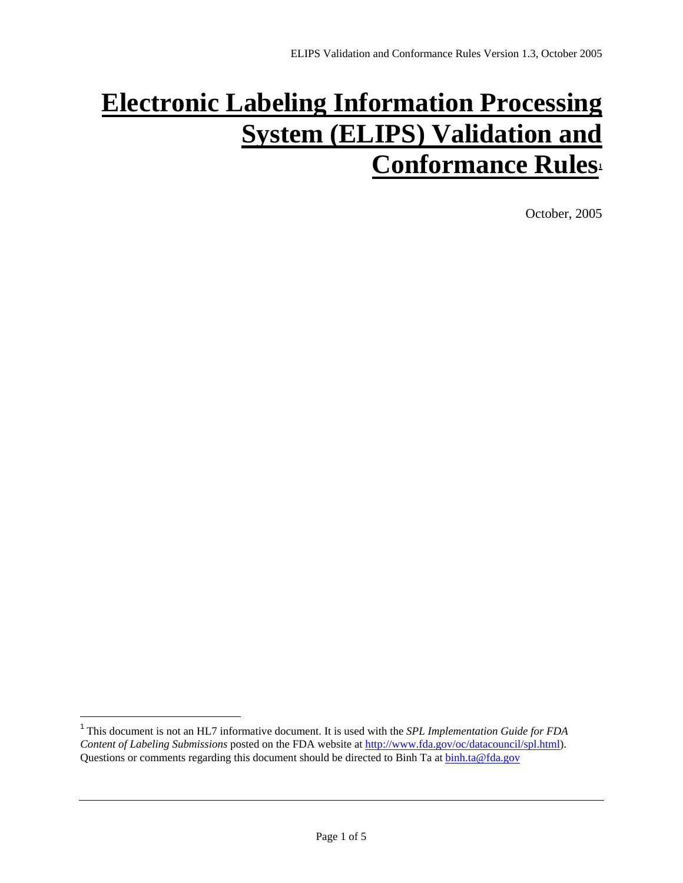# Electronic Labeling Information Processing System (ELIPS) Validation and Conformance Rules[1]

October, 2005

[1] This document is not an HL7 informative document. It is used with the *SPL Implementation Guide for FDA Content of Labeling Submissions* posted on the FDA website at http://www.fda.gov/oc/datacouncil/spl.html). Questions or comments regarding this document should be directed to Binh Ta at binh.ta@fda.gov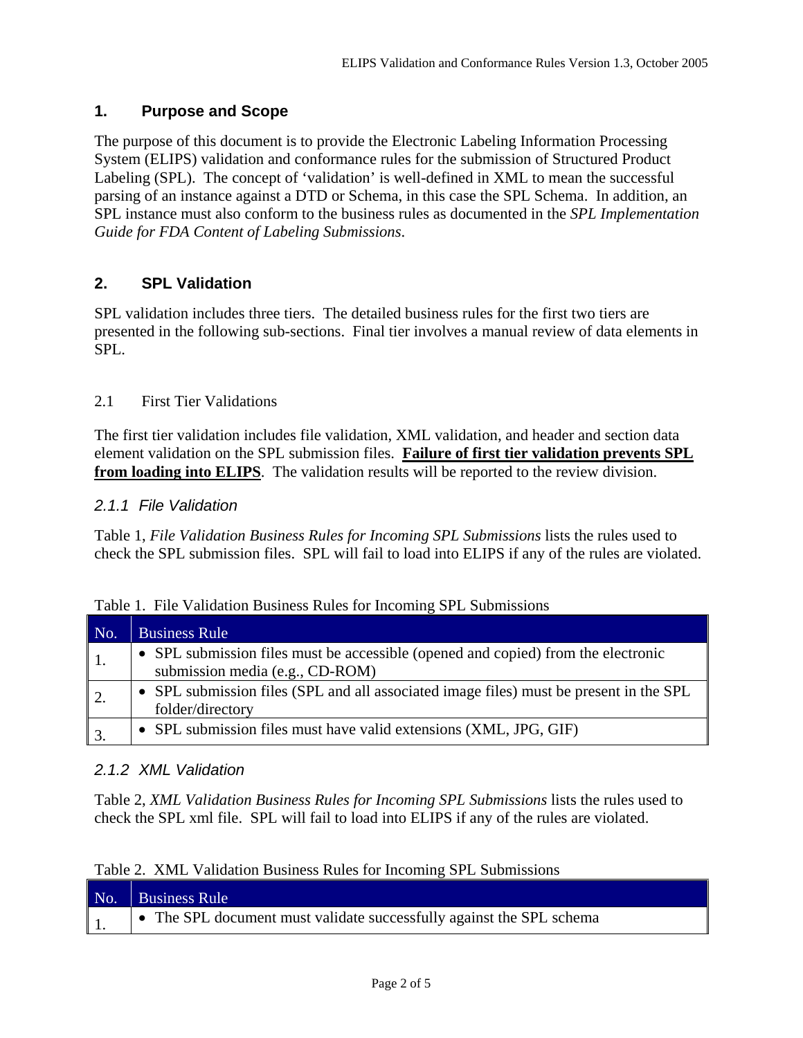## 1. Purpose and Scope

The purpose of this document is to provide the Electronic Labeling Information Processing System (ELIPS) validation and conformance rules for the submission of Structured Product Labeling (SPL). The concept of 'validation' is well-defined in XML to mean the successful parsing of an instance against a DTD or Schema, in this case the SPL Schema. In addition, an SPL instance must also conform to the business rules as documented in the *SPL Implementation Guide for FDA Content of Labeling Submissions*.

## 2. SPL Validation

SPL validation includes three tiers. The detailed business rules for the first two tiers are presented in the following sub-sections. Final tier involves a manual review of data elements in SPL.

### 2.1 First Tier Validations

The first tier validation includes file validation, XML validation, and header and section data element validation on the SPL submission files. **Failure of first tier validation prevents SPL from loading into ELIPS**. The validation results will be reported to the review division.

#### *2.1.1 File Validation*

Table 1, *File Validation Business Rules for Incoming SPL Submissions* lists the rules used to check the SPL submission files. SPL will fail to load into ELIPS if any of the rules are violated.

Table 1. File Validation Business Rules for Incoming SPL Submissions

| No. | Business Rule |
|---|---|
| 1. | • SPL submission files must be accessible (opened and copied) from the electronic submission media (e.g., CD-ROM) |
| 2. | • SPL submission files (SPL and all associated image files) must be present in the SPL folder/directory |
| 3. | • SPL submission files must have valid extensions (XML, JPG, GIF) |

#### *2.1.2 XML Validation*

Table 2, *XML Validation Business Rules for Incoming SPL Submissions* lists the rules used to check the SPL xml file. SPL will fail to load into ELIPS if any of the rules are violated.

Table 2. XML Validation Business Rules for Incoming SPL Submissions

| No. | Business Rule |
|---|---|
| 1. | • The SPL document must validate successfully against the SPL schema |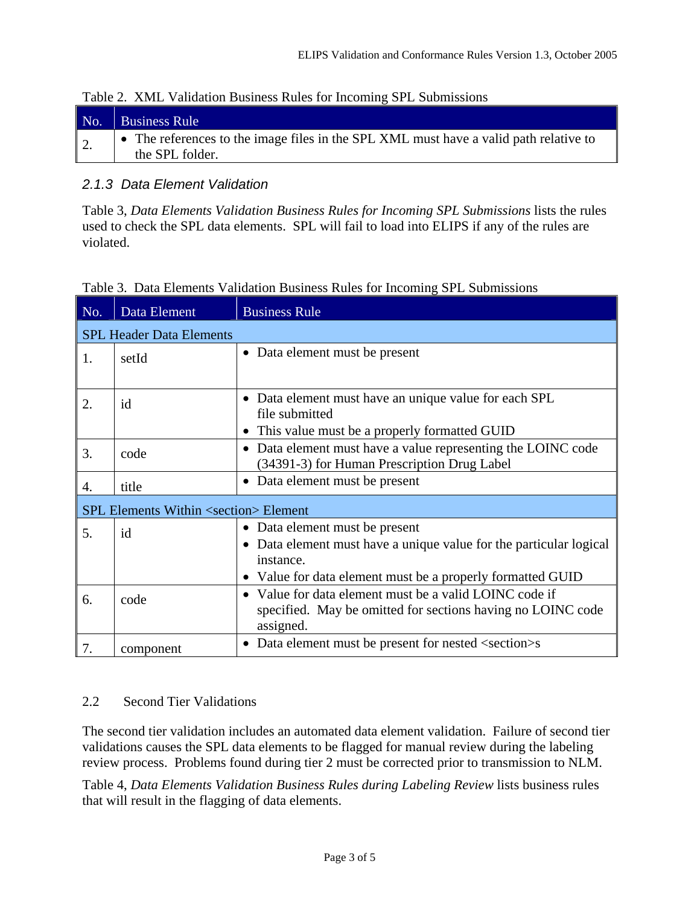Table 2. XML Validation Business Rules for Incoming SPL Submissions

| No. | Business Rule |
|---|---|
| 2. | • The references to the image files in the SPL XML must have a valid path relative to the SPL folder. |

### *2.1.3 Data Element Validation*

Table 3, *Data Elements Validation Business Rules for Incoming SPL Submissions* lists the rules used to check the SPL data elements. SPL will fail to load into ELIPS if any of the rules are violated.

Table 3. Data Elements Validation Business Rules for Incoming SPL Submissions

| No. | Data Element | Business Rule |
|---|---|---|
| SPL Header Data Elements | | |
| 1. | setId | • Data element must be present |
| 2. | id | • Data element must have an unique value for each SPL file submitted<br>• This value must be a properly formatted GUID |
| 3. | code | • Data element must have a value representing the LOINC code (34391-3) for Human Prescription Drug Label |
| 4. | title | • Data element must be present |
| SPL Elements Within <section> Element | | |
| 5. | id | • Data element must be present<br>• Data element must have a unique value for the particular logical instance.<br>• Value for data element must be a properly formatted GUID |
| 6. | code | • Value for data element must be a valid LOINC code if specified. May be omitted for sections having no LOINC code assigned. |
| 7. | component | • Data element must be present for nested <section>s |

## 2.2 Second Tier Validations

The second tier validation includes an automated data element validation. Failure of second tier validations causes the SPL data elements to be flagged for manual review during the labeling review process. Problems found during tier 2 must be corrected prior to transmission to NLM.

Table 4, *Data Elements Validation Business Rules during Labeling Review* lists business rules that will result in the flagging of data elements.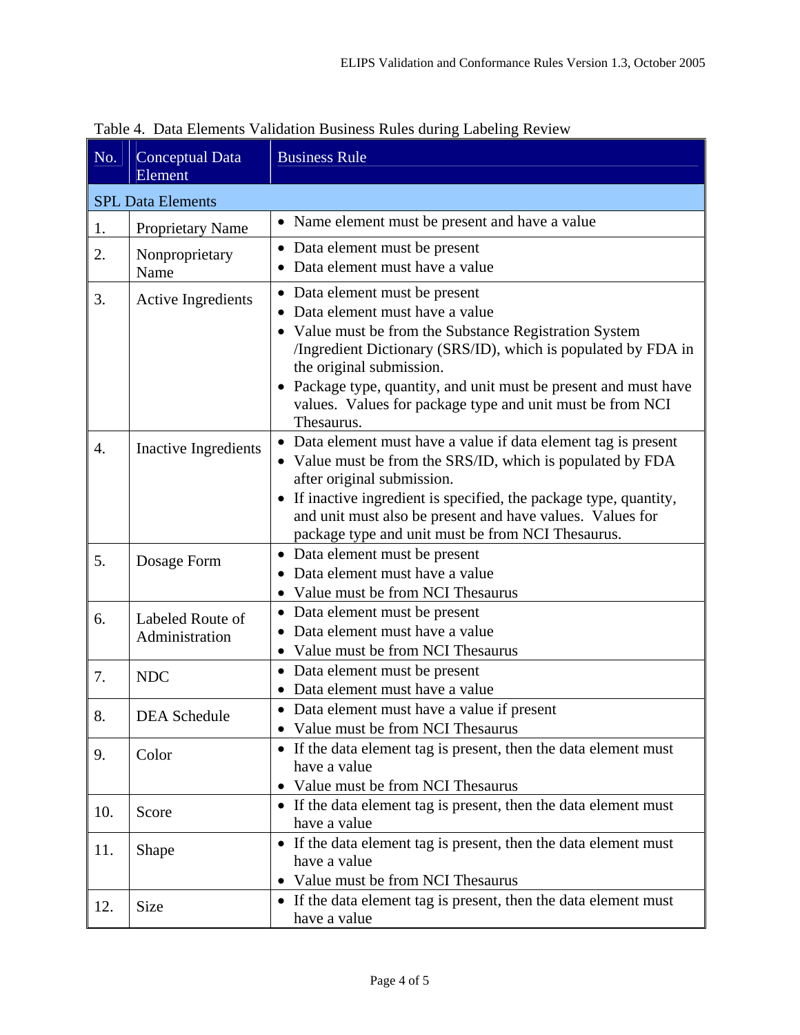Table 4. Data Elements Validation Business Rules during Labeling Review

| No. | Conceptual Data Element | Business Rule |
|---|---|---|
| SPL Data Elements | | |
| 1. | Proprietary Name | • Name element must be present and have a value |
| 2. | Nonproprietary Name | • Data element must be present<br>• Data element must have a value |
| 3. | Active Ingredients | • Data element must be present<br>• Data element must have a value<br>• Value must be from the Substance Registration System /Ingredient Dictionary (SRS/ID), which is populated by FDA in the original submission.<br>• Package type, quantity, and unit must be present and must have values. Values for package type and unit must be from NCI Thesaurus. |
| 4. | Inactive Ingredients | • Data element must have a value if data element tag is present<br>• Value must be from the SRS/ID, which is populated by FDA after original submission.<br>• If inactive ingredient is specified, the package type, quantity, and unit must also be present and have values. Values for package type and unit must be from NCI Thesaurus. |
| 5. | Dosage Form | • Data element must be present<br>• Data element must have a value<br>• Value must be from NCI Thesaurus |
| 6. | Labeled Route of Administration | • Data element must be present<br>• Data element must have a value<br>• Value must be from NCI Thesaurus |
| 7. | NDC | • Data element must be present<br>• Data element must have a value |
| 8. | DEA Schedule | • Data element must have a value if present<br>• Value must be from NCI Thesaurus |
| 9. | Color | • If the data element tag is present, then the data element must have a value<br>• Value must be from NCI Thesaurus |
| 10. | Score | • If the data element tag is present, then the data element must have a value |
| 11. | Shape | • If the data element tag is present, then the data element must have a value<br>• Value must be from NCI Thesaurus |
| 12. | Size | • If the data element tag is present, then the data element must have a value |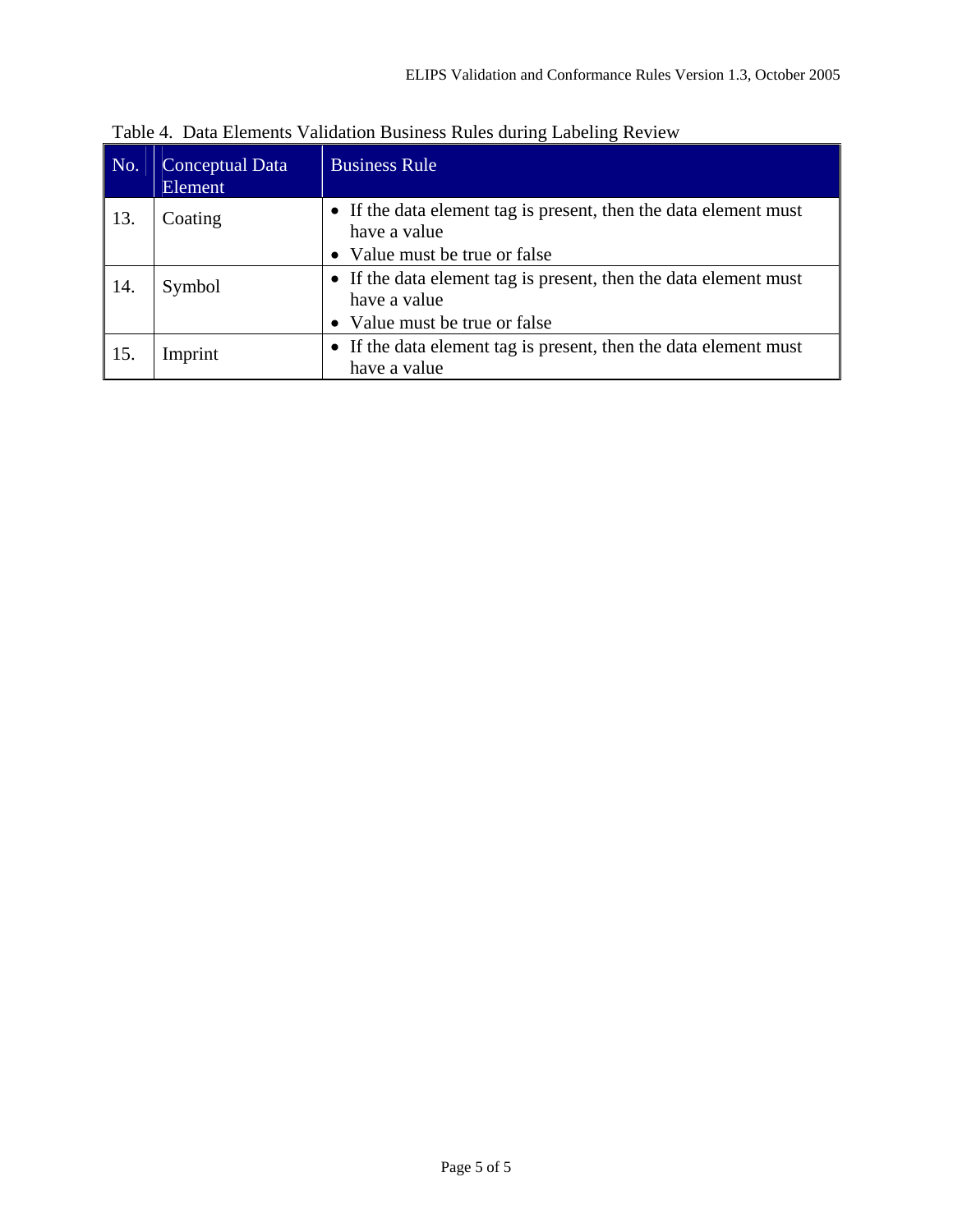Table 4. Data Elements Validation Business Rules during Labeling Review

| No. | Conceptual Data Element | Business Rule |
|---|---|---|
| 13. | Coating | • If the data element tag is present, then the data element must have a value<br>• Value must be true or false |
| 14. | Symbol | • If the data element tag is present, then the data element must have a value<br>• Value must be true or false |
| 15. | Imprint | • If the data element tag is present, then the data element must have a value |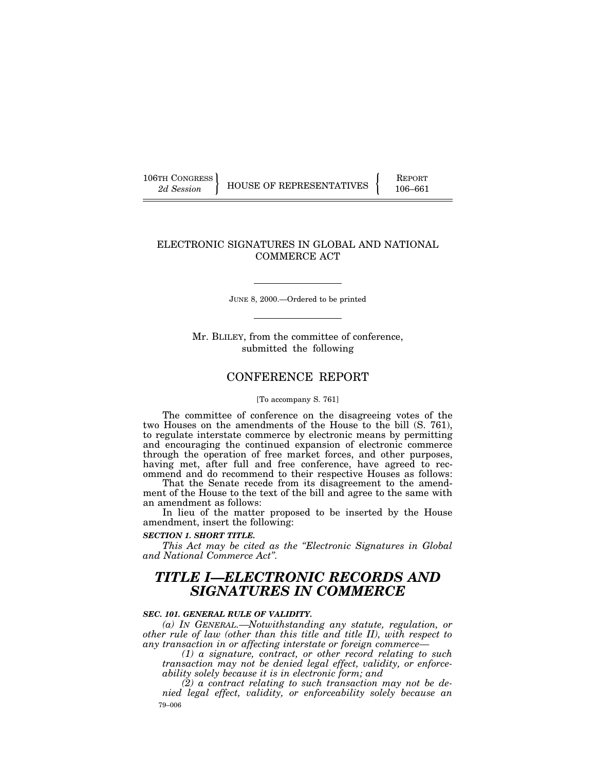106TH CONGRESS } HOUSE OF REPRESENTATIVES { REPORT
2d Session } { 106–661

# ELECTRONIC SIGNATURES IN GLOBAL AND NATIONAL COMMERCE ACT

JUNE 8, 2000.—Ordered to be printed

Mr. BLILEY, from the committee of conference, submitted the following

## CONFERENCE REPORT

[To accompany S. 761]

The committee of conference on the disagreeing votes of the two Houses on the amendments of the House to the bill (S. 761), to regulate interstate commerce by electronic means by permitting and encouraging the continued expansion of electronic commerce through the operation of free market forces, and other purposes, having met, after full and free conference, have agreed to recommend and do recommend to their respective Houses as follows:

That the Senate recede from its disagreement to the amendment of the House to the text of the bill and agree to the same with an amendment as follows:

In lieu of the matter proposed to be inserted by the House amendment, insert the following:

***SECTION 1. SHORT TITLE.***

*This Act may be cited as the "Electronic Signatures in Global and National Commerce Act".*

# *TITLE I—ELECTRONIC RECORDS AND SIGNATURES IN COMMERCE*

***SEC. 101. GENERAL RULE OF VALIDITY.***

*(a) IN GENERAL.—Notwithstanding any statute, regulation, or other rule of law (other than this title and title II), with respect to any transaction in or affecting interstate or foreign commerce—*

*(1) a signature, contract, or other record relating to such transaction may not be denied legal effect, validity, or enforceability solely because it is in electronic form; and*

*(2) a contract relating to such transaction may not be denied legal effect, validity, or enforceability solely because an*

79–006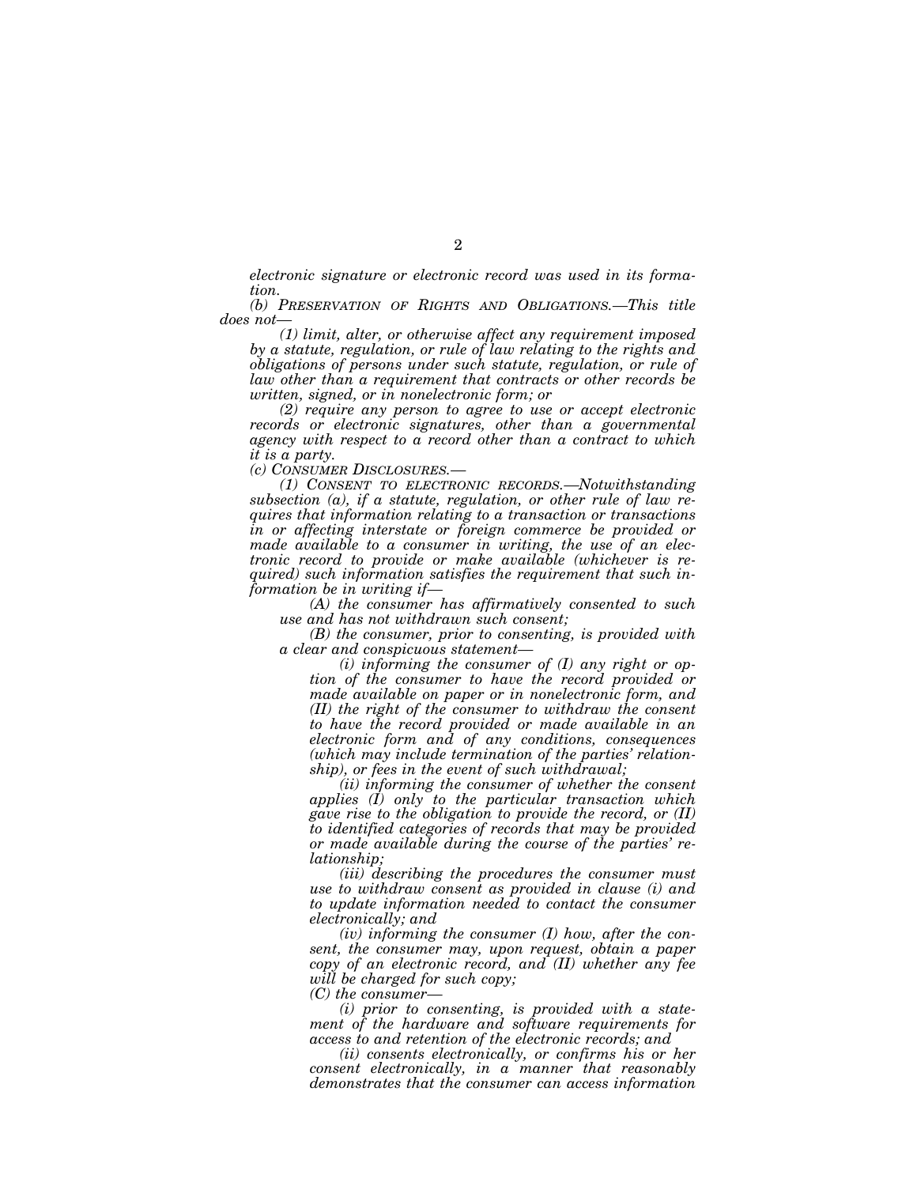*electronic signature or electronic record was used in its formation.*

*(b) PRESERVATION OF RIGHTS AND OBLIGATIONS.—This title does not—*

*(1) limit, alter, or otherwise affect any requirement imposed by a statute, regulation, or rule of law relating to the rights and obligations of persons under such statute, regulation, or rule of law other than a requirement that contracts or other records be written, signed, or in nonelectronic form; or*

*(2) require any person to agree to use or accept electronic records or electronic signatures, other than a governmental agency with respect to a record other than a contract to which it is a party.*

*(c) CONSUMER DISCLOSURES.—*

*(1) CONSENT TO ELECTRONIC RECORDS.—Notwithstanding subsection (a), if a statute, regulation, or other rule of law requires that information relating to a transaction or transactions in or affecting interstate or foreign commerce be provided or made available to a consumer in writing, the use of an electronic record to provide or make available (whichever is required) such information satisfies the requirement that such information be in writing if—*

*(A) the consumer has affirmatively consented to such use and has not withdrawn such consent;*

*(B) the consumer, prior to consenting, is provided with a clear and conspicuous statement—*

*(i) informing the consumer of (I) any right or option of the consumer to have the record provided or made available on paper or in nonelectronic form, and (II) the right of the consumer to withdraw the consent to have the record provided or made available in an electronic form and of any conditions, consequences (which may include termination of the parties' relationship), or fees in the event of such withdrawal;*

*(ii) informing the consumer of whether the consent applies (I) only to the particular transaction which gave rise to the obligation to provide the record, or (II) to identified categories of records that may be provided or made available during the course of the parties' relationship;*

*(iii) describing the procedures the consumer must use to withdraw consent as provided in clause (i) and to update information needed to contact the consumer electronically; and*

*(iv) informing the consumer (I) how, after the consent, the consumer may, upon request, obtain a paper copy of an electronic record, and (II) whether any fee will be charged for such copy;*

*(C) the consumer—*

*(i) prior to consenting, is provided with a statement of the hardware and software requirements for access to and retention of the electronic records; and*

*(ii) consents electronically, or confirms his or her consent electronically, in a manner that reasonably demonstrates that the consumer can access information*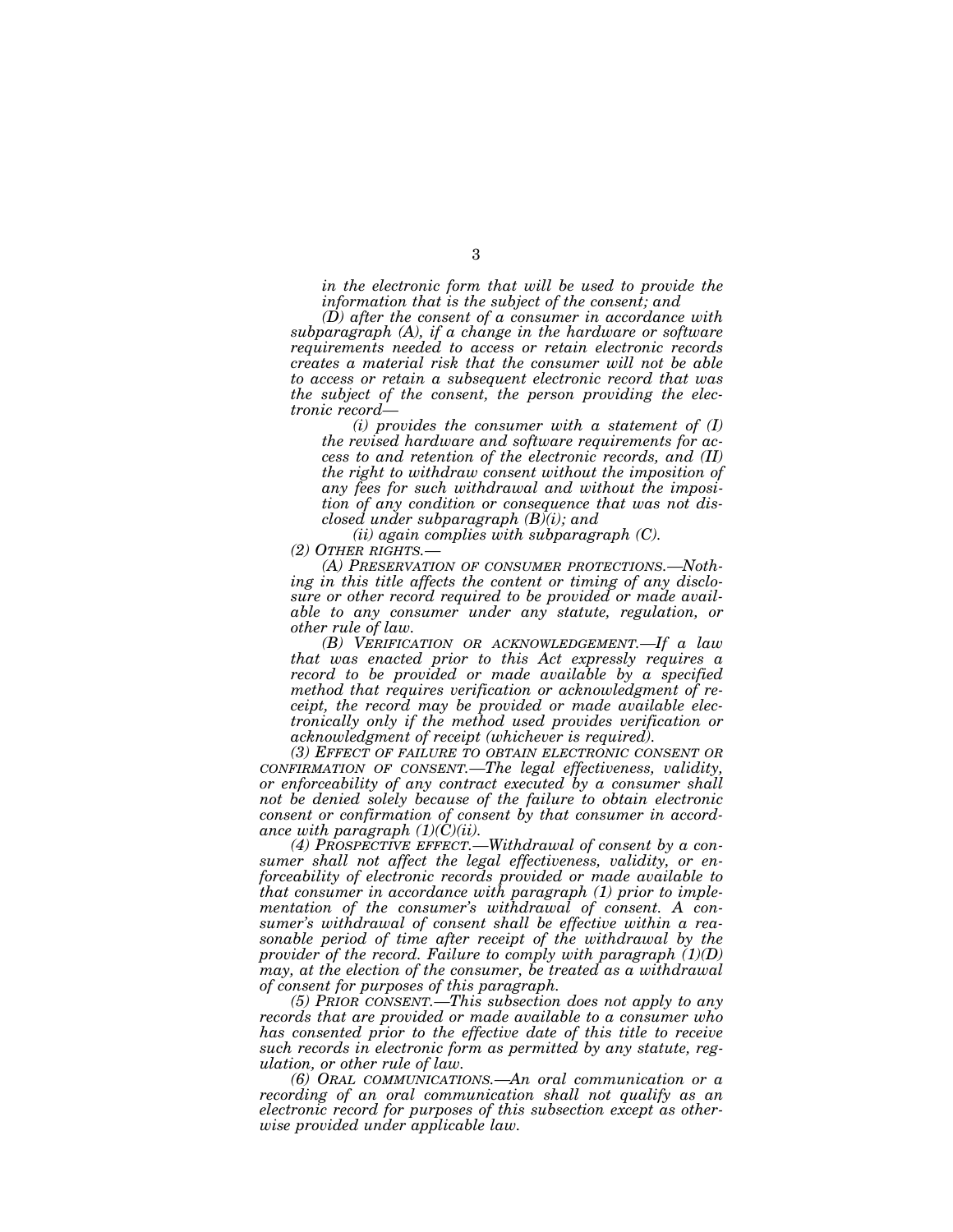*in the electronic form that will be used to provide the information that is the subject of the consent; and*

*(D) after the consent of a consumer in accordance with subparagraph (A), if a change in the hardware or software requirements needed to access or retain electronic records creates a material risk that the consumer will not be able to access or retain a subsequent electronic record that was the subject of the consent, the person providing the electronic record—*

*(i) provides the consumer with a statement of (I) the revised hardware and software requirements for access to and retention of the electronic records, and (II) the right to withdraw consent without the imposition of any fees for such withdrawal and without the imposition of any condition or consequence that was not disclosed under subparagraph (B)(i); and*

*(ii) again complies with subparagraph (C).*

*(2) OTHER RIGHTS.—*

*(A) PRESERVATION OF CONSUMER PROTECTIONS.—Nothing in this title affects the content or timing of any disclosure or other record required to be provided or made available to any consumer under any statute, regulation, or other rule of law.*

*(B) VERIFICATION OR ACKNOWLEDGEMENT.—If a law that was enacted prior to this Act expressly requires a record to be provided or made available by a specified method that requires verification or acknowledgment of receipt, the record may be provided or made available electronically only if the method used provides verification or acknowledgment of receipt (whichever is required).*

*(3) EFFECT OF FAILURE TO OBTAIN ELECTRONIC CONSENT OR CONFIRMATION OF CONSENT.—The legal effectiveness, validity, or enforceability of any contract executed by a consumer shall not be denied solely because of the failure to obtain electronic consent or confirmation of consent by that consumer in accordance with paragraph (1)(C)(ii).*

*(4) PROSPECTIVE EFFECT.—Withdrawal of consent by a consumer shall not affect the legal effectiveness, validity, or enforceability of electronic records provided or made available to that consumer in accordance with paragraph (1) prior to implementation of the consumer's withdrawal of consent. A consumer's withdrawal of consent shall be effective within a reasonable period of time after receipt of the withdrawal by the provider of the record. Failure to comply with paragraph (1)(D) may, at the election of the consumer, be treated as a withdrawal of consent for purposes of this paragraph.*

*(5) PRIOR CONSENT.—This subsection does not apply to any records that are provided or made available to a consumer who has consented prior to the effective date of this title to receive such records in electronic form as permitted by any statute, regulation, or other rule of law.*

*(6) ORAL COMMUNICATIONS.—An oral communication or a recording of an oral communication shall not qualify as an electronic record for purposes of this subsection except as otherwise provided under applicable law.*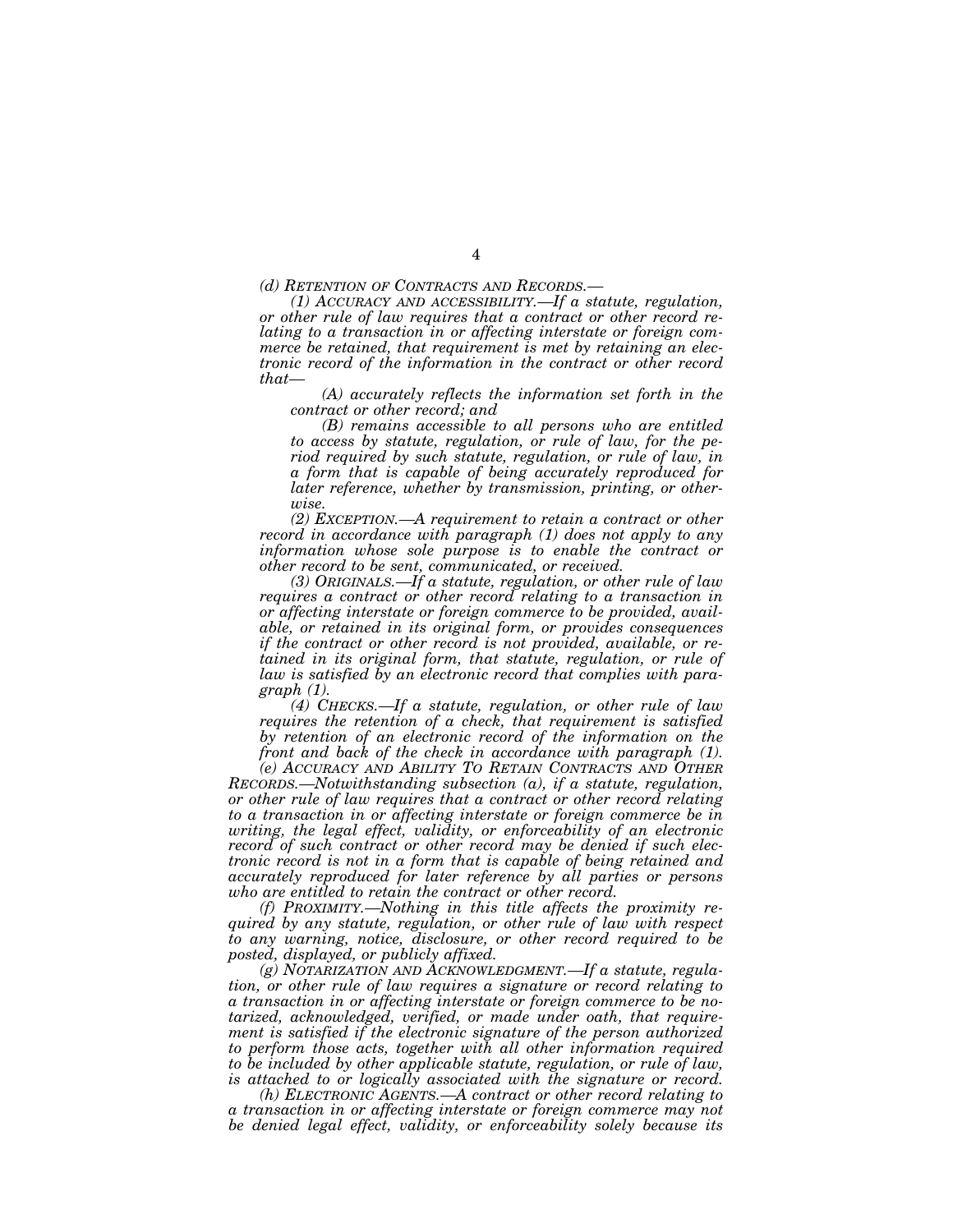*(d) RETENTION OF CONTRACTS AND RECORDS.—*

*(1) ACCURACY AND ACCESSIBILITY.—If a statute, regulation, or other rule of law requires that a contract or other record relating to a transaction in or affecting interstate or foreign commerce be retained, that requirement is met by retaining an electronic record of the information in the contract or other record that—*

*(A) accurately reflects the information set forth in the contract or other record; and*

*(B) remains accessible to all persons who are entitled to access by statute, regulation, or rule of law, for the period required by such statute, regulation, or rule of law, in a form that is capable of being accurately reproduced for later reference, whether by transmission, printing, or otherwise.*

*(2) EXCEPTION.—A requirement to retain a contract or other record in accordance with paragraph (1) does not apply to any information whose sole purpose is to enable the contract or other record to be sent, communicated, or received.*

*(3) ORIGINALS.—If a statute, regulation, or other rule of law requires a contract or other record relating to a transaction in or affecting interstate or foreign commerce to be provided, available, or retained in its original form, or provides consequences if the contract or other record is not provided, available, or retained in its original form, that statute, regulation, or rule of law is satisfied by an electronic record that complies with paragraph (1).*

*(4) CHECKS.—If a statute, regulation, or other rule of law requires the retention of a check, that requirement is satisfied by retention of an electronic record of the information on the front and back of the check in accordance with paragraph (1).*

*(e) ACCURACY AND ABILITY TO RETAIN CONTRACTS AND OTHER RECORDS.—Notwithstanding subsection (a), if a statute, regulation, or other rule of law requires that a contract or other record relating to a transaction in or affecting interstate or foreign commerce be in writing, the legal effect, validity, or enforceability of an electronic record of such contract or other record may be denied if such electronic record is not in a form that is capable of being retained and accurately reproduced for later reference by all parties or persons who are entitled to retain the contract or other record.*

*(f) PROXIMITY.—Nothing in this title affects the proximity required by any statute, regulation, or other rule of law with respect to any warning, notice, disclosure, or other record required to be posted, displayed, or publicly affixed.*

*(g) NOTARIZATION AND ACKNOWLEDGMENT.—If a statute, regulation, or other rule of law requires a signature or record relating to a transaction in or affecting interstate or foreign commerce to be notarized, acknowledged, verified, or made under oath, that requirement is satisfied if the electronic signature of the person authorized to perform those acts, together with all other information required to be included by other applicable statute, regulation, or rule of law, is attached to or logically associated with the signature or record.*

*(h) ELECTRONIC AGENTS.—A contract or other record relating to a transaction in or affecting interstate or foreign commerce may not be denied legal effect, validity, or enforceability solely because its*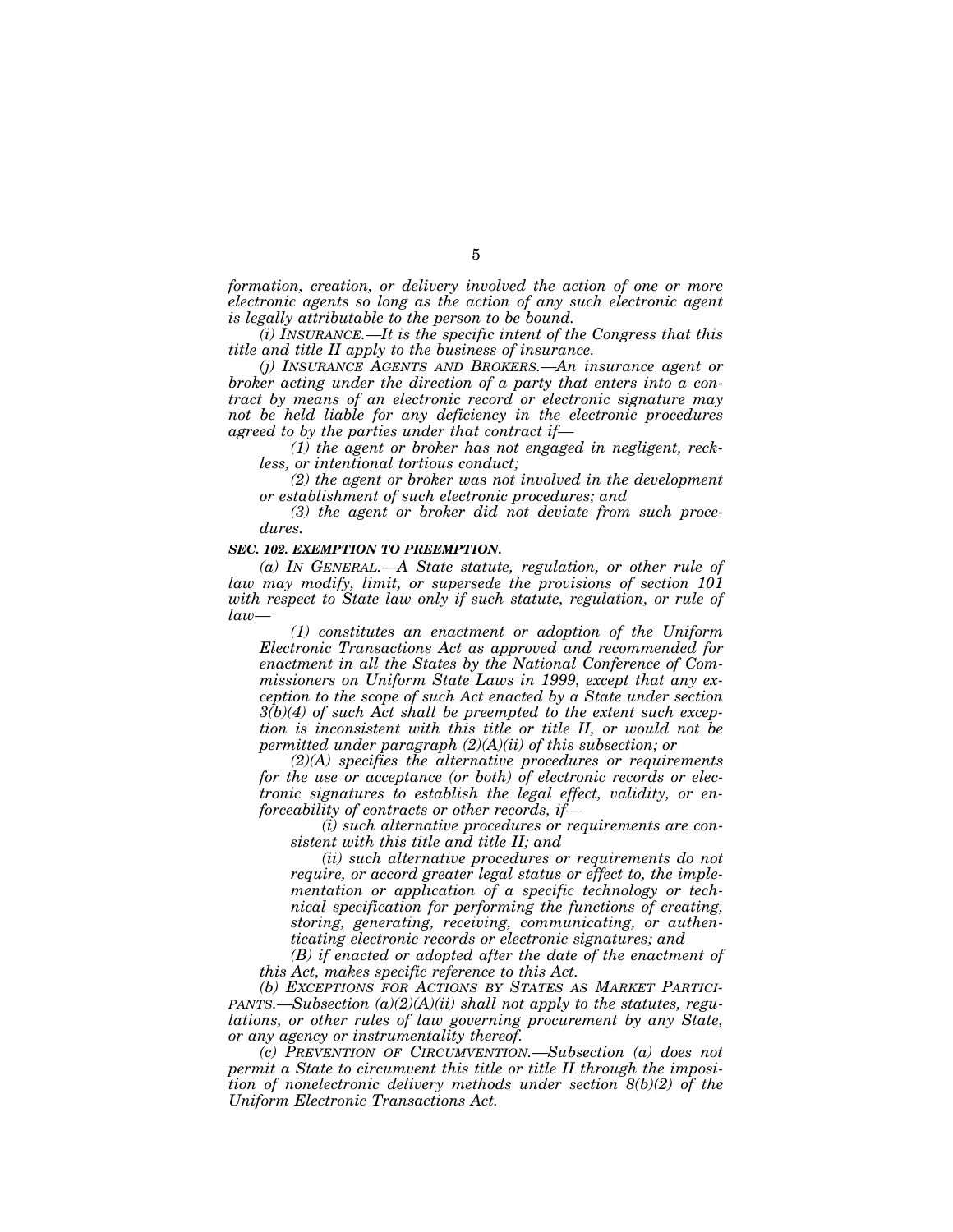*formation, creation, or delivery involved the action of one or more electronic agents so long as the action of any such electronic agent is legally attributable to the person to be bound.*

*(i) INSURANCE.—It is the specific intent of the Congress that this title and title II apply to the business of insurance.*

*(j) INSURANCE AGENTS AND BROKERS.—An insurance agent or broker acting under the direction of a party that enters into a contract by means of an electronic record or electronic signature may not be held liable for any deficiency in the electronic procedures agreed to by the parties under that contract if—*

*(1) the agent or broker has not engaged in negligent, reckless, or intentional tortious conduct;*

*(2) the agent or broker was not involved in the development or establishment of such electronic procedures; and*

*(3) the agent or broker did not deviate from such procedures.*

***SEC. 102. EXEMPTION TO PREEMPTION.***

*(a) IN GENERAL.—A State statute, regulation, or other rule of law may modify, limit, or supersede the provisions of section 101 with respect to State law only if such statute, regulation, or rule of law—*

*(1) constitutes an enactment or adoption of the Uniform Electronic Transactions Act as approved and recommended for enactment in all the States by the National Conference of Commissioners on Uniform State Laws in 1999, except that any exception to the scope of such Act enacted by a State under section 3(b)(4) of such Act shall be preempted to the extent such exception is inconsistent with this title or title II, or would not be permitted under paragraph (2)(A)(ii) of this subsection; or*

*(2)(A) specifies the alternative procedures or requirements for the use or acceptance (or both) of electronic records or electronic signatures to establish the legal effect, validity, or enforceability of contracts or other records, if—*

*(i) such alternative procedures or requirements are consistent with this title and title II; and*

*(ii) such alternative procedures or requirements do not require, or accord greater legal status or effect to, the implementation or application of a specific technology or technical specification for performing the functions of creating, storing, generating, receiving, communicating, or authenticating electronic records or electronic signatures; and*

*(B) if enacted or adopted after the date of the enactment of this Act, makes specific reference to this Act.*

*(b) EXCEPTIONS FOR ACTIONS BY STATES AS MARKET PARTICIPANTS.—Subsection (a)(2)(A)(ii) shall not apply to the statutes, regulations, or other rules of law governing procurement by any State, or any agency or instrumentality thereof.*

*(c) PREVENTION OF CIRCUMVENTION.—Subsection (a) does not permit a State to circumvent this title or title II through the imposition of nonelectronic delivery methods under section 8(b)(2) of the Uniform Electronic Transactions Act.*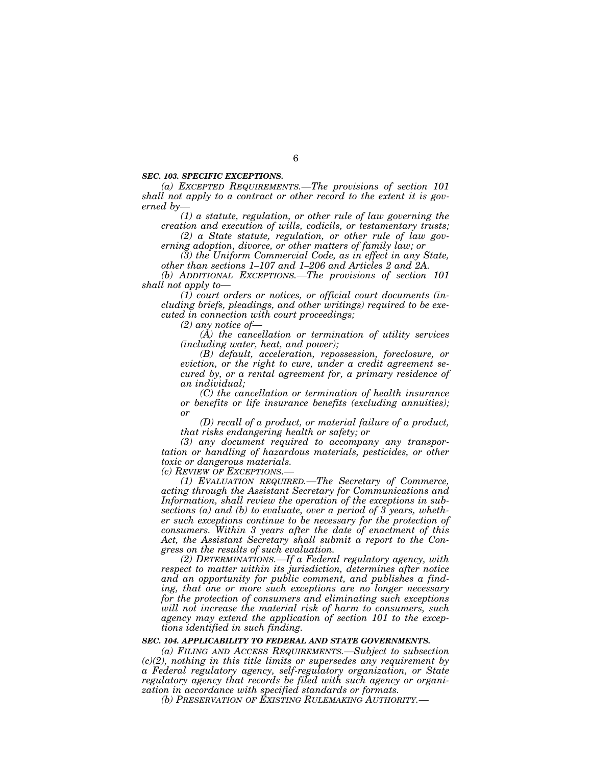***SEC. 103. SPECIFIC EXCEPTIONS.***

*(a) EXCEPTED REQUIREMENTS.—The provisions of section 101 shall not apply to a contract or other record to the extent it is governed by—*

*(1) a statute, regulation, or other rule of law governing the creation and execution of wills, codicils, or testamentary trusts;*

*(2) a State statute, regulation, or other rule of law governing adoption, divorce, or other matters of family law; or*

*(3) the Uniform Commercial Code, as in effect in any State, other than sections 1–107 and 1–206 and Articles 2 and 2A.*

*(b) ADDITIONAL EXCEPTIONS.—The provisions of section 101 shall not apply to—*

*(1) court orders or notices, or official court documents (including briefs, pleadings, and other writings) required to be executed in connection with court proceedings;*

*(2) any notice of—*

*(A) the cancellation or termination of utility services (including water, heat, and power);*

*(B) default, acceleration, repossession, foreclosure, or eviction, or the right to cure, under a credit agreement secured by, or a rental agreement for, a primary residence of an individual;*

*(C) the cancellation or termination of health insurance or benefits or life insurance benefits (excluding annuities); or*

*(D) recall of a product, or material failure of a product, that risks endangering health or safety; or*

*(3) any document required to accompany any transportation or handling of hazardous materials, pesticides, or other toxic or dangerous materials.*

*(c) REVIEW OF EXCEPTIONS.—*

*(1) EVALUATION REQUIRED.—The Secretary of Commerce, acting through the Assistant Secretary for Communications and Information, shall review the operation of the exceptions in subsections (a) and (b) to evaluate, over a period of 3 years, whether such exceptions continue to be necessary for the protection of consumers. Within 3 years after the date of enactment of this Act, the Assistant Secretary shall submit a report to the Congress on the results of such evaluation.*

*(2) DETERMINATIONS.—If a Federal regulatory agency, with respect to matter within its jurisdiction, determines after notice and an opportunity for public comment, and publishes a finding, that one or more such exceptions are no longer necessary for the protection of consumers and eliminating such exceptions will not increase the material risk of harm to consumers, such agency may extend the application of section 101 to the exceptions identified in such finding.*

***SEC. 104. APPLICABILITY TO FEDERAL AND STATE GOVERNMENTS.***

*(a) FILING AND ACCESS REQUIREMENTS.—Subject to subsection (c)(2), nothing in this title limits or supersedes any requirement by a Federal regulatory agency, self-regulatory organization, or State regulatory agency that records be filed with such agency or organization in accordance with specified standards or formats.*

*(b) PRESERVATION OF EXISTING RULEMAKING AUTHORITY.—*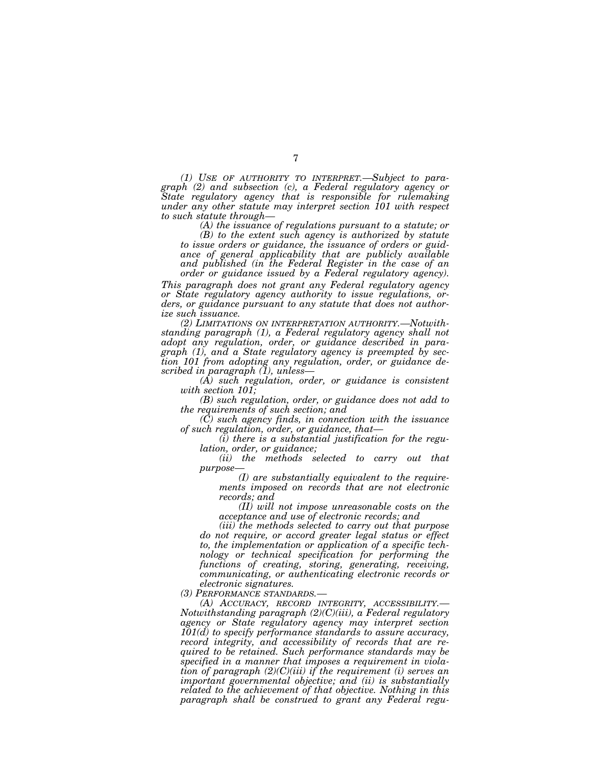*(1) USE OF AUTHORITY TO INTERPRET.—Subject to paragraph (2) and subsection (c), a Federal regulatory agency or State regulatory agency that is responsible for rulemaking under any other statute may interpret section 101 with respect to such statute through—*

*(A) the issuance of regulations pursuant to a statute; or*

*(B) to the extent such agency is authorized by statute to issue orders or guidance, the issuance of orders or guidance of general applicability that are publicly available and published (in the Federal Register in the case of an order or guidance issued by a Federal regulatory agency).*

*This paragraph does not grant any Federal regulatory agency or State regulatory agency authority to issue regulations, orders, or guidance pursuant to any statute that does not authorize such issuance.*

*(2) LIMITATIONS ON INTERPRETATION AUTHORITY.—Notwithstanding paragraph (1), a Federal regulatory agency shall not adopt any regulation, order, or guidance described in paragraph (1), and a State regulatory agency is preempted by section 101 from adopting any regulation, order, or guidance described in paragraph (1), unless—*

*(A) such regulation, order, or guidance is consistent with section 101;*

*(B) such regulation, order, or guidance does not add to the requirements of such section; and*

*(C) such agency finds, in connection with the issuance of such regulation, order, or guidance, that—*

*(i) there is a substantial justification for the regulation, order, or guidance;*

*(ii) the methods selected to carry out that purpose—*

*(I) are substantially equivalent to the requirements imposed on records that are not electronic records; and*

*(II) will not impose unreasonable costs on the acceptance and use of electronic records; and*

*(iii) the methods selected to carry out that purpose do not require, or accord greater legal status or effect to, the implementation or application of a specific technology or technical specification for performing the functions of creating, storing, generating, receiving, communicating, or authenticating electronic records or electronic signatures.*

*(3) PERFORMANCE STANDARDS.—*

*(A) ACCURACY, RECORD INTEGRITY, ACCESSIBILITY.—Notwithstanding paragraph (2)(C)(iii), a Federal regulatory agency or State regulatory agency may interpret section 101(d) to specify performance standards to assure accuracy, record integrity, and accessibility of records that are required to be retained. Such performance standards may be specified in a manner that imposes a requirement in violation of paragraph (2)(C)(iii) if the requirement (i) serves an important governmental objective; and (ii) is substantially related to the achievement of that objective. Nothing in this paragraph shall be construed to grant any Federal regu-*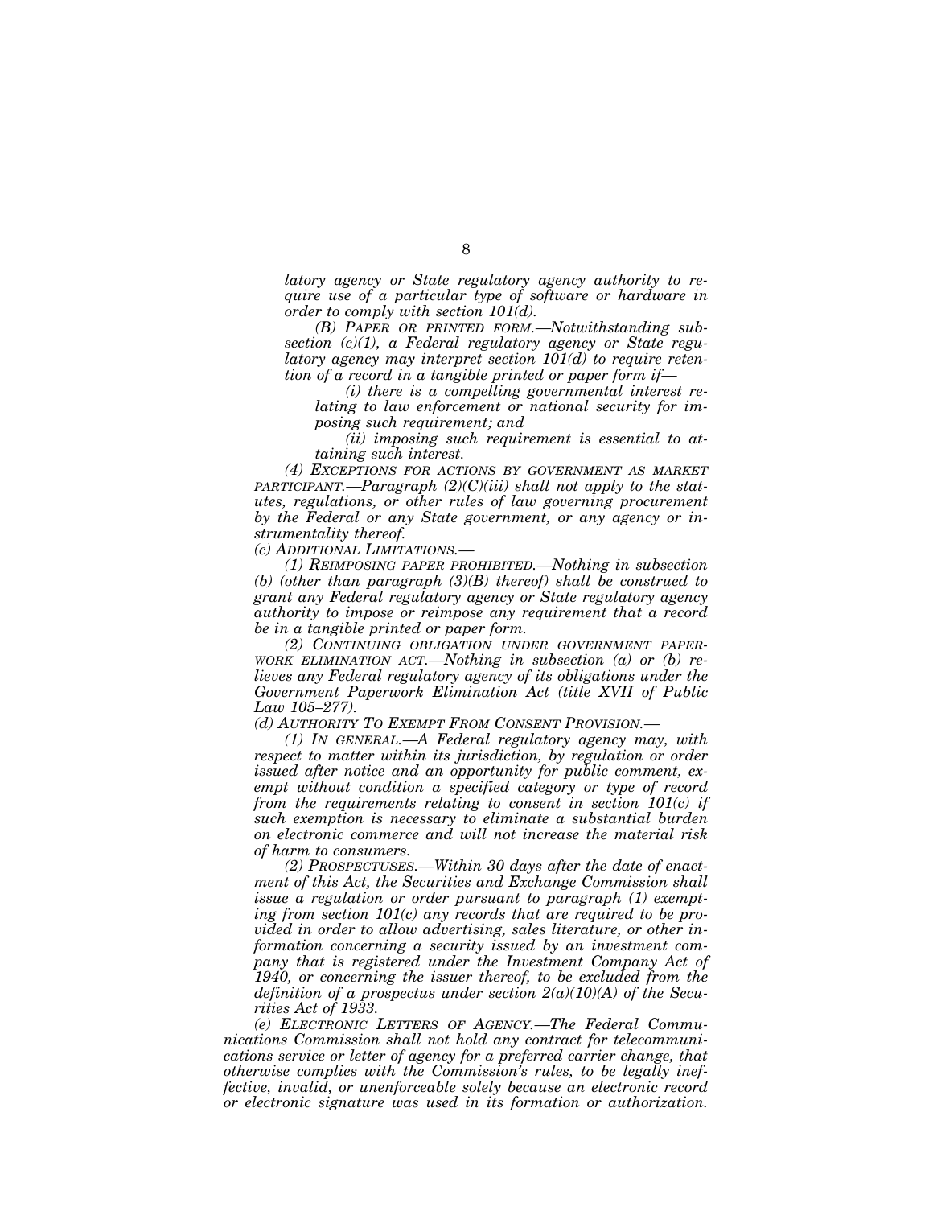*latory agency or State regulatory agency authority to require use of a particular type of software or hardware in order to comply with section 101(d).*

*(B) PAPER OR PRINTED FORM.—Notwithstanding subsection (c)(1), a Federal regulatory agency or State regulatory agency may interpret section 101(d) to require retention of a record in a tangible printed or paper form if—*

*(i) there is a compelling governmental interest relating to law enforcement or national security for imposing such requirement; and*

*(ii) imposing such requirement is essential to attaining such interest.*

*(4) EXCEPTIONS FOR ACTIONS BY GOVERNMENT AS MARKET PARTICIPANT.—Paragraph (2)(C)(iii) shall not apply to the statutes, regulations, or other rules of law governing procurement by the Federal or any State government, or any agency or instrumentality thereof.*

*(c) ADDITIONAL LIMITATIONS.—*

*(1) REIMPOSING PAPER PROHIBITED.—Nothing in subsection (b) (other than paragraph (3)(B) thereof) shall be construed to grant any Federal regulatory agency or State regulatory agency authority to impose or reimpose any requirement that a record be in a tangible printed or paper form.*

*(2) CONTINUING OBLIGATION UNDER GOVERNMENT PAPERWORK ELIMINATION ACT.—Nothing in subsection (a) or (b) relieves any Federal regulatory agency of its obligations under the Government Paperwork Elimination Act (title XVII of Public Law 105–277).*

*(d) AUTHORITY TO EXEMPT FROM CONSENT PROVISION.—*

*(1) IN GENERAL.—A Federal regulatory agency may, with respect to matter within its jurisdiction, by regulation or order issued after notice and an opportunity for public comment, exempt without condition a specified category or type of record from the requirements relating to consent in section 101(c) if such exemption is necessary to eliminate a substantial burden on electronic commerce and will not increase the material risk of harm to consumers.*

*(2) PROSPECTUSES.—Within 30 days after the date of enactment of this Act, the Securities and Exchange Commission shall issue a regulation or order pursuant to paragraph (1) exempting from section 101(c) any records that are required to be provided in order to allow advertising, sales literature, or other information concerning a security issued by an investment company that is registered under the Investment Company Act of 1940, or concerning the issuer thereof, to be excluded from the definition of a prospectus under section 2(a)(10)(A) of the Securities Act of 1933.*

*(e) ELECTRONIC LETTERS OF AGENCY.—The Federal Communications Commission shall not hold any contract for telecommunications service or letter of agency for a preferred carrier change, that otherwise complies with the Commission's rules, to be legally ineffective, invalid, or unenforceable solely because an electronic record or electronic signature was used in its formation or authorization.*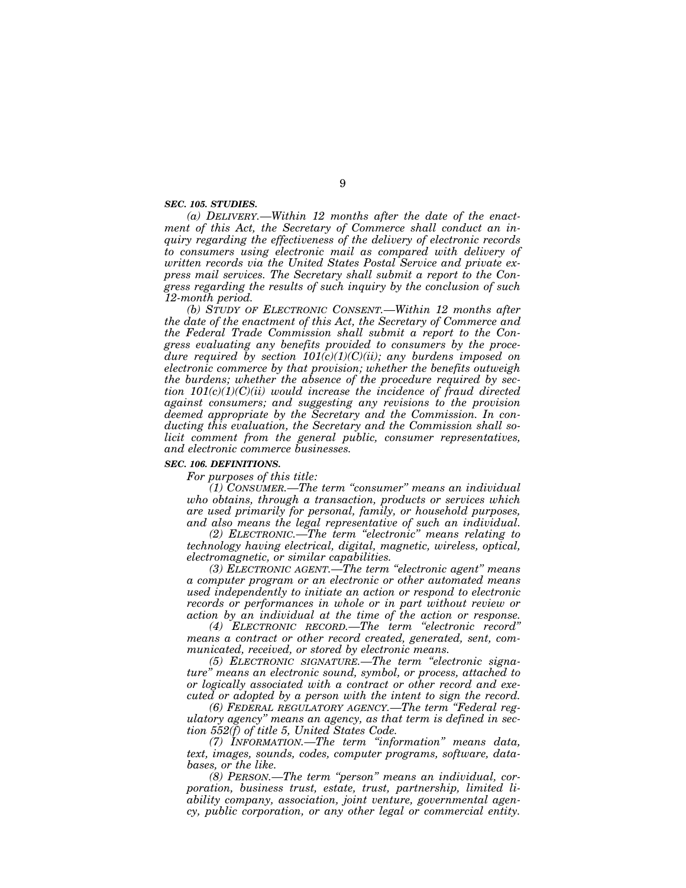### *SEC. 105. STUDIES.*

*(a) DELIVERY.—Within 12 months after the date of the enactment of this Act, the Secretary of Commerce shall conduct an inquiry regarding the effectiveness of the delivery of electronic records to consumers using electronic mail as compared with delivery of written records via the United States Postal Service and private express mail services. The Secretary shall submit a report to the Congress regarding the results of such inquiry by the conclusion of such 12-month period.*

*(b) STUDY OF ELECTRONIC CONSENT.—Within 12 months after the date of the enactment of this Act, the Secretary of Commerce and the Federal Trade Commission shall submit a report to the Congress evaluating any benefits provided to consumers by the procedure required by section 101(c)(1)(C)(ii); any burdens imposed on electronic commerce by that provision; whether the benefits outweigh the burdens; whether the absence of the procedure required by section 101(c)(1)(C)(ii) would increase the incidence of fraud directed against consumers; and suggesting any revisions to the provision deemed appropriate by the Secretary and the Commission. In conducting this evaluation, the Secretary and the Commission shall solicit comment from the general public, consumer representatives, and electronic commerce businesses.*

### *SEC. 106. DEFINITIONS.*

*For purposes of this title:*

*(1) CONSUMER.—The term "consumer" means an individual who obtains, through a transaction, products or services which are used primarily for personal, family, or household purposes, and also means the legal representative of such an individual.*

*(2) ELECTRONIC.—The term "electronic" means relating to technology having electrical, digital, magnetic, wireless, optical, electromagnetic, or similar capabilities.*

*(3) ELECTRONIC AGENT.—The term "electronic agent" means a computer program or an electronic or other automated means used independently to initiate an action or respond to electronic records or performances in whole or in part without review or action by an individual at the time of the action or response.*

*(4) ELECTRONIC RECORD.—The term "electronic record" means a contract or other record created, generated, sent, communicated, received, or stored by electronic means.*

*(5) ELECTRONIC SIGNATURE.—The term "electronic signature" means an electronic sound, symbol, or process, attached to or logically associated with a contract or other record and executed or adopted by a person with the intent to sign the record.*

*(6) FEDERAL REGULATORY AGENCY.—The term "Federal regulatory agency" means an agency, as that term is defined in section 552(f) of title 5, United States Code.*

*(7) INFORMATION.—The term "information" means data, text, images, sounds, codes, computer programs, software, databases, or the like.*

*(8) PERSON.—The term "person" means an individual, corporation, business trust, estate, trust, partnership, limited liability company, association, joint venture, governmental agency, public corporation, or any other legal or commercial entity.*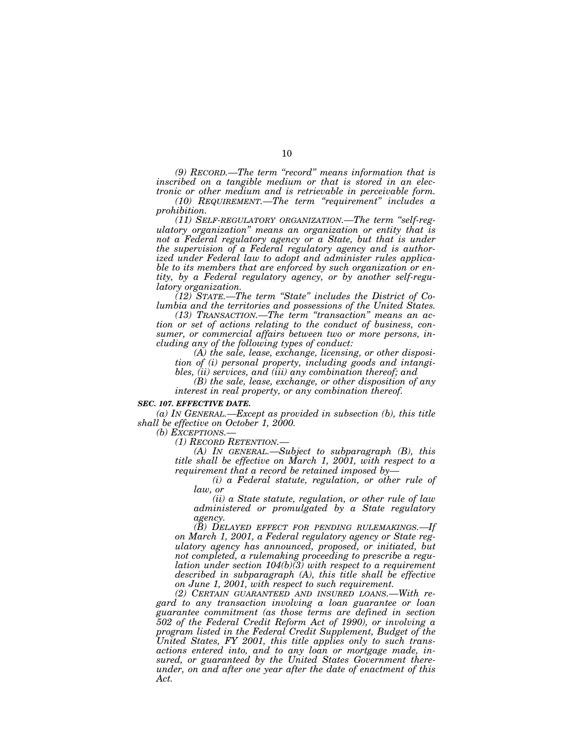*(9) RECORD.—The term "record" means information that is inscribed on a tangible medium or that is stored in an electronic or other medium and is retrievable in perceivable form.*

*(10) REQUIREMENT.—The term "requirement" includes a prohibition.*

*(11) SELF-REGULATORY ORGANIZATION.—The term "self-regulatory organization" means an organization or entity that is not a Federal regulatory agency or a State, but that is under the supervision of a Federal regulatory agency and is authorized under Federal law to adopt and administer rules applicable to its members that are enforced by such organization or entity, by a Federal regulatory agency, or by another self-regulatory organization.*

*(12) STATE.—The term "State" includes the District of Columbia and the territories and possessions of the United States.*

*(13) TRANSACTION.—The term "transaction" means an action or set of actions relating to the conduct of business, consumer, or commercial affairs between two or more persons, including any of the following types of conduct:*

*(A) the sale, lease, exchange, licensing, or other disposition of (i) personal property, including goods and intangibles, (ii) services, and (iii) any combination thereof; and*

*(B) the sale, lease, exchange, or other disposition of any interest in real property, or any combination thereof.*

***SEC. 107. EFFECTIVE DATE.***

*(a) IN GENERAL.—Except as provided in subsection (b), this title shall be effective on October 1, 2000.*

*(b) EXCEPTIONS.—*

*(1) RECORD RETENTION.—*

*(A) IN GENERAL.—Subject to subparagraph (B), this title shall be effective on March 1, 2001, with respect to a requirement that a record be retained imposed by—*

*(i) a Federal statute, regulation, or other rule of law, or*

*(ii) a State statute, regulation, or other rule of law administered or promulgated by a State regulatory agency.*

*(B) DELAYED EFFECT FOR PENDING RULEMAKINGS.—If on March 1, 2001, a Federal regulatory agency or State regulatory agency has announced, proposed, or initiated, but not completed, a rulemaking proceeding to prescribe a regulation under section 104(b)(3) with respect to a requirement described in subparagraph (A), this title shall be effective on June 1, 2001, with respect to such requirement.*

*(2) CERTAIN GUARANTEED AND INSURED LOANS.—With regard to any transaction involving a loan guarantee or loan guarantee commitment (as those terms are defined in section 502 of the Federal Credit Reform Act of 1990), or involving a program listed in the Federal Credit Supplement, Budget of the United States, FY 2001, this title applies only to such transactions entered into, and to any loan or mortgage made, insured, or guaranteed by the United States Government thereunder, on and after one year after the date of enactment of this Act.*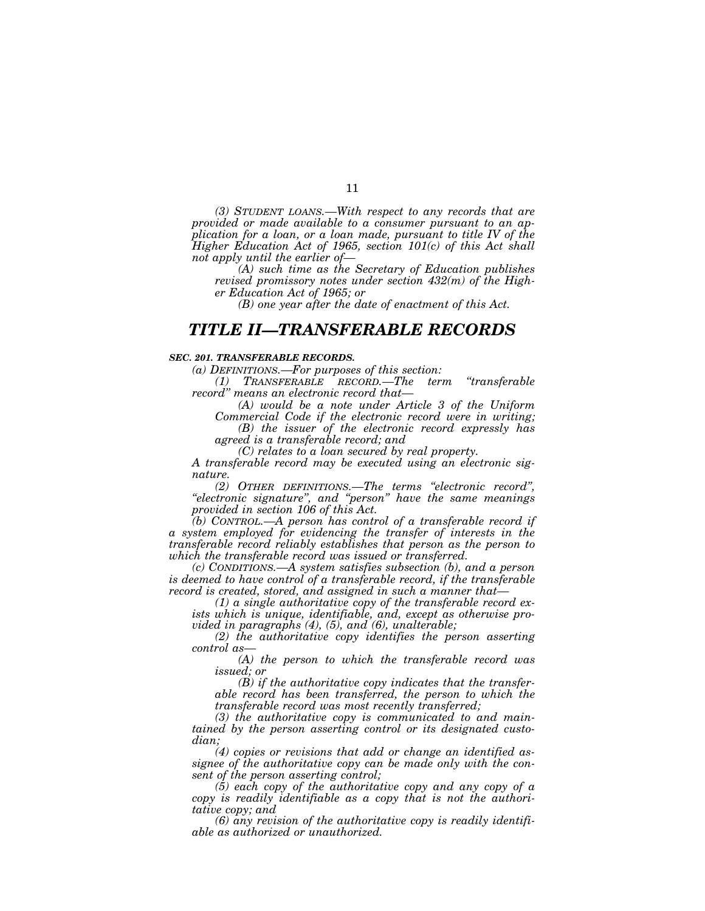*(3) STUDENT LOANS.—With respect to any records that are provided or made available to a consumer pursuant to an application for a loan, or a loan made, pursuant to title IV of the Higher Education Act of 1965, section 101(c) of this Act shall not apply until the earlier of—*

*(A) such time as the Secretary of Education publishes revised promissory notes under section 432(m) of the Higher Education Act of 1965; or*

*(B) one year after the date of enactment of this Act.*

## *TITLE II—TRANSFERABLE RECORDS*

***SEC. 201. TRANSFERABLE RECORDS.***

*(a) DEFINITIONS.—For purposes of this section:*

*(1) TRANSFERABLE RECORD.—The term "transferable record" means an electronic record that—*

*(A) would be a note under Article 3 of the Uniform Commercial Code if the electronic record were in writing;*

*(B) the issuer of the electronic record expressly has agreed is a transferable record; and*

*(C) relates to a loan secured by real property.*

*A transferable record may be executed using an electronic signature.*

*(2) OTHER DEFINITIONS.—The terms "electronic record", "electronic signature", and "person" have the same meanings provided in section 106 of this Act.*

*(b) CONTROL.—A person has control of a transferable record if a system employed for evidencing the transfer of interests in the transferable record reliably establishes that person as the person to which the transferable record was issued or transferred.*

*(c) CONDITIONS.—A system satisfies subsection (b), and a person is deemed to have control of a transferable record, if the transferable record is created, stored, and assigned in such a manner that—*

*(1) a single authoritative copy of the transferable record exists which is unique, identifiable, and, except as otherwise provided in paragraphs (4), (5), and (6), unalterable;*

*(2) the authoritative copy identifies the person asserting control as—*

*(A) the person to which the transferable record was issued; or*

*(B) if the authoritative copy indicates that the transferable record has been transferred, the person to which the transferable record was most recently transferred;*

*(3) the authoritative copy is communicated to and maintained by the person asserting control or its designated custodian;*

*(4) copies or revisions that add or change an identified assignee of the authoritative copy can be made only with the consent of the person asserting control;*

*(5) each copy of the authoritative copy and any copy of a copy is readily identifiable as a copy that is not the authoritative copy; and*

*(6) any revision of the authoritative copy is readily identifiable as authorized or unauthorized.*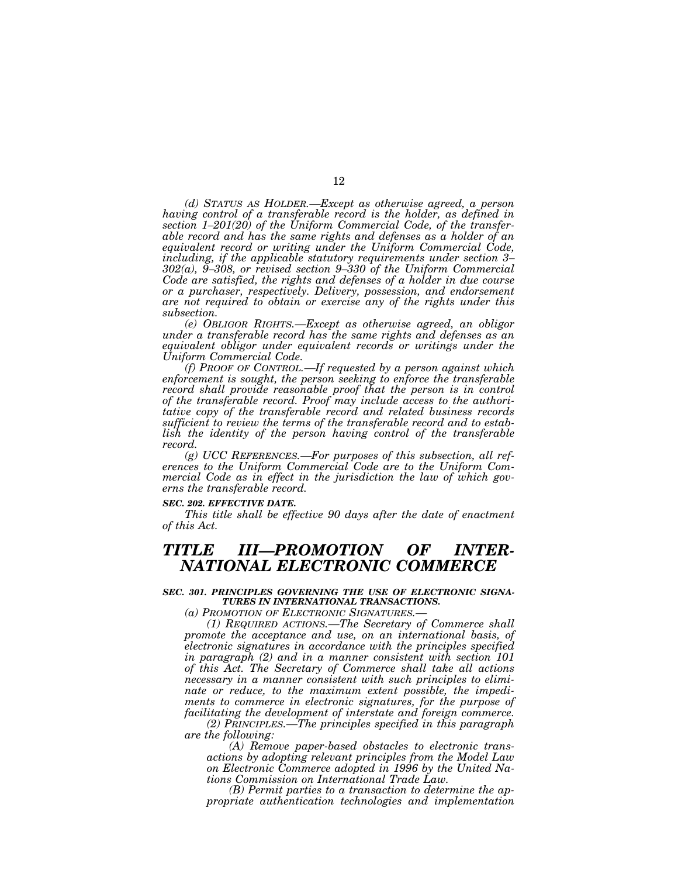*(d) STATUS AS HOLDER.—Except as otherwise agreed, a person having control of a transferable record is the holder, as defined in section 1–201(20) of the Uniform Commercial Code, of the transferable record and has the same rights and defenses as a holder of an equivalent record or writing under the Uniform Commercial Code, including, if the applicable statutory requirements under section 3–302(a), 9–308, or revised section 9–330 of the Uniform Commercial Code are satisfied, the rights and defenses of a holder in due course or a purchaser, respectively. Delivery, possession, and endorsement are not required to obtain or exercise any of the rights under this subsection.*

*(e) OBLIGOR RIGHTS.—Except as otherwise agreed, an obligor under a transferable record has the same rights and defenses as an equivalent obligor under equivalent records or writings under the Uniform Commercial Code.*

*(f) PROOF OF CONTROL.—If requested by a person against which enforcement is sought, the person seeking to enforce the transferable record shall provide reasonable proof that the person is in control of the transferable record. Proof may include access to the authoritative copy of the transferable record and related business records sufficient to review the terms of the transferable record and to establish the identity of the person having control of the transferable record.*

*(g) UCC REFERENCES.—For purposes of this subsection, all references to the Uniform Commercial Code are to the Uniform Commercial Code as in effect in the jurisdiction the law of which governs the transferable record.*

***SEC. 202. EFFECTIVE DATE.***

*This title shall be effective 90 days after the date of enactment of this Act.*

# *TITLE III—PROMOTION OF INTERNATIONAL ELECTRONIC COMMERCE*

***SEC. 301. PRINCIPLES GOVERNING THE USE OF ELECTRONIC SIGNATURES IN INTERNATIONAL TRANSACTIONS.***

*(a) PROMOTION OF ELECTRONIC SIGNATURES.—*

*(1) REQUIRED ACTIONS.—The Secretary of Commerce shall promote the acceptance and use, on an international basis, of electronic signatures in accordance with the principles specified in paragraph (2) and in a manner consistent with section 101 of this Act. The Secretary of Commerce shall take all actions necessary in a manner consistent with such principles to eliminate or reduce, to the maximum extent possible, the impediments to commerce in electronic signatures, for the purpose of facilitating the development of interstate and foreign commerce.*

*(2) PRINCIPLES.—The principles specified in this paragraph are the following:*

*(A) Remove paper-based obstacles to electronic transactions by adopting relevant principles from the Model Law on Electronic Commerce adopted in 1996 by the United Nations Commission on International Trade Law.*

*(B) Permit parties to a transaction to determine the appropriate authentication technologies and implementation*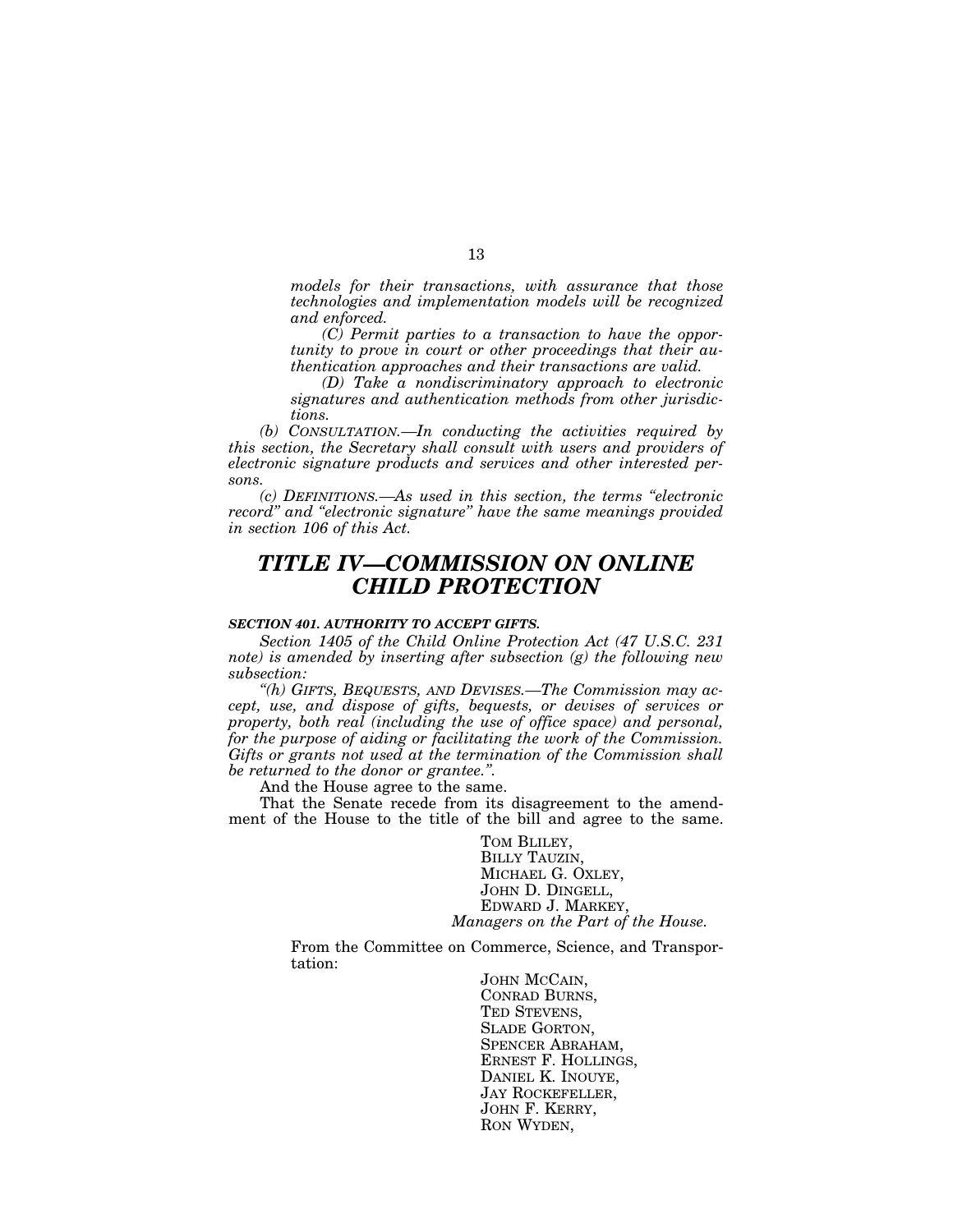*models for their transactions, with assurance that those technologies and implementation models will be recognized and enforced.*

*(C) Permit parties to a transaction to have the opportunity to prove in court or other proceedings that their authentication approaches and their transactions are valid.*

*(D) Take a nondiscriminatory approach to electronic signatures and authentication methods from other jurisdictions.*

*(b) CONSULTATION.—In conducting the activities required by this section, the Secretary shall consult with users and providers of electronic signature products and services and other interested persons.*

*(c) DEFINITIONS.—As used in this section, the terms "electronic record" and "electronic signature" have the same meanings provided in section 106 of this Act.*

## *TITLE IV—COMMISSION ON ONLINE CHILD PROTECTION*

***SECTION 401. AUTHORITY TO ACCEPT GIFTS.***

*Section 1405 of the Child Online Protection Act (47 U.S.C. 231 note) is amended by inserting after subsection (g) the following new subsection:*

*"(h) GIFTS, BEQUESTS, AND DEVISES.—The Commission may accept, use, and dispose of gifts, bequests, or devises of services or property, both real (including the use of office space) and personal, for the purpose of aiding or facilitating the work of the Commission. Gifts or grants not used at the termination of the Commission shall be returned to the donor or grantee.".*

And the House agree to the same.

That the Senate recede from its disagreement to the amendment of the House to the title of the bill and agree to the same.

TOM BLILEY,
BILLY TAUZIN,
MICHAEL G. OXLEY,
JOHN D. DINGELL,
EDWARD J. MARKEY,
*Managers on the Part of the House.*

From the Committee on Commerce, Science, and Transportation:

JOHN MCCAIN,
CONRAD BURNS,
TED STEVENS,
SLADE GORTON,
SPENCER ABRAHAM,
ERNEST F. HOLLINGS,
DANIEL K. INOUYE,
JAY ROCKEFELLER,
JOHN F. KERRY,
RON WYDEN,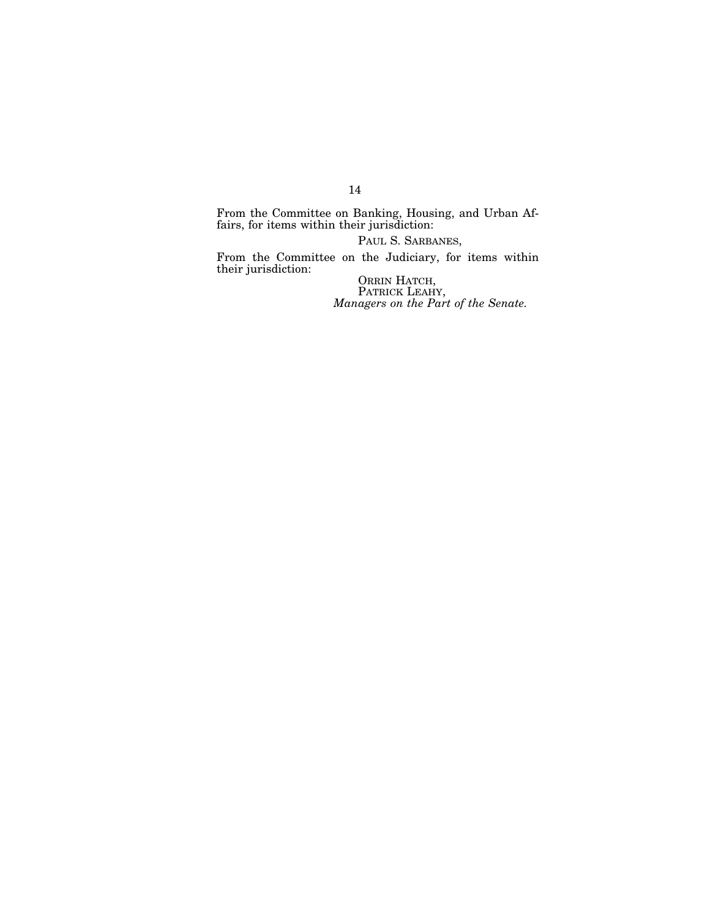From the Committee on Banking, Housing, and Urban Affairs, for items within their jurisdiction:

PAUL S. SARBANES,

From the Committee on the Judiciary, for items within their jurisdiction:

ORRIN HATCH,
PATRICK LEAHY,
*Managers on the Part of the Senate.*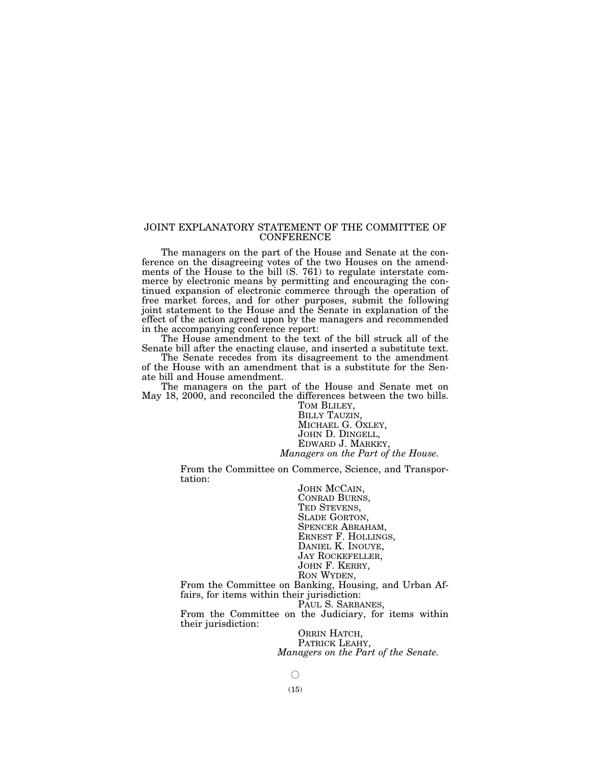# JOINT EXPLANATORY STATEMENT OF THE COMMITTEE OF CONFERENCE

The managers on the part of the House and Senate at the conference on the disagreeing votes of the two Houses on the amendments of the House to the bill (S. 761) to regulate interstate commerce by electronic means by permitting and encouraging the continued expansion of electronic commerce through the operation of free market forces, and for other purposes, submit the following joint statement to the House and the Senate in explanation of the effect of the action agreed upon by the managers and recommended in the accompanying conference report:

The House amendment to the text of the bill struck all of the Senate bill after the enacting clause, and inserted a substitute text.

The Senate recedes from its disagreement to the amendment of the House with an amendment that is a substitute for the Senate bill and House amendment.

The managers on the part of the House and Senate met on May 18, 2000, and reconciled the differences between the two bills.

TOM BLILEY,
BILLY TAUZIN,
MICHAEL G. OXLEY,
JOHN D. DINGELL,
EDWARD J. MARKEY,
*Managers on the Part of the House.*

From the Committee on Commerce, Science, and Transportation:

JOHN MCCAIN,
CONRAD BURNS,
TED STEVENS,
SLADE GORTON,
SPENCER ABRAHAM,
ERNEST F. HOLLINGS,
DANIEL K. INOUYE,
JAY ROCKEFELLER,
JOHN F. KERRY,
RON WYDEN,

From the Committee on Banking, Housing, and Urban Affairs, for items within their jurisdiction:

PAUL S. SARBANES,

From the Committee on the Judiciary, for items within their jurisdiction:

ORRIN HATCH,
PATRICK LEAHY,
*Managers on the Part of the Senate.*